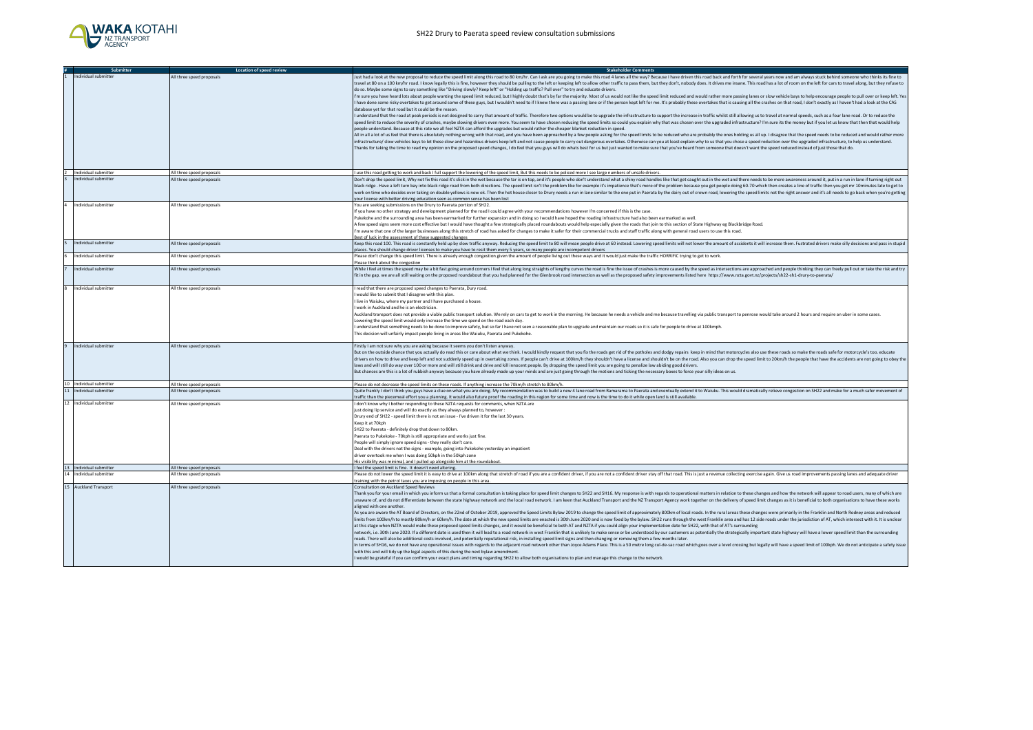# SH22 Drury to Paerata speed review consultation submissions

| # | Submitter | Location of speed review | Stakeholder Comments |
|---|---|---|---|
| 1 | Individual submitter | All three speed proposals | Just had a look at the new proposal to reduce the speed limit along this road to 80 km/hr. Can I ask are you going to make this road 4 lanes all the way? Because I have driven this road back and forth for several years now and am always stuck behind someone who thinks its fine to travel at 80 on a 100 km/hr road. I know legally this is fine, however they should be pulling to the left or keeping left to allow other traffic to pass them, but they don't, nobody does. It drives me insane. This road has a lot of room on the left for cars to travel along, but they refuse to do so. Maybe some signs to say something like "Driving slowly? Keep left" or "Holding up traffic? Pull over" to try and educate drivers.<br>I'm sure you have heard lots about people wanting the speed limit reduced, but I highly doubt that's by far the majority. Most of us would not like the speed limit reduced and would rather more passing lanes or slow vehicle bays to help encourage people to pull over or keep left. Yes I have done some risky overtakes to get around some of these guys, but I wouldn't need to if I knew there was a passing lane or if the person kept left for me. It's probably these overtakes that is causing all the crashes on that road, I don't exactly as I haven't had a look at the CAS database yet for that road but it could be the reason.<br>I understand that the road at peak periods is not designed to carry that amount of traffic. Therefore two options would be to upgrade the infrastructure to support the increase in traffic whilst still allowing us to travel at normal speeds, such as a four lane road. Or to reduce the speed limit to reduce the severity of crashes, maybe slowing drivers even more. You seem to have chosen reducing the speed limits so could you explain why that was chosen over the upgraded infrastructure? I'm sure its the money but if you let us know that then that would help people understand. Because at this rate we all feel NZTA can afford the upgrades but would rather the cheaper blanket reduction in speed.<br>All in all a lot of us feel that there is absolutely nothing wrong with that road, and you have been approached by a few people asking for the speed limits to be reduced who are probably the ones holding us all up. I disagree that the speed needs to be reduced and would rather more infrastructure/ slow vehicles bays to let these slow and hazardous drivers keep left and not cause people to carry out dangerous overtakes. Otherwise can you at least explain why to us that you chose a speed reduction over the upgraded infrastructure, to help us understand.<br>Thanks for taking the time to read my opinion on the proposed speed changes, I do feel that you guys will do whats best for us but just wanted to make sure that you've heard from someone that doesn't want the speed reduced instead of just those that do. |
| 2 | Individual submitter | All three speed proposals | I use this road getting to work and back I full support the lowering of the speed limit, But this needs to be policed more I see large numbers of unsafe drivers. |
| 3 | Individual submitter | All three speed proposals | Don't drop the speed limit, Why not fix this road it's slick in the wet because the tar is on top, and it's people who don't understand what a shiny road handles like that get caught out in the wet and there needs to be more awareness around it, put in a run in lane if turning right out black ridge . Have a left turn bay into black ridge road from both directions. The speed limit isn't the problem like for example it's impatience that's more of the problem because you get people doing 60-70 which then creates a line of traffic then you get mr 10minutes late to get to work on time who decides over taking on double yellows is now ok. Then the hot house closer to Drury needs a run in lane similar to the one put in Paerata by the dairy out of crown road, lowering the speed limits not the right answer and it's all needs to go back when you're getting your license with better driving education seen as common sense has been lost |
| 4 | Individual submitter | All three speed proposals | You are seeking submissions on the Drury to Paerata portion of SH22.<br>If you have no other strategy and development planned for the road I could agree with your recommendations however I'm concerned if this is the case.<br>Pukekohe and the surrounding area has been earmarked for further expansion and in doing so I would have hoped the roading infrastructure had also been earmarked as well.<br>A few speed signs seem more cost effective but I would have thought a few strategically placed roundabouts would help especially given the roads that join to this section of State Highway eg Blackbridge Road.<br>I'm aware that one of the larger businesses along this stretch of road has asked for changes to make it safer for their commercial trucks and staff traffic along with general road users to use this road.<br>Best of luck in the assessment of these suggested changes |
| 5 | Individual submitter | All three speed proposals | Keep this road 100. This road is constantly held up by slow traffic anyway. Reducing the speed limit to 80 will mean people drive at 60 instead. Lowering speed limits will not lower the amount of accidents it will increase them. Fustrated drivers make silly decisions and pass in stupid places. You should change driver licenses to make you have to resit them every 5 years, so many people are incompetent drivers |
| 6 | Individual submitter | All three speed proposals | Please don't change this speed limit. There is already enough congestion given the amount of people living out these ways and it would just make the traffic HORRIFIC trying to get to work.<br>Please think about the congestion |
| 7 | Individual submitter | All three speed proposals | While I feel at times the speed may be a bit fast going around corners I feel that along long straights of lengthy curves the road is fine the issue of crashes is more caused by the speed as intersections are approached and people thinking they can freely pull out or take the risk and try fit in the gap. we are all still waiting on the proposed roundabout that you had planned for the Glenbrook road intersection as well as the proposed safety improvements listed here https://www.nzta.govt.nz/projects/sh22-sh1-drury-to-paerata/ |
| 8 | Individual submitter | All three speed proposals | I read that there are proposed speed changes to Paerata, Drury road.<br>I would like to submit that I disagree with this plan.<br>I live in Waiuku, where my partner and I have purchased a house.<br>I work in Auckland and he is an electrician.<br>Auckland transport does not provide a viable public transport solution. We rely on cars to get to work in the morning. He because he needs a vehicle and me because travelling via public transport to penrose would take around 2 hours and require an uber in some cases.<br>Lowering the speed limit would only increase the time we spend on the road each day.<br>I understand that something needs to be done to improve safety, but so far I have not seen a reasonable plan to upgrade and maintain our roads so it is safe for people to drive at 100kmph.<br>This decision will unfairly impact people living in areas like Waiuku, Paerata and Pukekohe. |
| 9 | Individual submitter | All three speed proposals | Firstly I am not sure why you are asking because it seems you don't listen anyway.<br>But on the outside chance that you actually do read this or care about what we think. I would kindly request that you fix the roads get rid of the potholes and dodgy repairs keep in mind that motorcycles also use these roads so make the roads safe for motorcycle's too. educate drivers on how to drive and keep left and not suddenly speed up in overtaking zones. If people can't drive at 100km/h they shouldn't have a license and shouldn't be on the road. Also you can drop the speed limit to 20km/h the people that have the accidents are not going to obey the laws and will still do way over 100 or more and will still drink and drive and kill innocent people. By dropping the speed limit you are going to penalize law abiding good drivers.<br>But chances are this is a lot of rubbish anyway because you have already made up your minds and are just going through the motions and ticking the necessary boxes to force your silly ideas on us. |
| 10 | Individual submitter | All three speed proposals | Please do not decrease the speed limits on these roads. If anything increase the 70km/h stretch to 80km/h. |
| 11 | Individual submitter | All three speed proposals | Quite frankly I don't think you guys have a clue on what you are doing. My recommendation was to build a new 4 lane road from Ramarama to Paerata and eventually extend it to Waiuku. This would dramatically relieve congestion on SH22 and make for a much safer movement of traffic than the piecemeal effort you a planning. It would also future proof the roading in this region for some time and now is the time to do it while open land is still available. |
| 12 | Individual submitter | All three speed proposals | I don't know why I bother responding to these NZTA requests for comments, when NZTA are<br>just doing lip service and will do exactly as they always planned to, however :<br>Drury end of SH22 - speed limit there is not an issue - I've driven it for the last 30 years.<br>Keep it at 70kph<br>SH22 to Paerata - definitely drop that down to 80km.<br>Paerata to Pukekoke - 70kph is still appropriate and works just fine.<br>People will simply ignore speed signs - they really don't care.<br>Deal with the drivers not the signs - example, going into Pukekohe yesterday an impatient<br>driver overtook me when I was doing 50kph in the 50kph zone<br>His visibility was minimal, and I pulled up alongside him at the roundabout. |
| 13 | Individual submitter | All three speed proposals | I feel the speed limit is fine. It doesn't need altering. |
| 14 | Individual submitter | All three speed proposals | Please do not lower the speed limit it is easy to drive at 100km along that stretch of road if you are a confident driver, if you are not a confident driver stay off that road. This is just a revenue collecting exercise again. Give us road improvements passing lanes and adequate driver training with the petrol taxes you are imposing on people in this area. |
| 15 | Auckland Transport | All three speed proposals | Consultation on Auckland Speed Reviews<br>Thank you for your email in which you inform us that a formal consultation is taking place for speed limit changes to SH22 and SH16. My response is with regards to operational matters in relation to these changes and how the network will appear to road users, many of which are unaware of, and do not differentiate between the state highway network and the local road network. I am keen that Auckland Transport and the NZ Transport Agency work together on the delivery of speed limit changes as it is beneficial to both organisations to have these works aligned with one another.<br>As you are aware the AT Board of Directors, on the 22nd of October 2019, approved the Speed Limits Bylaw 2019 to change the speed limit of approximately 800km of local roads. In the rural areas these changes were primarily in the Franklin and North Rodney areas and reduced limits from 100km/h to mostly 80km/h or 60km/h. The date at which the new speed limits are enacted is 30th June 2020 and is now fixed by the bylaw. SH22 runs through the west Franklin area and has 12 side roads under the jurisdiction of AT, which intersect with it. It is unclear at this stage when NZTA would make these proposed speed limits changes, and it would be beneficial to both AT and NZTA if you could align your implementation date for SH22, with that of AT's surrounding network, i.e. 30th June 2020. If a different date is used then it will lead to a road network in west Franklin that is unlikely to make sense or be understood by our customers as potentially the strategically important state highway will have a lower speed limit than the surrounding roads. There will also be additional costs involved, and potentially reputational risk, in installing speed limit signs and then changing or removing them a few months later.<br>In terms of SH16, we do not have any operational issues with regards to the adjacent road network other than Joyce Adams Place. This is a 50 metre long cul-de-sac road which goes over a level crossing but legally will have a speed limit of 100kph. We do not anticipate a safety issue with this and will tidy up the legal aspects of this during the next bylaw amendment.<br>I would be grateful if you can confirm your exact plans and timing regarding SH22 to allow both organisations to plan and manage this change to the network. |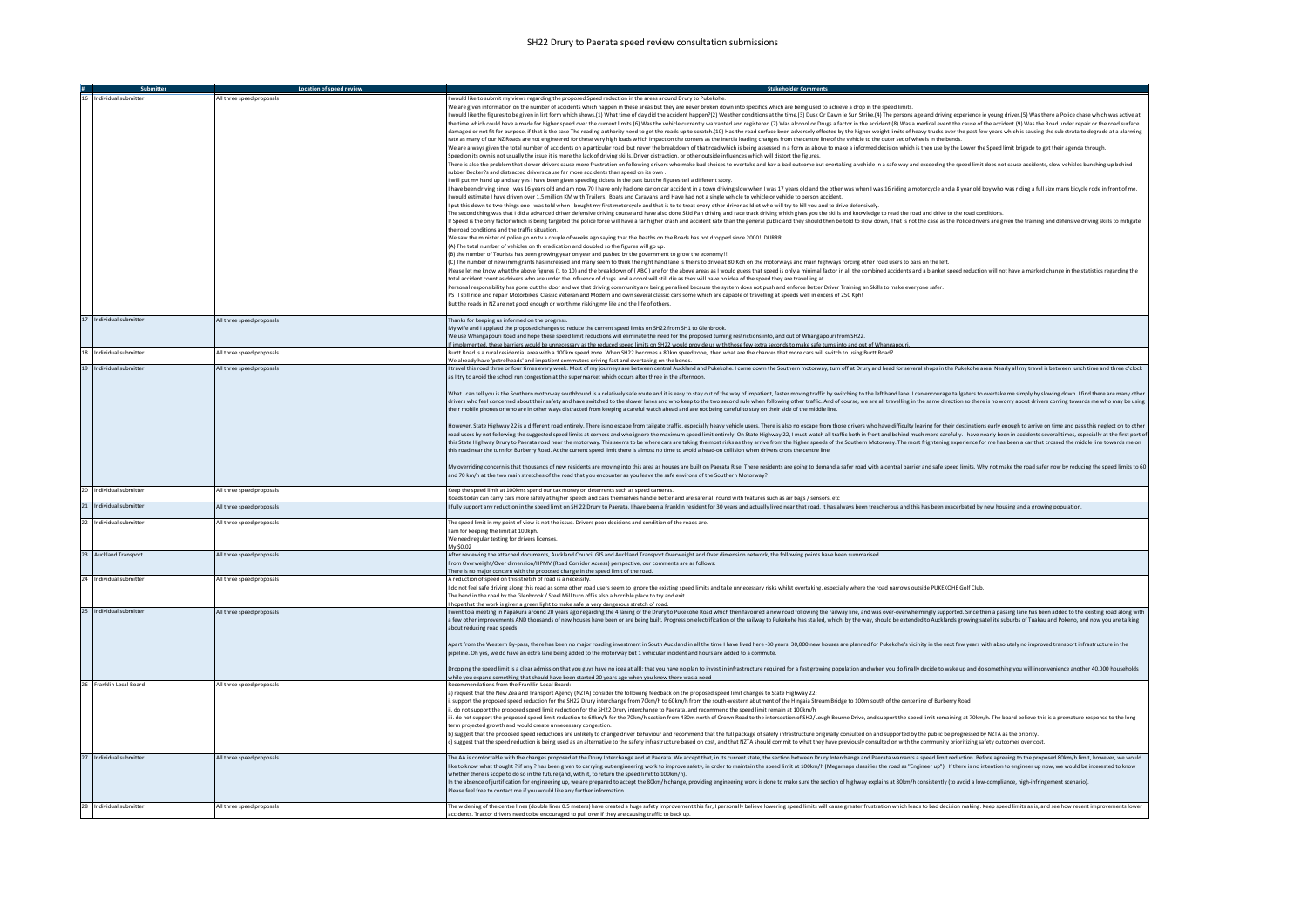# SH22 Drury to Paerata speed review consultation submissions

| # | Submitter | Location of speed review | Stakeholder Comments |
|---|---|---|---|
| 16 | Individual submitter | All three speed proposals | I would like to submit my views regarding the proposed Speed reduction in the areas around Drury to Pukekohe.<br>We are given information on the number of accidents which happen in these areas but they are never broken down into specifics which are being used to achieve a drop in the speed limits.<br>I would like the figures to be given in list form which shows.(1) What time of day did the accident happen?(2) Weather conditions at the time.(3) Dusk Or Dawn ie Sun Strike.(4) The persons age and driving experience ie young driver.(5) Was there a Police chase which was active at the time which could have a made for higher speed over the current limits.(6) Was the vehicle currently warranted and registered.(7) Was alcohol or Drugs a factor in the accident.(8) Was a medical event the cause of the accident.(9) Was the Road under repair or the road surface damaged or not fit for purpose, if that is the case The reading authority need to get the roads up to scratch.(10) Has the road surface been adversely effected by the higher weight limits of heavy trucks over the past few years which is causing the sub strata to degrade at a alarming rate as many of our NZ Roads are not engineered for these very high loads which impact on the corners as the inertia loading changes from the centre line of the vehicle to the outer set of wheels in the bends.<br>We are always given the total number of accidents on a particular road but never the breakdown of that road which is being assessed in a form as above to make a informed decision which is then use by the Lower the Speed limit brigade to get their agenda through.<br>Speed on its own is not usually the issue it is more the lack of driving skills, Driver distraction, or other outside influences which will distort the figures.<br>There is also the problem that slower drivers cause more frustration on following drivers who make bad choices to overtake and hav a bad outcome but overtaking a vehicle in a safe way and exceeding the speed limit does not cause accidents, slow vehicles bunching up behind rubber Becker?s and distracted drivers cause far more accidents than speed on its own .<br>I will put my hand up and say yes I have been given speeding tickets in the past but the figures tell a different story.<br>I have been driving since I was 16 years old and am now 70 I have only had one car on car accident in a town driving slow when I was 17 years old and the other was when I was 16 riding a motorcycle and a 8 year old boy who was riding a full size mans bicycle rode in front of me.<br>I would estimate I have driven over 1.5 million KM with Trailers, Boats and Caravans and Have had not a single vehicle to vehicle or vehicle to person accident.<br>I put this down to two things one I was told when I bought my first motorcycle and that is to to treat every other driver as idiot who will try to kill you and to drive defensively.<br>The second thing was that I did a advanced driver defensive driving course and have also done Skid Pan driving and race track driving which gives you the skills and knowledge to read the road and drive to the road conditions.<br>If Speed is the only factor which is being targeted the police force will have a far higher crash and accident rate than the general public and they should then be told to slow down, That is not the case as the Police drivers are given the training and defensive driving skills to mitigate the road conditions and the traffic situation.<br>We saw the minister of police go on tv a couple of weeks ago saying that the Deaths on the Roads has not dropped since 2000! DURRR<br>(A) The total number of vehicles on th eradication and doubled so the figures will go up.<br>(B) the number of Tourists has been growing year on year and pushed by the government to grow the economy!!<br>(C) The number of new immigrants has increased and many seem to think the right hand lane is theirs to drive at 80:Koh on the motorways and main highways forcing other road users to pass on the left.<br>Please let me know what the above figures (1 to 10) and the breakdown of ( ABC ) are for the above areas as I would guess that speed is only a minimal factor in all the combined accidents and a blanket speed reduction will not have a marked change in the statistics regarding the total accident count as drivers who are under the influence of drugs and alcohol will still die as they will have no idea of the speed they are travelling at.<br>Personal responsibility has gone out the door and we that driving community are being penalised because the system does not push and enforce Better Driver Training an Skills to make everyone safer.<br>PS I still ride and repair Motorbikes Classic Veteran and Modern and own several classic cars some which are capable of travelling at speeds well in excess of 250 Kph!<br>But the roads in NZ are not good enough or worth me risking my life and the life of others. |
| 17 | Individual submitter | All three speed proposals | Thanks for keeping us informed on the progress.<br>My wife and I applaud the proposed changes to reduce the current speed limits on SH22 from SH1 to Glenbrook.<br>We use Whangapouri Road and hope these speed limit reductions will eliminate the need for the proposed turning restrictions into, and out of Whangapouri from SH22.<br>If implemented, these barriers would be unnecessary as the reduced speed limits on SH22 would provide us with those few extra seconds to make safe turns into and out of Whangapouri. |
| 18 | Individual submitter | All three speed proposals | Burtt Road is a rural residential area with a 100km speed zone. When SH22 becomes a 80km speed zone, then what are the chances that more cars will switch to using Burtt Road?<br>We already have 'petrolheads' and impatient commuters driving fast and overtaking on the bends. |
| 19 | Individual submitter | All three speed proposals | I travel this road three or four times every week. Most of my journeys are between central Auckland and Pukekohe. I come down the Southern motorway, turn off at Drury and head for several shops in the Pukekohe area. Nearly all my travel is between lunch time and three o'clock as I try to avoid the school run congestion at the supermarket which occurs after three in the afternoon.<br><br>What I can tell you is the Southern motorway southbound is a relatively safe route and it is easy to stay out of the way of impatient, faster moving traffic by switching to the left hand lane. I can encourage tailgaters to overtake me simply by slowing down. I find there are many other drivers who feel concerned about their safety and have switched to the slower lanes and who keep to the two second rule when following other traffic. And of course, we are all travelling in the same direction so there is no worry about drivers coming towards me who may be using their mobile phones or who are in other ways distracted from keeping a careful watch ahead and are not being careful to stay on their side of the middle line.<br><br>However, State Highway 22 is a different road entirely. There is no escape from tailgate traffic, especially heavy vehicle users. There is also no escape from those drivers who have difficulty leaving for their destinations early enough to arrive on time and pass this neglect on to other road users by not following the suggested speed limits at corners and who ignore the maximum speed limit entirely. On State Highway 22, I must watch all traffic both in front and behind much more carefully. I have nearly been in accidents several times, especially at the first part of this State Highway Drury to Paerata road near the motorway. This seems to be where cars are taking the most risks as they arrive from the higher speeds of the Southern Motorway. The most frightening experience for me has been a car that crossed the middle line towards me on this road near the turn for Burberry Road. At the current speed limit there is almost no time to avoid a head-on collision when drivers cross the centre line.<br><br>My overriding concern is that thousands of new residents are moving into this area as houses are built on Paerata Rise. These residents are going to demand a safer road with a central barrier and safe speed limits. Why not make the road safer now by reducing the speed limits to 60 and 70 km/h at the two main stretches of the road that you encounter as you leave the safe environs of the Southern Motorway? |
| 20 | Individual submitter | All three speed proposals | Keep the speed limit at 100kms spend our tax money on deterrents such as speed cameras.<br>Roads today can carry cars more safely at higher speeds and cars themselves handle better and are safer all round with features such as air bags / sensors, etc |
| 21 | Individual submitter | All three speed proposals | I fully support any reduction in the speed limit on SH 22 Drury to Paerata. I have been a Franklin resident for 30 years and actually lived near that road. It has always been treacherous and this has been exacerbated by new housing and a growing population. |
| 22 | Individual submitter | All three speed proposals | The speed limit in my point of view is not the issue. Drivers poor decisions and condition of the roads are.<br>I am for keeping the limit at 100kph.<br>We need regular testing for drivers licenses.<br>My $0.02 |
| 23 | Auckland Transport | All three speed proposals | After reviewing the attached documents, Auckland Council GIS and Auckland Transport Overweight and Over dimension network, the following points have been summarised.<br>From Overweight/Over dimension/HPMV (Road Corridor Access) perspective, our comments are as follows:<br>There is no major concern with the proposed change in the speed limit of the road. |
| 24 | Individual submitter | All three speed proposals | A reduction of speed on this stretch of road is a necessity.<br>I do not feel safe driving along this road as some other road users seem to ignore the existing speed limits and take unnecessary risks whilst overtaking, especially where the road narrows outside PUKEKOHE Golf Club.<br>The bend in the road by the Glenbrook / Steel Mill turn off is also a horrible place to try and exit....<br>I hope that the work is given a green light to make safe ,a very dangerous stretch of road. |
| 25 | Individual submitter | All three speed proposals | I went to a meeting in Papakura around 20 years ago regarding the 4 laning of the Drury to Pukekohe Road which then favoured a new road following the railway line, and was over-overwhelmingly supported. Since then a passing lane has been added to the existing road along with a few other improvements AND thousands of new houses have been or are being built. Progress on electrification of the railway to Pukekohe has stalled, which, by the way, should be extended to Aucklands growing satellite suburbs of Tuakau and Pokeno, and now you are talking about reducing road speeds.<br><br>Apart from the Western By-pass, there has been no major roading investment in South Auckland in all the time I have lived here -30 years. 30,000 new houses are planned for Pukekohe's vicinity in the next few years with absolutely no improved transport infrastructure in the pipeline. Oh yes, we do have an extra lane being added to the motorway but 1 vehicular incident and hours are added to a commute.<br><br>Dropping the speed limit is a clear admission that you guys have no idea at all!: that you have no plan to invest in infrastructure required for a fast growing population and when you do finally decide to wake up and do something you will inconvenience another 40,000 households while you expand something that should have been started 20 years ago when you knew there was a need |
| 26 | Franklin Local Board | All three speed proposals | Recommendations from the Franklin Local Board:<br>a) request that the New Zealand Transport Agency (NZTA) consider the following feedback on the proposed speed limit changes to State Highway 22:<br>i. support the proposed speed reduction for the SH22 Drury interchange from 70km/h to 60km/h from the south-western abutment of the Hingaia Stream Bridge to 100m south of the centerline of Burberry Road<br>ii. do not support the proposed speed limit reduction for the SH22 Drury interchange to Paerata, and recommend the speed limit remain at 100km/h<br>iii. do not support the proposed speed limit reduction to 60km/h for the 70km/h section from 430m north of Crown Road to the intersection of SH2/Lough Bourne Drive, and support the speed limit remaining at 70km/h. The board believe this is a premature response to the long term projected growth and would create unnecessary congestion.<br>b) suggest that the proposed speed reductions are unlikely to change driver behaviour and recommend that the full package of safety infrastructure originally consulted on and supported by the public be progressed by NZTA as the priority.<br>c) suggest that the speed reduction is being used as an alternative to the safety infrastructure based on cost, and that NZTA should commit to what they have previously consulted on with the community prioritizing safety outcomes over cost. |
| 27 | Individual submitter | All three speed proposals | The AA is comfortable with the changes proposed at the Drury Interchange and at Paerata. We accept that, in its current state, the section between Drury Interchange and Paerata warrants a speed limit reduction. Before agreeing to the proposed 80km/h limit, however, we would like to know what thought ? if any ? has been given to carrying out engineering work to improve safety, in order to maintain the speed limit at 100km/h (Megamaps classifies the road as "Engineer up"). If there is no intention to engineer up now, we would be interested to know whether there is scope to do so in the future (and, with it, to return the speed limit to 100km/h).<br>In the absence of justification for engineering up, we are prepared to accept the 80km/h change, providing engineering work is done to make sure the section of highway explains at 80km/h consistently (to avoid a low-compliance, high-infringement scenario).<br>Please feel free to contact me if you would like any further information. |
| 28 | Individual submitter | All three speed proposals | The widening of the centre lines (double lines 0.5 meters) have created a huge safety improvement this far, I personally believe lowering speed limits will cause greater frustration which leads to bad decision making. Keep speed limits as is, and see how recent improvements lower accidents. Tractor drivers need to be encouraged to pull over if they are causing traffic to back up. |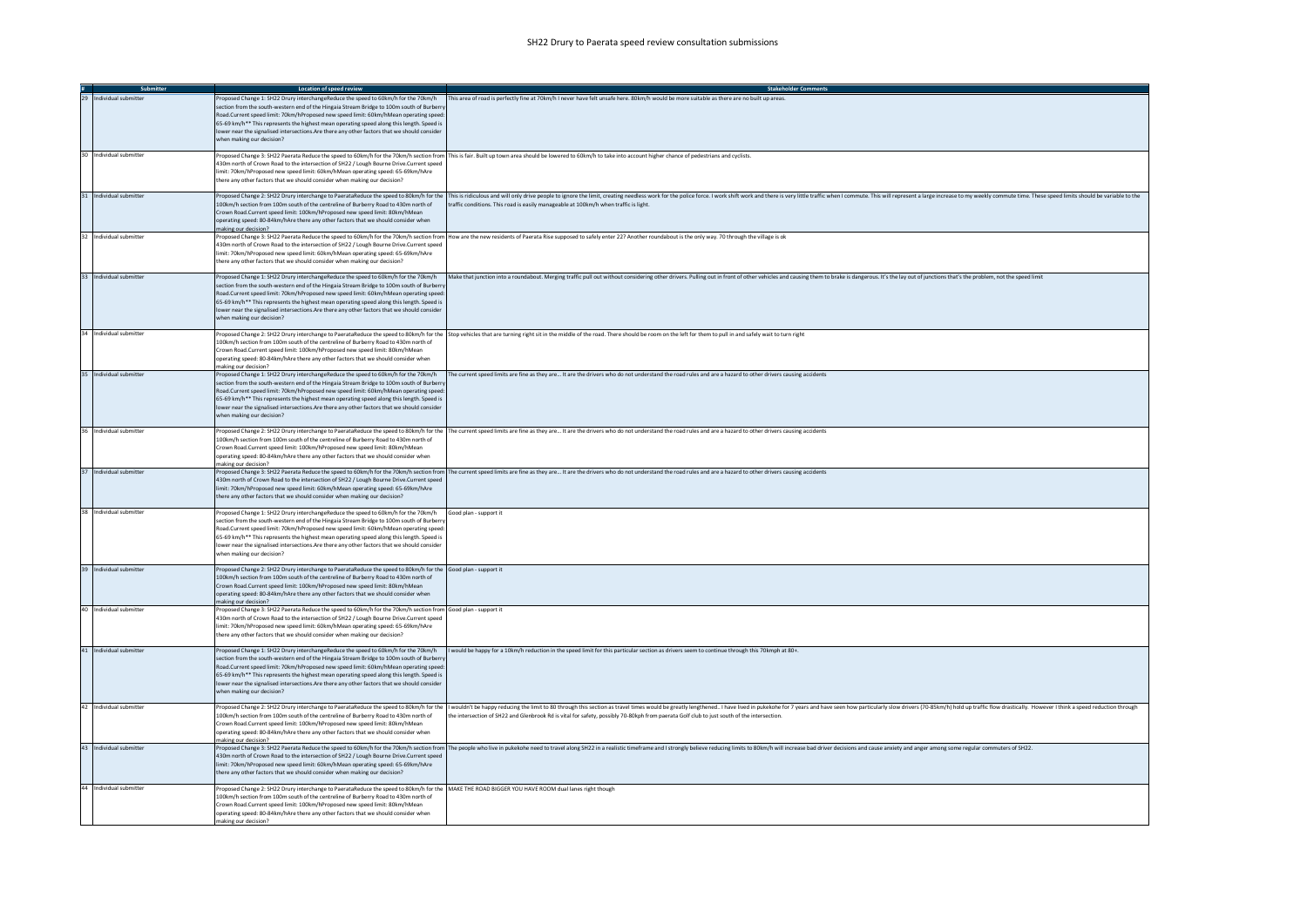# SH22 Drury to Paerata speed review consultation submissions

| # | Submitter | Location of speed review | Stakeholder Comments |
|---|---|---|---|
| 29 | Individual submitter | Proposed Change 1: SH22 Drury interchangeReduce the speed to 60km/h for the 70km/h section from the south-western end of the Hingaia Stream Bridge to 100m south of Burberry Road.Current speed limit: 70km/hProposed new speed limit: 60km/hMean operating speed: 65-69 km/h** This represents the highest mean operating speed along this length. Speed is lower near the signalised intersections.Are there any other factors that we should consider when making our decision? | This area of road is perfectly fine at 70km/h I never have felt unsafe here. 80km/h would be more suitable as there are no built up areas. |
| 30 | Individual submitter | Proposed Change 3: SH22 Paerata Reduce the speed to 60km/h for the 70km/h section from 430m north of Crown Road to the intersection of SH22 / Lough Bourne Drive.Current speed limit: 70km/hProposed new speed limit: 60km/hMean operating speed: 65-69km/hAre there any other factors that we should consider when making our decision? | This is fair. Built up town area should be lowered to 60km/h to take into account higher chance of pedestrians and cyclists. |
| 31 | Individual submitter | Proposed Change 2: SH22 Drury interchange to PaerataReduce the speed to 80km/h for the 100km/h section from 100m south of the centreline of Burberry Road to 430m north of Crown Road.Current speed limit: 100km/hProposed new speed limit: 80km/hMean operating speed: 80-84km/hAre there any other factors that we should consider when making our decision? | This is ridiculous and will only drive people to ignore the limit, creating needless work for the police force. I work shift work and there is very little traffic when I commute. This will represent a large increase to my weekly commute time. These speed limits should be variable to the traffic conditions. This road is easily manageable at 100km/h when traffic is light. |
| 32 | Individual submitter | Proposed Change 3: SH22 Paerata Reduce the speed to 60km/h for the 70km/h section from 430m north of Crown Road to the intersection of SH22 / Lough Bourne Drive.Current speed limit: 70km/hProposed new speed limit: 60km/hMean operating speed: 65-69km/hAre there any other factors that we should consider when making our decision? | How are the new residents of Paerata Rise supposed to safely enter 22? Another roundabout is the only way. 70 through the village is ok |
| 33 | Individual submitter | Proposed Change 1: SH22 Drury interchangeReduce the speed to 60km/h for the 70km/h section from the south-western end of the Hingaia Stream Bridge to 100m south of Burberry Road.Current speed limit: 70km/hProposed new speed limit: 60km/hMean operating speed: 65-69 km/h** This represents the highest mean operating speed along this length. Speed is lower near the signalised intersections.Are there any other factors that we should consider when making our decision? | Make that junction into a roundabout. Merging traffic pull out without considering other drivers. Pulling out in front of other vehicles and causing them to brake is dangerous. It's the lay out of junctions that's the problem, not the speed limit |
| 34 | Individual submitter | Proposed Change 2: SH22 Drury interchange to PaerataReduce the speed to 80km/h for the 100km/h section from 100m south of the centreline of Burberry Road to 430m north of Crown Road.Current speed limit: 100km/hProposed new speed limit: 80km/hMean operating speed: 80-84km/hAre there any other factors that we should consider when making our decision? | Stop vehicles that are turning right sit in the middle of the road. There should be room on the left for them to pull in and safely wait to turn right |
| 35 | Individual submitter | Proposed Change 1: SH22 Drury interchangeReduce the speed to 60km/h for the 70km/h section from the south-western end of the Hingaia Stream Bridge to 100m south of Burberry Road.Current speed limit: 70km/hProposed new speed limit: 60km/hMean operating speed: 65-69 km/h** This represents the highest mean operating speed along this length. Speed is lower near the signalised intersections.Are there any other factors that we should consider when making our decision? | The current speed limits are fine as they are... It are the drivers who do not understand the road rules and are a hazard to other drivers causing accidents |
| 36 | Individual submitter | Proposed Change 2: SH22 Drury interchange to PaerataReduce the speed to 80km/h for the 100km/h section from 100m south of the centreline of Burberry Road to 430m north of Crown Road.Current speed limit: 100km/hProposed new speed limit: 80km/hMean operating speed: 80-84km/hAre there any other factors that we should consider when making our decision? | The current speed limits are fine as they are... It are the drivers who do not understand the road rules and are a hazard to other drivers causing accidents |
| 37 | Individual submitter | Proposed Change 3: SH22 Paerata Reduce the speed to 60km/h for the 70km/h section from 430m north of Crown Road to the intersection of SH22 / Lough Bourne Drive.Current speed limit: 70km/hProposed new speed limit: 60km/hMean operating speed: 65-69km/hAre there any other factors that we should consider when making our decision? | The current speed limits are fine as they are... It are the drivers who do not understand the road rules and are a hazard to other drivers causing accidents |
| 38 | Individual submitter | Proposed Change 1: SH22 Drury interchangeReduce the speed to 60km/h for the 70km/h section from the south-western end of the Hingaia Stream Bridge to 100m south of Burberry Road.Current speed limit: 70km/hProposed new speed limit: 60km/hMean operating speed: 65-69 km/h** This represents the highest mean operating speed along this length. Speed is lower near the signalised intersections.Are there any other factors that we should consider when making our decision? | Good plan - support it |
| 39 | Individual submitter | Proposed Change 2: SH22 Drury interchange to PaerataReduce the speed to 80km/h for the 100km/h section from 100m south of the centreline of Burberry Road to 430m north of Crown Road.Current speed limit: 100km/hProposed new speed limit: 80km/hMean operating speed: 80-84km/hAre there any other factors that we should consider when making our decision? | Good plan - support it |
| 40 | Individual submitter | Proposed Change 3: SH22 Paerata Reduce the speed to 60km/h for the 70km/h section from 430m north of Crown Road to the intersection of SH22 / Lough Bourne Drive.Current speed limit: 70km/hProposed new speed limit: 60km/hMean operating speed: 65-69km/hAre there any other factors that we should consider when making our decision? | Good plan - support it |
| 41 | Individual submitter | Proposed Change 1: SH22 Drury interchangeReduce the speed to 60km/h for the 70km/h section from the south-western end of the Hingaia Stream Bridge to 100m south of Burberry Road.Current speed limit: 70km/hProposed new speed limit: 60km/hMean operating speed: 65-69 km/h** This represents the highest mean operating speed along this length. Speed is lower near the signalised intersections.Are there any other factors that we should consider when making our decision? | I would be happy for a 10km/h reduction in the speed limit for this particular section as drivers seem to continue through this 70kmph at 80+. |
| 42 | Individual submitter | Proposed Change 2: SH22 Drury interchange to PaerataReduce the speed to 80km/h for the 100km/h section from 100m south of the centreline of Burberry Road to 430m north of Crown Road.Current speed limit: 100km/hProposed new speed limit: 80km/hMean operating speed: 80-84km/hAre there any other factors that we should consider when making our decision? | I wouldn't be happy reducing the limit to 80 through this section as travel times would be greatly lengthened.. I have lived in pukekohe for 7 years and have seen how particularly slow drivers (70-85km/h) hold up traffic flow drastically. However I think a speed reduction through the intersection of SH22 and Glenbrook Rd is vital for safety, possibly 70-80kph from paerata Golf club to just south of the intersection. |
| 43 | Individual submitter | Proposed Change 3: SH22 Paerata Reduce the speed to 60km/h for the 70km/h section from 430m north of Crown Road to the intersection of SH22 / Lough Bourne Drive.Current speed limit: 70km/hProposed new speed limit: 60km/hMean operating speed: 65-69km/hAre there any other factors that we should consider when making our decision? | The people who live in pukekohe need to travel along SH22 in a realistic timeframe and I strongly believe reducing limits to 80km/h will increase bad driver decisions and cause anxiety and anger among some regular commuters of SH22. |
| 44 | Individual submitter | Proposed Change 2: SH22 Drury interchange to PaerataReduce the speed to 80km/h for the 100km/h section from 100m south of the centreline of Burberry Road to 430m north of Crown Road.Current speed limit: 100km/hProposed new speed limit: 80km/hMean operating speed: 80-84km/hAre there any other factors that we should consider when making our decision? | MAKE THE ROAD BIGGER YOU HAVE ROOM dual lanes right though |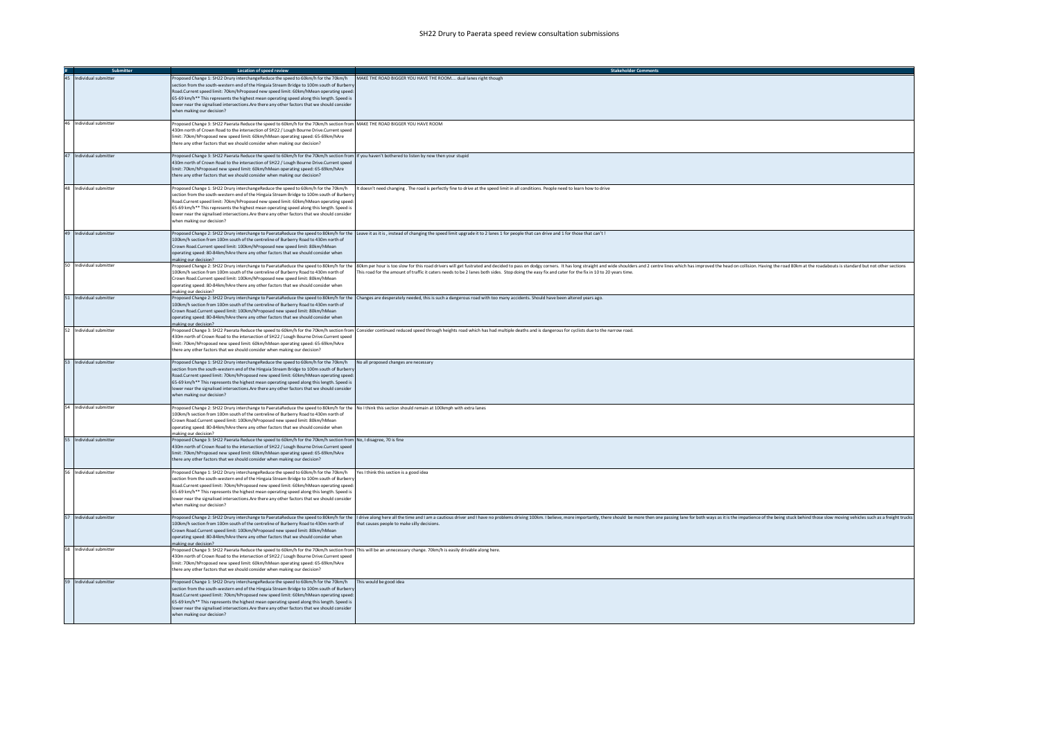# SH22 Drury to Paerata speed review consultation submissions

| # | Submitter | Location of speed review | Stakeholder Comments |
|---|---|---|---|
| 45 | Individual submitter | Proposed Change 1: SH22 Drury interchangeReduce the speed to 60km/h for the 70km/h section from the south-western end of the Hingaia Stream Bridge to 100m south of Burberry Road.Current speed limit: 70km/hProposed new speed limit: 60km/hMean operating speed: 65-69 km/h** This represents the highest mean operating speed along this length. Speed is lower near the signalised intersections.Are there any other factors that we should consider when making our decision? | MAKE THE ROAD BIGGER YOU HAVE THE ROOM.... dual lanes right though |
| 46 | Individual submitter | Proposed Change 3: SH22 Paerata Reduce the speed to 60km/h for the 70km/h section from 430m north of Crown Road to the intersection of SH22 / Lough Bourne Drive.Current speed limit: 70km/hProposed new speed limit: 60km/hMean operating speed: 65-69km/hAre there any other factors that we should consider when making our decision? | MAKE THE ROAD BIGGER YOU HAVE ROOM |
| 47 | Individual submitter | Proposed Change 3: SH22 Paerata Reduce the speed to 60km/h for the 70km/h section from 430m north of Crown Road to the intersection of SH22 / Lough Bourne Drive.Current speed limit: 70km/hProposed new speed limit: 60km/hMean operating speed: 65-69km/hAre there any other factors that we should consider when making our decision? | If you haven't bothered to listen by now then your stupid |
| 48 | Individual submitter | Proposed Change 1: SH22 Drury interchangeReduce the speed to 60km/h for the 70km/h section from the south-western end of the Hingaia Stream Bridge to 100m south of Burberry Road.Current speed limit: 70km/hProposed new speed limit: 60km/hMean operating speed: 65-69 km/h** This represents the highest mean operating speed along this length. Speed is lower near the signalised intersections.Are there any other factors that we should consider when making our decision? | It doesn't need changing . The road is perfectly fine to drive at the speed limit in all conditions. People need to learn how to drive |
| 49 | Individual submitter | Proposed Change 2: SH22 Drury interchange to PaerataReduce the speed to 80km/h for the 100km/h section from 100m south of the centreline of Burberry Road to 430m north of Crown Road.Current speed limit: 100km/hProposed new speed limit: 80km/hMean operating speed: 80-84km/hAre there any other factors that we should consider when making our decision? | Leave it as it is , instead of changing the speed limit upgrade it to 2 lanes 1 for people that can drive and 1 for those that can't ! |
| 50 | Individual submitter | Proposed Change 2: SH22 Drury interchange to PaerataReduce the speed to 80km/h for the 100km/h section from 100m south of the centreline of Burberry Road to 430m north of Crown Road.Current speed limit: 100km/hProposed new speed limit: 80km/hMean operating speed: 80-84km/hAre there any other factors that we should consider when making our decision? | 80km per hour is too slow for this road drivers will get fustrated and decided to pass on dodgy corners. It has long straight and wide shoulders and 2 centre lines which has improved the head on collision. Having the road 80km at the roadabouts is standard but not other sections This road for the amount of traffic it caters needs to be 2 lanes both sides. Stop doing the easy fix and cater for the fix in 10 to 20 years time. |
| 51 | Individual submitter | Proposed Change 2: SH22 Drury interchange to PaerataReduce the speed to 80km/h for the 100km/h section from 100m south of the centreline of Burberry Road to 430m north of Crown Road.Current speed limit: 100km/hProposed new speed limit: 80km/hMean operating speed: 80-84km/hAre there any other factors that we should consider when making our decision? | Changes are desperately needed, this is such a dangerous road with too many accidents. Should have been altered years ago. |
| 52 | Individual submitter | Proposed Change 3: SH22 Paerata Reduce the speed to 60km/h for the 70km/h section from 430m north of Crown Road to the intersection of SH22 / Lough Bourne Drive.Current speed limit: 70km/hProposed new speed limit: 60km/hMean operating speed: 65-69km/hAre there any other factors that we should consider when making our decision? | Consider continued reduced speed through heights road which has had multiple deaths and is dangerous for cyclists due to the narrow road. |
| 53 | Individual submitter | Proposed Change 1: SH22 Drury interchangeReduce the speed to 60km/h for the 70km/h section from the south-western end of the Hingaia Stream Bridge to 100m south of Burberry Road.Current speed limit: 70km/hProposed new speed limit: 60km/hMean operating speed: 65-69 km/h** This represents the highest mean operating speed along this length. Speed is lower near the signalised intersections.Are there any other factors that we should consider when making our decision? | No all proposed changes are necessary |
| 54 | Individual submitter | Proposed Change 2: SH22 Drury interchange to PaerataReduce the speed to 80km/h for the 100km/h section from 100m south of the centreline of Burberry Road to 430m north of Crown Road.Current speed limit: 100km/hProposed new speed limit: 80km/hMean operating speed: 80-84km/hAre there any other factors that we should consider when making our decision? | No I think this section should remain at 100kmph with extra lanes |
| 55 | Individual submitter | Proposed Change 3: SH22 Paerata Reduce the speed to 60km/h for the 70km/h section from 430m north of Crown Road to the intersection of SH22 / Lough Bourne Drive.Current speed limit: 70km/hProposed new speed limit: 60km/hMean operating speed: 65-69km/hAre there any other factors that we should consider when making our decision? | No, I disagree, 70 is fine |
| 56 | Individual submitter | Proposed Change 1: SH22 Drury interchangeReduce the speed to 60km/h for the 70km/h section from the south-western end of the Hingaia Stream Bridge to 100m south of Burberry Road.Current speed limit: 70km/hProposed new speed limit: 60km/hMean operating speed: 65-69 km/h** This represents the highest mean operating speed along this length. Speed is lower near the signalised intersections.Are there any other factors that we should consider when making our decision? | Yes I think this section is a good idea |
| 57 | Individual submitter | Proposed Change 2: SH22 Drury interchange to PaerataReduce the speed to 80km/h for the 100km/h section from 100m south of the centreline of Burberry Road to 430m north of Crown Road.Current speed limit: 100km/hProposed new speed limit: 80km/hMean operating speed: 80-84km/hAre there any other factors that we should consider when making our decision? | I drive along here all the time and I am a cautious driver and I have no problems driving 100km. I believe, more importantly, there should be more then one passing lane for both ways as it is the impatience of the being stuck behind those slow moving vehicles such as a freight trucks that causes people to make silly decisions. |
| 58 | Individual submitter | Proposed Change 3: SH22 Paerata Reduce the speed to 60km/h for the 70km/h section from 430m north of Crown Road to the intersection of SH22 / Lough Bourne Drive.Current speed limit: 70km/hProposed new speed limit: 60km/hMean operating speed: 65-69km/hAre there any other factors that we should consider when making our decision? | This will be an unnecessary change. 70km/h is easily drivable along here. |
| 59 | Individual submitter | Proposed Change 1: SH22 Drury interchangeReduce the speed to 60km/h for the 70km/h section from the south-western end of the Hingaia Stream Bridge to 100m south of Burberry Road.Current speed limit: 70km/hProposed new speed limit: 60km/hMean operating speed: 65-69 km/h** This represents the highest mean operating speed along this length. Speed is lower near the signalised intersections.Are there any other factors that we should consider when making our decision? | This would be good idea |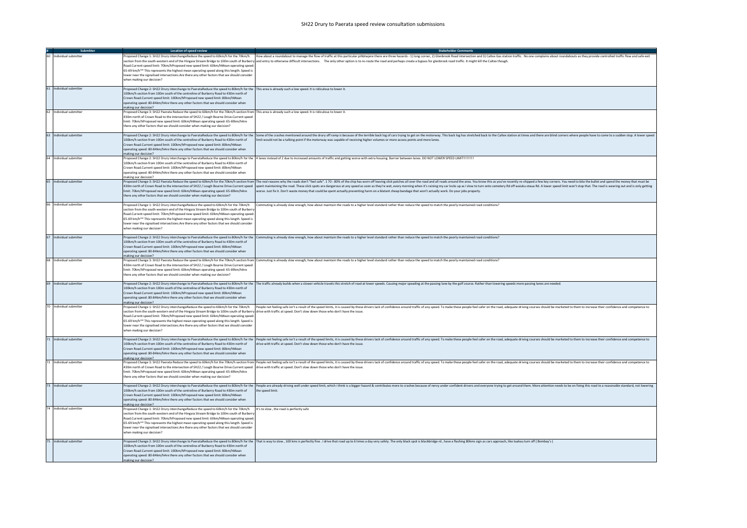# SH22 Drury to Paerata speed review consultation submissions

| # | Submitter | Location of speed review | Stakeholder Comments |
|---|---|---|---|
| 60 | Individual submitter | Proposed Change 1: SH22 Drury interchangeReduce the speed to 60km/h for the 70km/h section from the south-western end of the Hingaia Stream Bridge to 100m south of Burberry Road.Current speed limit: 70km/hProposed new speed limit: 60km/hMean operating speed: 65-69 km/h** This represents the highest mean operating speed along this length. Speed is lower near the signalised intersections.Are there any other factors that we should consider when making our decision? | How about a roundabout to manage the flow of traffic at this particular pihbtwjere there are three hazards - 1) long corner, 2) Glenbrook Road intersection and 3) Caltex Gas station traffic. No one complains about roundabouts as they provide controlled traffic flow and safe exit and entry to otherwise difficult intersections. The only other option is to re-route the road and perhaps create a bypass for glenbrook road traffic. It might kill the Caltex though. |
| 61 | Individual submitter | Proposed Change 2: SH22 Drury interchange to PaerataReduce the speed to 80km/h for the 100km/h section from 100m south of the centreline of Burberry Road to 430m north of Crown Road.Current speed limit: 100km/hProposed new speed limit: 80km/hMean operating speed: 80-84km/hAre there any other factors that we should consider when making our decision? | This area is already such a low speed. It is ridiculous to lower it. |
| 62 | Individual submitter | Proposed Change 3: SH22 Paerata Reduce the speed to 60km/h for the 70km/h section from 430m north of Crown Road to the intersection of SH22 / Lough Bourne Drive.Current speed limit: 70km/hProposed new speed limit: 60km/hMean operating speed: 65-69km/hAre there any other factors that we should consider when making our decision? | This area is already such a low speed. It is ridiculous to lower it. |
| 63 | Individual submitter | Proposed Change 2: SH22 Drury interchange to PaerataReduce the speed to 80km/h for the 100km/h section from 100m south of the centreline of Burberry Road to 430m north of Crown Road.Current speed limit: 100km/hProposed new speed limit: 80km/hMean operating speed: 80-84km/hAre there any other factors that we should consider when making our decision? | Some of the crashes mentioned around the drury off ramp is because of the terrible back log of cars trying to get on the motorway. This back log has stretched back to the Caltex station at times and there are blind corners where people have to come to a sudden stop. A lower speed limit would not be a talking point if the motorway was capable of receiving higher volumes or more access points and more lanes. |
| 64 | Individual submitter | Proposed Change 2: SH22 Drury interchange to PaerataReduce the speed to 80km/h for the 100km/h section from 100m south of the centreline of Burberry Road to 430m north of Crown Road.Current speed limit: 100km/hProposed new speed limit: 80km/hMean operating speed: 80-84km/hAre there any other factors that we should consider when making our decision? | 4 lanes instead of 2 due to increased amounts of traffic and getting worse with extra housing. Barrier between lanes. DO NOT LOWER SPEED LIMIT!!!!!!!!! |
| 65 | Individual submitter | Proposed Change 3: SH22 Paerata Reduce the speed to 60km/h for the 70km/h section from 430m north of Crown Road to the intersection of SH22 / Lough Bourne Drive.Current speed limit: 70km/hProposed new speed limit: 60km/hMean operating speed: 65-69km/hAre there any other factors that we should consider when making our decision? | The real reasons why the roads don't "feel safe". 1 70 - 80% of the chip has worn off leaving slick patches all over the road and all roads around the area. You know this as you've recently re-chipped a few key corners. You need to bite the bullet and spend the money that must be spent maintaining the road. These slick spots are dangerous at any speed as soon as they're wet, every morning when it's raining my car locks up as i slow to turn onto cemetery Rd off waiuku otaua Rd. A lower speed limit won't stop that. The road is wearing out and is only getting worse. Just fix it. Don't waste money that could be spent actually preventing harm on a blatant cheap bandage that won't actually work. Do your jobs properly. |
| 66 | Individual submitter | Proposed Change 1: SH22 Drury interchangeReduce the speed to 60km/h for the 70km/h section from the south-western end of the Hingaia Stream Bridge to 100m south of Burberry Road.Current speed limit: 70km/hProposed new speed limit: 60km/hMean operating speed: 65-69 km/h** This represents the highest mean operating speed along this length. Speed is lower near the signalised intersections.Are there any other factors that we should consider when making our decision? | Commuting is already slow enough, how about maintain the roads to a higher level standard rather than reduce the speed to match the poorly maintained road conditions? |
| 67 | Individual submitter | Proposed Change 2: SH22 Drury interchange to PaerataReduce the speed to 80km/h for the 100km/h section from 100m south of the centreline of Burberry Road to 430m north of Crown Road.Current speed limit: 100km/hProposed new speed limit: 80km/hMean operating speed: 80-84km/hAre there any other factors that we should consider when making our decision? | Commuting is already slow enough, how about maintain the roads to a higher level standard rather than reduce the speed to match the poorly maintained road conditions? |
| 68 | Individual submitter | Proposed Change 3: SH22 Paerata Reduce the speed to 60km/h for the 70km/h section from 430m north of Crown Road to the intersection of SH22 / Lough Bourne Drive.Current speed limit: 70km/hProposed new speed limit: 60km/hMean operating speed: 65-69km/hAre there any other factors that we should consider when making our decision? | Commuting is already slow enough, how about maintain the roads to a higher level standard rather than reduce the speed to match the poorly maintained road conditions? |
| 69 | Individual submitter | Proposed Change 2: SH22 Drury interchange to PaerataReduce the speed to 80km/h for the 100km/h section from 100m south of the centreline of Burberry Road to 430m north of Crown Road.Current speed limit: 100km/hProposed new speed limit: 80km/hMean operating speed: 80-84km/hAre there any other factors that we should consider when making our decision? | The traffic already builds when a slower vehicle travels this stretch of road at lower speeds. Causing major speading at the passing lane by the golf course. Rather than lowering speeds more passing lanes are needed. |
| 70 | Individual submitter | Proposed Change 1: SH22 Drury interchangeReduce the speed to 60km/h for the 70km/h section from the south-western end of the Hingaia Stream Bridge to 100m south of Burberry Road.Current speed limit: 70km/hProposed new speed limit: 60km/hMean operating speed: 65-69 km/h** This represents the highest mean operating speed along this length. Speed is lower near the signalised intersections.Are there any other factors that we should consider when making our decision? | People not feeling safe isn't a result of the speed limits, it is caused by these drivers lack of confidence around traffic of any speed. To make these people feel safer on the road, adequate driving courses should be marketed to them to increase their confidence and competence to drive with traffic at speed. Don't slow down those who don't have the issue. |
| 71 | Individual submitter | Proposed Change 2: SH22 Drury interchange to PaerataReduce the speed to 80km/h for the 100km/h section from 100m south of the centreline of Burberry Road to 430m north of Crown Road.Current speed limit: 100km/hProposed new speed limit: 80km/hMean operating speed: 80-84km/hAre there any other factors that we should consider when making our decision? | People not feeling safe isn't a result of the speed limits, it is caused by these drivers lack of confidence around traffic of any speed. To make these people feel safer on the road, adequate driving courses should be marketed to them to increase their confidence and competence to drive with traffic at speed. Don't slow down those who don't have the issue. |
| 72 | Individual submitter | Proposed Change 3: SH22 Paerata Reduce the speed to 60km/h for the 70km/h section from 430m north of Crown Road to the intersection of SH22 / Lough Bourne Drive.Current speed limit: 70km/hProposed new speed limit: 60km/hMean operating speed: 65-69km/hAre there any other factors that we should consider when making our decision? | People not feeling safe isn't a result of the speed limits, it is caused by these drivers lack of confidence around traffic of any speed. To make these people feel safer on the road, adequate driving courses should be marketed to them to increase their confidence and competence to drive with traffic at speed. Don't slow down those who don't have the issue. |
| 73 | Individual submitter | Proposed Change 2: SH22 Drury interchange to PaerataReduce the speed to 80km/h for the 100km/h section from 100m south of the centreline of Burberry Road to 430m north of Crown Road.Current speed limit: 100km/hProposed new speed limit: 80km/hMean operating speed: 80-84km/hAre there any other factors that we should consider when making our decision? | People are already driving well under speed limit, which i think is a bigger hazard & contributes more to crashes because of nervy under confident drivers and everyone trying to get around them. More attention needs to be on fixing this road to a reasonable standard, not lowering the speed limit. |
| 74 | Individual submitter | Proposed Change 1: SH22 Drury interchangeReduce the speed to 60km/h for the 70km/h section from the south-western end of the Hingaia Stream Bridge to 100m south of Burberry Road.Current speed limit: 70km/hProposed new speed limit: 60km/hMean operating speed: 65-69 km/h** This represents the highest mean operating speed along this length. Speed is lower near the signalised intersections.Are there any other factors that we should consider when making our decision? | It's to slow , the road is perfectly safe |
| 75 | Individual submitter | Proposed Change 2: SH22 Drury interchange to PaerataReduce the speed to 80km/h for the 100km/h section from 100m south of the centreline of Burberry Road to 430m north of Crown Road.Current speed limit: 100km/hProposed new speed limit: 80km/hMean operating speed: 80-84km/hAre there any other factors that we should consider when making our decision? | That is way to slow , 100 kms is perfectly fine . I drive that road up to 6 times a day very safely. The only black spot is blackbridge rd , have a flashing 80kms sign as cars approach, like tuakau turn off ( Bombay's ) |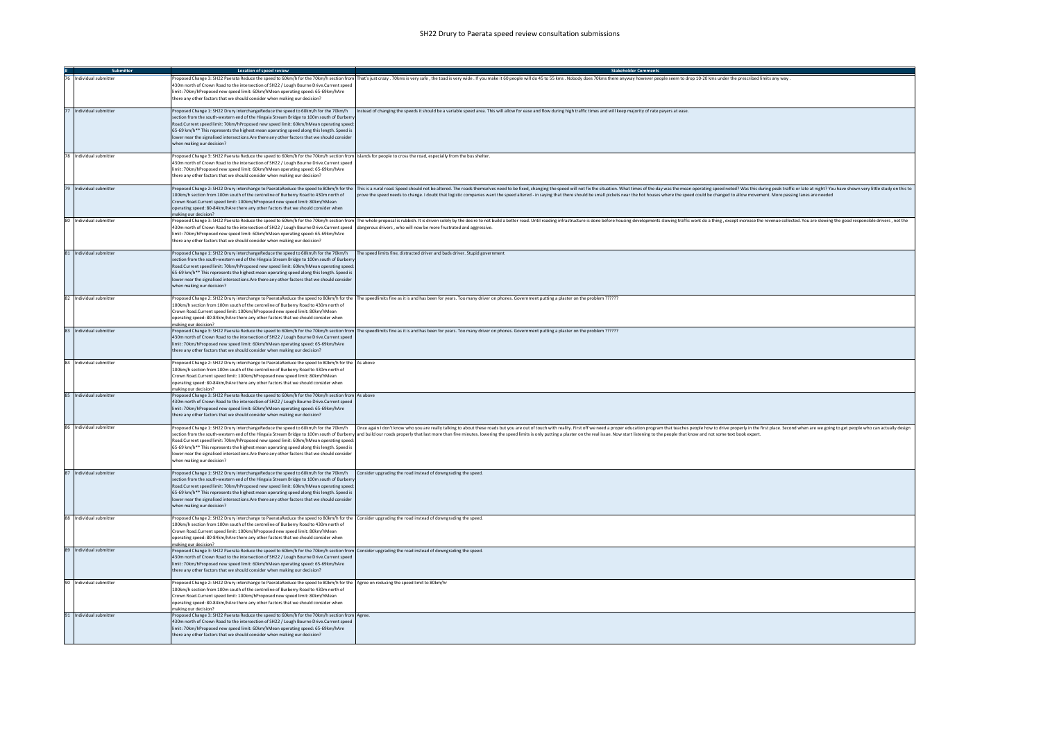# SH22 Drury to Paerata speed review consultation submissions

| # | Submitter | Location of speed review | Stakeholder Comments |
|---|---|---|---|
| 76 | Individual submitter | Proposed Change 3: SH22 Paerata Reduce the speed to 60km/h for the 70km/h section from 430m north of Crown Road to the intersection of SH22 / Lough Bourne Drive.Current speed limit: 70km/hProposed new speed limit: 60km/hMean operating speed: 65-69km/hAre there any other factors that we should consider when making our decision? | That's just crazy . 70kms is very safe , the toad is very wide . If you make it 60 people will do 45 to 55 kms . Nobody does 70kms there anyway however people seem to drop 10-20 kms under the prescribed limits any way . |
| 77 | Individual submitter | Proposed Change 1: SH22 Drury interchangeReduce the speed to 60km/h for the 70km/h section from the south-western end of the Hingaia Stream Bridge to 100m south of Burberry Road.Current speed limit: 70km/hProposed new speed limit: 60km/hMean operating speed: 65-69 km/h** This represents the highest mean operating speed along this length. Speed is lower near the signalised intersections.Are there any other factors that we should consider when making our decision? | Instead of changing the speeds it should be a variable speed area. This will allow for ease and flow during high traffic times and will keep majority of rate payers at ease. |
| 78 | Individual submitter | Proposed Change 3: SH22 Paerata Reduce the speed to 60km/h for the 70km/h section from 430m north of Crown Road to the intersection of SH22 / Lough Bourne Drive.Current speed limit: 70km/hProposed new speed limit: 60km/hMean operating speed: 65-69km/hAre there any other factors that we should consider when making our decision? | Islands for people to cross the road, especially from the bus shelter. |
| 79 | Individual submitter | Proposed Change 2: SH22 Drury interchange to PaerataReduce the speed to 80km/h for the 100km/h section from 100m south of the centreline of Burberry Road to 430m north of Crown Road.Current speed limit: 100km/hProposed new speed limit: 80km/hMean operating speed: 80-84km/hAre there any other factors that we should consider when making our decision? | This is a rural road. Speed should not be altered. The roads themselves need to be fixed, changing the speed will not fix the situation. What times of the day was the mean operating speed noted? Was this during peak traffic or late at night? You have shown very little study on this to prove the speed needs to change. I doubt that logistic companies want the speed altered - in saying that there should be small pickets near the hot houses where the speed could be changed to allow movement. More passing lanes are needed |
| 80 | Individual submitter | Proposed Change 3: SH22 Paerata Reduce the speed to 60km/h for the 70km/h section from 430m north of Crown Road to the intersection of SH22 / Lough Bourne Drive.Current speed limit: 70km/hProposed new speed limit: 60km/hMean operating speed: 65-69km/hAre there any other factors that we should consider when making our decision? | The whole proposal is rubbish. It is driven solely by the desire to not build a better road. Until roading infrastructure is done before housing developments slowing traffic wont do a thing , except increase the revenue collected. You are slowing the good responsible drivers , not the dangerous drivers , who will now be more frustrated and aggressive. |
| 81 | Individual submitter | Proposed Change 1: SH22 Drury interchangeReduce the speed to 60km/h for the 70km/h section from the south-western end of the Hingaia Stream Bridge to 100m south of Burberry Road.Current speed limit: 70km/hProposed new speed limit: 60km/hMean operating speed: 65-69 km/h** This represents the highest mean operating speed along this length. Speed is lower near the signalised intersections.Are there any other factors that we should consider when making our decision? | The speed limits fine, distracted driver and bads driver. Stupid government |
| 82 | Individual submitter | Proposed Change 2: SH22 Drury interchange to PaerataReduce the speed to 80km/h for the 100km/h section from 100m south of the centreline of Burberry Road to 430m north of Crown Road.Current speed limit: 100km/hProposed new speed limit: 80km/hMean operating speed: 80-84km/hAre there any other factors that we should consider when making our decision? | The speedlimits fine as it is and has been for years. Too many driver on phones. Government putting a plaster on the problem ?????? |
| 83 | Individual submitter | Proposed Change 3: SH22 Paerata Reduce the speed to 60km/h for the 70km/h section from 430m north of Crown Road to the intersection of SH22 / Lough Bourne Drive.Current speed limit: 70km/hProposed new speed limit: 60km/hMean operating speed: 65-69km/hAre there any other factors that we should consider when making our decision? | The speedlimits fine as it is and has been for years. Too many driver on phones. Government putting a plaster on the problem ?????? |
| 84 | Individual submitter | Proposed Change 2: SH22 Drury interchange to PaerataReduce the speed to 80km/h for the 100km/h section from 100m south of the centreline of Burberry Road to 430m north of Crown Road.Current speed limit: 100km/hProposed new speed limit: 80km/hMean operating speed: 80-84km/hAre there any other factors that we should consider when making our decision? | As above |
| 85 | Individual submitter | Proposed Change 3: SH22 Paerata Reduce the speed to 60km/h for the 70km/h section from 430m north of Crown Road to the intersection of SH22 / Lough Bourne Drive.Current speed limit: 70km/hProposed new speed limit: 60km/hMean operating speed: 65-69km/hAre there any other factors that we should consider when making our decision? | As above |
| 86 | Individual submitter | Proposed Change 1: SH22 Drury interchangeReduce the speed to 60km/h for the 70km/h section from the south-western end of the Hingaia Stream Bridge to 100m south of Burberry Road.Current speed limit: 70km/hProposed new speed limit: 60km/hMean operating speed: 65-69 km/h** This represents the highest mean operating speed along this length. Speed is lower near the signalised intersections.Are there any other factors that we should consider when making our decision? | Once again I don't know who you are really talking to about these roads but you are out of touch with reality. First off we need a proper education program that teaches people how to drive properly in the first place. Second when are we going to get people who can actually design and build our roads properly that last more than five minutes. lowering the speed limits is only putting a plaster on the real issue. Now start listening to the people that know and not some text book expert. |
| 87 | Individual submitter | Proposed Change 1: SH22 Drury interchangeReduce the speed to 60km/h for the 70km/h section from the south-western end of the Hingaia Stream Bridge to 100m south of Burberry Road.Current speed limit: 70km/hProposed new speed limit: 60km/hMean operating speed: 65-69 km/h** This represents the highest mean operating speed along this length. Speed is lower near the signalised intersections.Are there any other factors that we should consider when making our decision? | Consider upgrading the road instead of downgrading the speed. |
| 88 | Individual submitter | Proposed Change 2: SH22 Drury interchange to PaerataReduce the speed to 80km/h for the 100km/h section from 100m south of the centreline of Burberry Road to 430m north of Crown Road.Current speed limit: 100km/hProposed new speed limit: 80km/hMean operating speed: 80-84km/hAre there any other factors that we should consider when making our decision? | Consider upgrading the road instead of downgrading the speed. |
| 89 | Individual submitter | Proposed Change 3: SH22 Paerata Reduce the speed to 60km/h for the 70km/h section from 430m north of Crown Road to the intersection of SH22 / Lough Bourne Drive.Current speed limit: 70km/hProposed new speed limit: 60km/hMean operating speed: 65-69km/hAre there any other factors that we should consider when making our decision? | Consider upgrading the road instead of downgrading the speed. |
| 90 | Individual submitter | Proposed Change 2: SH22 Drury interchange to PaerataReduce the speed to 80km/h for the 100km/h section from 100m south of the centreline of Burberry Road to 430m north of Crown Road.Current speed limit: 100km/hProposed new speed limit: 80km/hMean operating speed: 80-84km/hAre there any other factors that we should consider when making our decision? | Agree on reducing the speed limit to 80km/hr |
| 91 | Individual submitter | Proposed Change 3: SH22 Paerata Reduce the speed to 60km/h for the 70km/h section from 430m north of Crown Road to the intersection of SH22 / Lough Bourne Drive.Current speed limit: 70km/hProposed new speed limit: 60km/hMean operating speed: 65-69km/hAre there any other factors that we should consider when making our decision? | Agree. |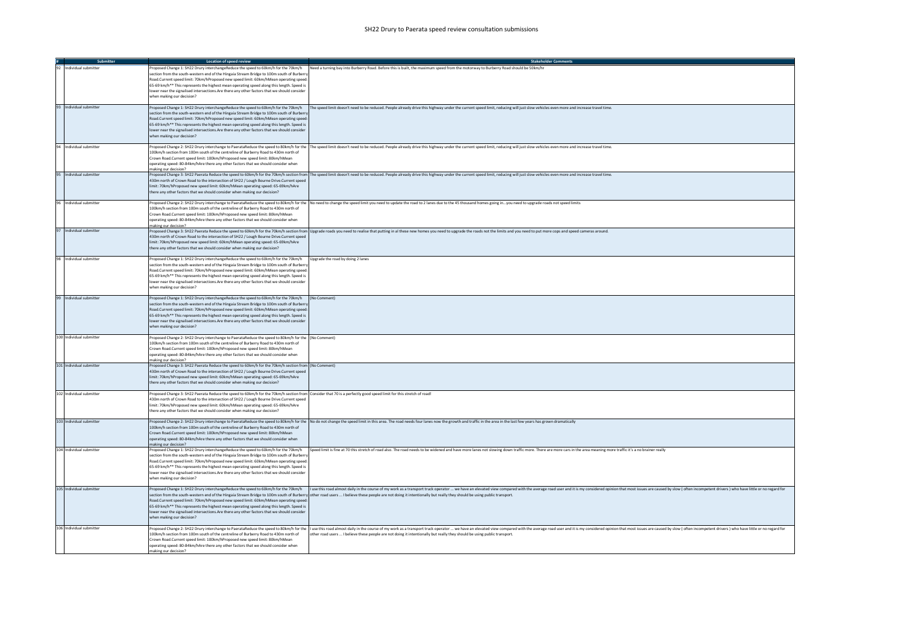# SH22 Drury to Paerata speed review consultation submissions

| # | Submitter | Location of speed review | Stakeholder Comments |
|---|---|---|---|
| 92 | Individual submitter | Proposed Change 1: SH22 Drury interchangeReduce the speed to 60km/h for the 70km/h section from the south-western end of the Hingaia Stream Bridge to 100m south of Burberry Road.Current speed limit: 70km/hProposed new speed limit: 60km/hMean operating speed: 65-69 km/h** This represents the highest mean operating speed along this length. Speed is lower near the signalised intersections.Are there any other factors that we should consider when making our decision? | Need a turning bay into Burberry Road. Before this is built, the maximum speed from the motorway to Burberry Road should be 50km/hr |
| 93 | Individual submitter | Proposed Change 1: SH22 Drury interchangeReduce the speed to 60km/h for the 70km/h section from the south-western end of the Hingaia Stream Bridge to 100m south of Burberry Road.Current speed limit: 70km/hProposed new speed limit: 60km/hMean operating speed: 65-69 km/h** This represents the highest mean operating speed along this length. Speed is lower near the signalised intersections.Are there any other factors that we should consider when making our decision? | The speed limit doesn't need to be reduced. People already drive this highway under the current speed limit, reducing will just slow vehicles even more and increase travel time. |
| 94 | Individual submitter | Proposed Change 2: SH22 Drury interchange to PaerataReduce the speed to 80km/h for the 100km/h section from 100m south of the centreline of Burberry Road to 430m north of Crown Road.Current speed limit: 100km/hProposed new speed limit: 80km/hMean operating speed: 80-84km/hAre there any other factors that we should consider when making our decision? | The speed limit doesn't need to be reduced. People already drive this highway under the current speed limit, reducing will just slow vehicles even more and increase travel time. |
| 95 | Individual submitter | Proposed Change 3: SH22 Paerata Reduce the speed to 60km/h for the 70km/h section from 430m north of Crown Road to the intersection of SH22 / Lough Bourne Drive.Current speed limit: 70km/hProposed new speed limit: 60km/hMean operating speed: 65-69km/hAre there any other factors that we should consider when making our decision? | The speed limit doesn't need to be reduced. People already drive this highway under the current speed limit, reducing will just slow vehicles even more and increase travel time. |
| 96 | Individual submitter | Proposed Change 2: SH22 Drury interchange to PaerataReduce the speed to 80km/h for the 100km/h section from 100m south of the centreline of Burberry Road to 430m north of Crown Road.Current speed limit: 100km/hProposed new speed limit: 80km/hMean operating speed: 80-84km/hAre there any other factors that we should consider when making our decision? | No need to change the speed limit you need to update the road to 2 lanes due to the 45 thousand homes going in…you need to upgrade roads not speed limits |
| 97 | Individual submitter | Proposed Change 3: SH22 Paerata Reduce the speed to 60km/h for the 70km/h section from 430m north of Crown Road to the intersection of SH22 / Lough Bourne Drive.Current speed limit: 70km/hProposed new speed limit: 60km/hMean operating speed: 65-69km/hAre there any other factors that we should consider when making our decision? | Upgrade roads you need to realise that putting in al these new homes you need to upgrade the roads not the limits and you need to put more cops and speed cameras around. |
| 98 | Individual submitter | Proposed Change 1: SH22 Drury interchangeReduce the speed to 60km/h for the 70km/h section from the south-western end of the Hingaia Stream Bridge to 100m south of Burberry Road.Current speed limit: 70km/hProposed new speed limit: 60km/hMean operating speed: 65-69 km/h** This represents the highest mean operating speed along this length. Speed is lower near the signalised intersections.Are there any other factors that we should consider when making our decision? | Upgrade the road by doing 2 lanes |
| 99 | Individual submitter | Proposed Change 1: SH22 Drury interchangeReduce the speed to 60km/h for the 70km/h section from the south-western end of the Hingaia Stream Bridge to 100m south of Burberry Road.Current speed limit: 70km/hProposed new speed limit: 60km/hMean operating speed: 65-69 km/h** This represents the highest mean operating speed along this length. Speed is lower near the signalised intersections.Are there any other factors that we should consider when making our decision? | (No Comment) |
| 100 | Individual submitter | Proposed Change 2: SH22 Drury interchange to PaerataReduce the speed to 80km/h for the 100km/h section from 100m south of the centreline of Burberry Road to 430m north of Crown Road.Current speed limit: 100km/hProposed new speed limit: 80km/hMean operating speed: 80-84km/hAre there any other factors that we should consider when making our decision? | (No Comment) |
| 101 | Individual submitter | Proposed Change 3: SH22 Paerata Reduce the speed to 60km/h for the 70km/h section from 430m north of Crown Road to the intersection of SH22 / Lough Bourne Drive.Current speed limit: 70km/hProposed new speed limit: 60km/hMean operating speed: 65-69km/hAre there any other factors that we should consider when making our decision? | (No Comment) |
| 102 | Individual submitter | Proposed Change 3: SH22 Paerata Reduce the speed to 60km/h for the 70km/h section from 430m north of Crown Road to the intersection of SH22 / Lough Bourne Drive.Current speed limit: 70km/hProposed new speed limit: 60km/hMean operating speed: 65-69km/hAre there any other factors that we should consider when making our decision? | Consider that 70 is a perfectly good speed limit for this stretch of road! |
| 103 | Individual submitter | Proposed Change 2: SH22 Drury interchange to PaerataReduce the speed to 80km/h for the 100km/h section from 100m south of the centreline of Burberry Road to 430m north of Crown Road.Current speed limit: 100km/hProposed new speed limit: 80km/hMean operating speed: 80-84km/hAre there any other factors that we should consider when making our decision? | No do not change the speed limit in this area. The road needs four lanes now the growth and traffic in the area in the last few years has grown dramatically |
| 104 | Individual submitter | Proposed Change 1: SH22 Drury interchangeReduce the speed to 60km/h for the 70km/h section from the south-western end of the Hingaia Stream Bridge to 100m south of Burberry Road.Current speed limit: 70km/hProposed new speed limit: 60km/hMean operating speed: 65-69 km/h** This represents the highest mean operating speed along this length. Speed is lower near the signalised intersections.Are there any other factors that we should consider when making our decision? | Speed limit is fine at 70 this stretch of road also. The road needs to be widened and have more lanes not slowing down traffic more. There are more cars in the area meaning more traffic it's a no brainer really |
| 105 | Individual submitter | Proposed Change 1: SH22 Drury interchangeReduce the speed to 60km/h for the 70km/h section from the south-western end of the Hingaia Stream Bridge to 100m south of Burberry Road.Current speed limit: 70km/hProposed new speed limit: 60km/hMean operating speed: 65-69 km/h** This represents the highest mean operating speed along this length. Speed is lower near the signalised intersections.Are there any other factors that we should consider when making our decision? | I use this road almost daily in the course of my work as a transport truck operator … we have an elevated view compared with the average road user and it is my considered opinion that most issues are caused by slow ( often incompetent drivers ) who have little or no regard for other road users … I believe these people are not doing it intentionally but really they should be using public transport. |
| 106 | Individual submitter | Proposed Change 2: SH22 Drury interchange to PaerataReduce the speed to 80km/h for the 100km/h section from 100m south of the centreline of Burberry Road to 430m north of Crown Road.Current speed limit: 100km/hProposed new speed limit: 80km/hMean operating speed: 80-84km/hAre there any other factors that we should consider when making our decision? | I use this road almost daily in the course of my work as a transport truck operator … we have an elevated view compared with the average road user and it is my considered opinion that most issues are caused by slow ( often incompetent drivers ) who have little or no regard for other road users … I believe these people are not doing it intentionally but really they should be using public transport. |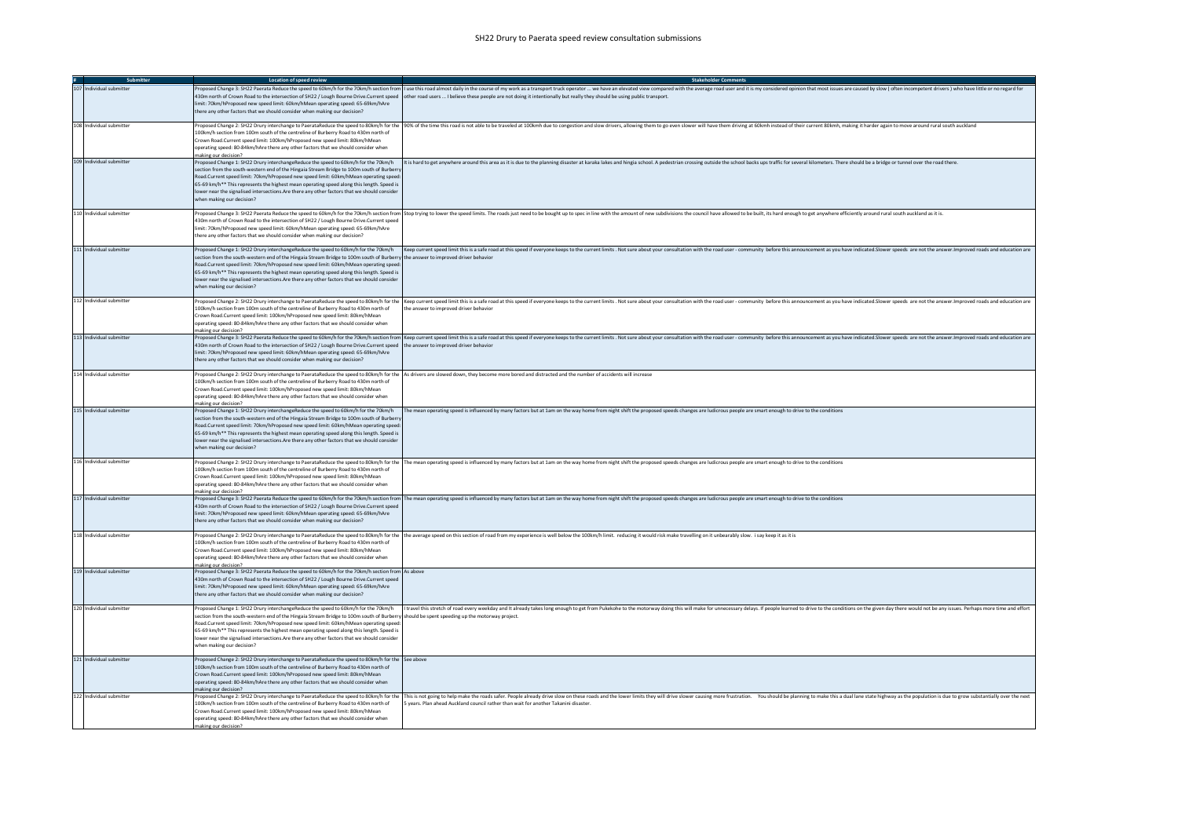# SH22 Drury to Paerata speed review consultation submissions

| # | Submitter | Location of speed review | Stakeholder Comments |
|---|---|---|---|
| 107 | Individual submitter | Proposed Change 3: SH22 Paerata Reduce the speed to 60km/h for the 70km/h section from 430m north of Crown Road to the intersection of SH22 / Lough Bourne Drive.Current speed limit: 70km/hProposed new speed limit: 60km/hMean operating speed: 65-69km/hAre there any other factors that we should consider when making our decision? | I use this road almost daily in the course of my work as a transport truck operator ... we have an elevated view compared with the average road user and it is my considered opinion that most issues are caused by slow ( often incompetent drivers ) who have little or no regard for other road users ... I believe these people are not doing it intentionally but really they should be using public transport. |
| 108 | Individual submitter | Proposed Change 2: SH22 Drury interchange to PaerataReduce the speed to 80km/h for the 100km/h section from 100m south of the centreline of Burberry Road to 430m north of Crown Road.Current speed limit: 100km/hProposed new speed limit: 80km/hMean operating speed: 80-84km/hAre there any other factors that we should consider when making our decision? | 90% of the time this road is not able to be traveled at 100kmh due to congestion and slow drivers, allowing them to go even slower will have them driving at 60kmh instead of their current 80kmh, making it harder again to move around rural south auckland |
| 109 | Individual submitter | Proposed Change 1: SH22 Drury interchangeReduce the speed to 60km/h for the 70km/h section from the south-western end of the Hingaia Stream Bridge to 100m south of Burberry Road.Current speed limit: 70km/hProposed new speed limit: 60km/hMean operating speed: 65-69 km/h** This represents the highest mean operating speed along this length. Speed is lower near the signalised intersections.Are there any other factors that we should consider when making our decision? | It is hard to get anywhere around this area as it is due to the planning disaster at karaka lakes and hingia school. A pedestrian crossing outside the school backs ups traffic for several kilometers. There should be a bridge or tunnel over the road there. |
| 110 | Individual submitter | Proposed Change 3: SH22 Paerata Reduce the speed to 60km/h for the 70km/h section from 430m north of Crown Road to the intersection of SH22 / Lough Bourne Drive.Current speed limit: 70km/hProposed new speed limit: 60km/hMean operating speed: 65-69km/hAre there any other factors that we should consider when making our decision? | Stop trying to lower the speed limits. The roads just need to be bought up to spec in line with the amount of new subdivisions the council have allowed to be built, its hard enough to get anywhere efficiently around rural south auckland as it is. |
| 111 | Individual submitter | Proposed Change 1: SH22 Drury interchangeReduce the speed to 60km/h for the 70km/h section from the south-western end of the Hingaia Stream Bridge to 100m south of Burberry Road.Current speed limit: 70km/hProposed new speed limit: 60km/hMean operating speed: 65-69 km/h** This represents the highest mean operating speed along this length. Speed is lower near the signalised intersections.Are there any other factors that we should consider when making our decision? | Keep current speed limit this is a safe road at this speed if everyone keeps to the current limits . Not sure about your consultation with the road user - community before this announcement as you have indicated.Slower speeds are not the answer.Improved roads and education are the answer to improved driver behavior |
| 112 | Individual submitter | Proposed Change 2: SH22 Drury interchange to PaerataReduce the speed to 80km/h for the 100km/h section from 100m south of the centreline of Burberry Road to 430m north of Crown Road.Current speed limit: 100km/hProposed new speed limit: 80km/hMean operating speed: 80-84km/hAre there any other factors that we should consider when making our decision? | Keep current speed limit this is a safe road at this speed if everyone keeps to the current limits . Not sure about your consultation with the road user - community before this announcement as you have indicated.Slower speeds are not the answer.Improved roads and education are the answer to improved driver behavior |
| 113 | Individual submitter | Proposed Change 3: SH22 Paerata Reduce the speed to 60km/h for the 70km/h section from 430m north of Crown Road to the intersection of SH22 / Lough Bourne Drive.Current speed limit: 70km/hProposed new speed limit: 60km/hMean operating speed: 65-69km/hAre there any other factors that we should consider when making our decision? | Keep current speed limit this is a safe road at this speed if everyone keeps to the current limits . Not sure about your consultation with the road user - community before this announcement as you have indicated.Slower speeds are not the answer.Improved roads and education are the answer to improved driver behavior |
| 114 | Individual submitter | Proposed Change 2: SH22 Drury interchange to PaerataReduce the speed to 80km/h for the 100km/h section from 100m south of the centreline of Burberry Road to 430m north of Crown Road.Current speed limit: 100km/hProposed new speed limit: 80km/hMean operating speed: 80-84km/hAre there any other factors that we should consider when making our decision? | As drivers are slowed down, they become more bored and distracted and the number of accidents will increase |
| 115 | Individual submitter | Proposed Change 1: SH22 Drury interchangeReduce the speed to 60km/h for the 70km/h section from the south-western end of the Hingaia Stream Bridge to 100m south of Burberry Road.Current speed limit: 70km/hProposed new speed limit: 60km/hMean operating speed: 65-69 km/h** This represents the highest mean operating speed along this length. Speed is lower near the signalised intersections.Are there any other factors that we should consider when making our decision? | The mean operating speed is influenced by many factors but at 1am on the way home from night shift the proposed speeds changes are ludicrous people are smart enough to drive to the conditions |
| 116 | Individual submitter | Proposed Change 2: SH22 Drury interchange to PaerataReduce the speed to 80km/h for the 100km/h section from 100m south of the centreline of Burberry Road to 430m north of Crown Road.Current speed limit: 100km/hProposed new speed limit: 80km/hMean operating speed: 80-84km/hAre there any other factors that we should consider when making our decision? | The mean operating speed is influenced by many factors but at 1am on the way home from night shift the proposed speeds changes are ludicrous people are smart enough to drive to the conditions |
| 117 | Individual submitter | Proposed Change 3: SH22 Paerata Reduce the speed to 60km/h for the 70km/h section from 430m north of Crown Road to the intersection of SH22 / Lough Bourne Drive.Current speed limit: 70km/hProposed new speed limit: 60km/hMean operating speed: 65-69km/hAre there any other factors that we should consider when making our decision? | The mean operating speed is influenced by many factors but at 1am on the way home from night shift the proposed speeds changes are ludicrous people are smart enough to drive to the conditions |
| 118 | Individual submitter | Proposed Change 2: SH22 Drury interchange to PaerataReduce the speed to 80km/h for the 100km/h section from 100m south of the centreline of Burberry Road to 430m north of Crown Road.Current speed limit: 100km/hProposed new speed limit: 80km/hMean operating speed: 80-84km/hAre there any other factors that we should consider when making our decision? | the average speed on this section of road from my experience is well below the 100km/h limit. reducing it would risk make travelling on it unbearably slow. i say keep it as it is |
| 119 | Individual submitter | Proposed Change 3: SH22 Paerata Reduce the speed to 60km/h for the 70km/h section from 430m north of Crown Road to the intersection of SH22 / Lough Bourne Drive.Current speed limit: 70km/hProposed new speed limit: 60km/hMean operating speed: 65-69km/hAre there any other factors that we should consider when making our decision? | As above |
| 120 | Individual submitter | Proposed Change 1: SH22 Drury interchangeReduce the speed to 60km/h for the 70km/h section from the south-western end of the Hingaia Stream Bridge to 100m south of Burberry Road.Current speed limit: 70km/hProposed new speed limit: 60km/hMean operating speed: 65-69 km/h** This represents the highest mean operating speed along this length. Speed is lower near the signalised intersections.Are there any other factors that we should consider when making our decision? | I travel this stretch of road every weekday and It already takes long enough to get from Pukekohe to the motorway doing this will make for unnecessary delays. If people learned to drive to the conditions on the given day there would not be any issues. Perhaps more time and effort should be spent speeding up the motorway project. |
| 121 | Individual submitter | Proposed Change 2: SH22 Drury interchange to PaerataReduce the speed to 80km/h for the 100km/h section from 100m south of the centreline of Burberry Road to 430m north of Crown Road.Current speed limit: 100km/hProposed new speed limit: 80km/hMean operating speed: 80-84km/hAre there any other factors that we should consider when making our decision? | See above |
| 122 | Individual submitter | Proposed Change 2: SH22 Drury interchange to PaerataReduce the speed to 80km/h for the 100km/h section from 100m south of the centreline of Burberry Road to 430m north of Crown Road.Current speed limit: 100km/hProposed new speed limit: 80km/hMean operating speed: 80-84km/hAre there any other factors that we should consider when making our decision? | This is not going to help make the roads safer. People already drive slow on these roads and the lower limits they will drive slower causing more frustration. You should be planning to make this a dual lane state highway as the population is due to grow substantially over the next 5 years. Plan ahead Auckland council rather than wait for another Takanini disaster. |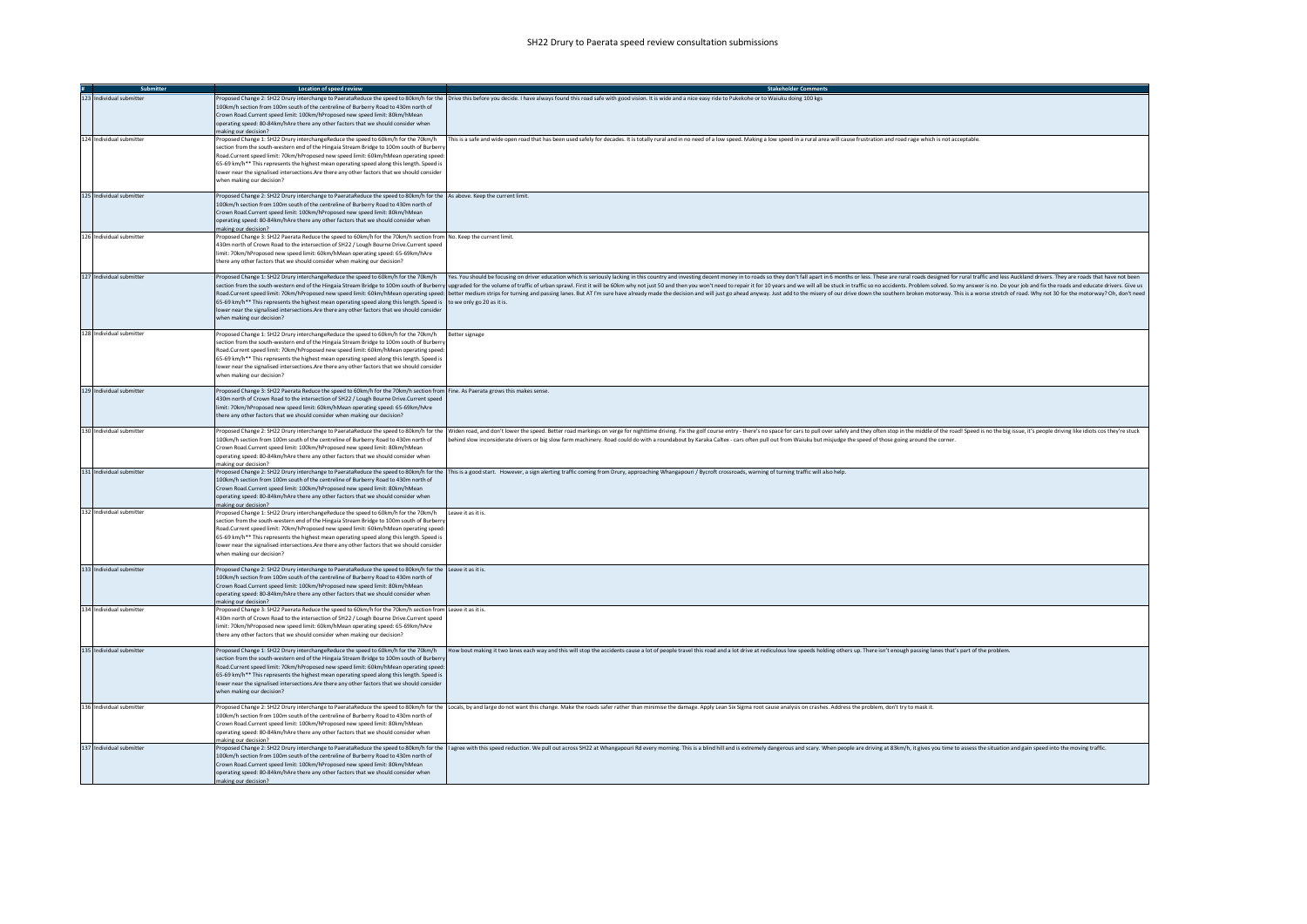# SH22 Drury to Paerata speed review consultation submissions

| # | Submitter | Location of speed review | Stakeholder Comments |
|---|---|---|---|
| 123 | Individual submitter | Proposed Change 2: SH22 Drury interchange to PaerataReduce the speed to 80km/h for the 100km/h section from 100m south of the centreline of Burberry Road to 430m north of Crown Road.Current speed limit: 100km/hProposed new speed limit: 80km/hMean operating speed: 80-84km/hAre there any other factors that we should consider when making our decision? | Drive this before you decide. I have always found this road safe with good vision. It is wide and a nice easy ride to Pukekohe or to Waiuku doing 100 kgs |
| 124 | Individual submitter | Proposed Change 1: SH22 Drury interchangeReduce the speed to 60km/h for the 70km/h section from the south-western end of the Hingaia Stream Bridge to 100m south of Burberry Road.Current speed limit: 70km/hProposed new speed limit: 60km/hMean operating speed: 65-69 km/h** This represents the highest mean operating speed along this length. Speed is lower near the signalised intersections.Are there any other factors that we should consider when making our decision? | This is a safe and wide open road that has been used safely for decades. It is totally rural and in no need of a low speed. Making a low speed in a rural area will cause frustration and road rage which is not acceptable. |
| 125 | Individual submitter | Proposed Change 2: SH22 Drury interchange to PaerataReduce the speed to 80km/h for the 100km/h section from 100m south of the centreline of Burberry Road to 430m north of Crown Road.Current speed limit: 100km/hProposed new speed limit: 80km/hMean operating speed: 80-84km/hAre there any other factors that we should consider when making our decision? | As above. Keep the current limit. |
| 126 | Individual submitter | Proposed Change 3: SH22 Paerata Reduce the speed to 60km/h for the 70km/h section from 430m north of Crown Road to the intersection of SH22 / Lough Bourne Drive.Current speed limit: 70km/hProposed new speed limit: 60km/hMean operating speed: 65-69km/hAre there any other factors that we should consider when making our decision? | No. Keep the current limit. |
| 127 | Individual submitter | Proposed Change 1: SH22 Drury interchangeReduce the speed to 60km/h for the 70km/h section from the south-western end of the Hingaia Stream Bridge to 100m south of Burberry Road.Current speed limit: 70km/hProposed new speed limit: 60km/hMean operating speed: 65-69 km/h** This represents the highest mean operating speed along this length. Speed is lower near the signalised intersections.Are there any other factors that we should consider when making our decision? | Yes. You should be focusing on driver education which is seriously lacking in this country and investing decent money in to roads so they don't fall apart in 6 months or less. These are rural roads designed for rural traffic and less Auckland drivers. They are roads that have not been upgraded for the volume of traffic of urban sprawl. First it will be 60km why not just 50 and then you won't need to repair it for 10 years and we will all be stuck in traffic so no accidents. Problem solved. So my answer is no. Do your job and fix the roads and educate drivers. Give us better medium strips for turning and passing lanes. But AT I'm sure have already made the decision and will just go ahead anyway. Just add to the misery of our drive down the southern broken motorway. This is a worse stretch of road. Why not 30 for the motorway? Oh, don't need to we only go 20 as it is. |
| 128 | Individual submitter | Proposed Change 1: SH22 Drury interchangeReduce the speed to 60km/h for the 70km/h section from the south-western end of the Hingaia Stream Bridge to 100m south of Burberry Road.Current speed limit: 70km/hProposed new speed limit: 60km/hMean operating speed: 65-69 km/h** This represents the highest mean operating speed along this length. Speed is lower near the signalised intersections.Are there any other factors that we should consider when making our decision? | Better signage |
| 129 | Individual submitter | Proposed Change 3: SH22 Paerata Reduce the speed to 60km/h for the 70km/h section from 430m north of Crown Road to the intersection of SH22 / Lough Bourne Drive.Current speed limit: 70km/hProposed new speed limit: 60km/hMean operating speed: 65-69km/hAre there any other factors that we should consider when making our decision? | Fine. As Paerata grows this makes sense. |
| 130 | Individual submitter | Proposed Change 2: SH22 Drury interchange to PaerataReduce the speed to 80km/h for the 100km/h section from 100m south of the centreline of Burberry Road to 430m north of Crown Road.Current speed limit: 100km/hProposed new speed limit: 80km/hMean operating speed: 80-84km/hAre there any other factors that we should consider when making our decision? | Widen road, and don't lower the speed. Better road markings on verge for nighttime driving. Fix the golf course entry - there's no space for cars to pull over safely and they often stop in the middle of the road! Speed is no the big issue, it's people driving like idiots cos they're stuck behind slow inconsiderate drivers or big slow farm machinery. Road could do with a roundabout by Karaka Caltex - cars often pull out from Waiuku but misjudge the speed of those going around the corner. |
| 131 | Individual submitter | Proposed Change 2: SH22 Drury interchange to PaerataReduce the speed to 80km/h for the 100km/h section from 100m south of the centreline of Burberry Road to 430m north of Crown Road.Current speed limit: 100km/hProposed new speed limit: 80km/hMean operating speed: 80-84km/hAre there any other factors that we should consider when making our decision? | This is a good start. However, a sign alerting traffic coming from Drury, approaching Whangapouri / Bycroft crossroads, warning of turning traffic will also help. |
| 132 | Individual submitter | Proposed Change 1: SH22 Drury interchangeReduce the speed to 60km/h for the 70km/h section from the south-western end of the Hingaia Stream Bridge to 100m south of Burberry Road.Current speed limit: 70km/hProposed new speed limit: 60km/hMean operating speed: 65-69 km/h** This represents the highest mean operating speed along this length. Speed is lower near the signalised intersections.Are there any other factors that we should consider when making our decision? | Leave it as it is. |
| 133 | Individual submitter | Proposed Change 2: SH22 Drury interchange to PaerataReduce the speed to 80km/h for the 100km/h section from 100m south of the centreline of Burberry Road to 430m north of Crown Road.Current speed limit: 100km/hProposed new speed limit: 80km/hMean operating speed: 80-84km/hAre there any other factors that we should consider when making our decision? | Leave it as it is. |
| 134 | Individual submitter | Proposed Change 3: SH22 Paerata Reduce the speed to 60km/h for the 70km/h section from 430m north of Crown Road to the intersection of SH22 / Lough Bourne Drive.Current speed limit: 70km/hProposed new speed limit: 60km/hMean operating speed: 65-69km/hAre there any other factors that we should consider when making our decision? | Leave it as it is. |
| 135 | Individual submitter | Proposed Change 1: SH22 Drury interchangeReduce the speed to 60km/h for the 70km/h section from the south-western end of the Hingaia Stream Bridge to 100m south of Burberry Road.Current speed limit: 70km/hProposed new speed limit: 60km/hMean operating speed: 65-69 km/h** This represents the highest mean operating speed along this length. Speed is lower near the signalised intersections.Are there any other factors that we should consider when making our decision? | How bout making it two lanes each way and this will stop the accidents cause a lot of people travel this road and a lot drive at rediculous low speeds holding others up. There isn't enough passing lanes that's part of the problem. |
| 136 | Individual submitter | Proposed Change 2: SH22 Drury interchange to PaerataReduce the speed to 80km/h for the 100km/h section from 100m south of the centreline of Burberry Road to 430m north of Crown Road.Current speed limit: 100km/hProposed new speed limit: 80km/hMean operating speed: 80-84km/hAre there any other factors that we should consider when making our decision? | Locals, by and large do not want this change. Make the roads safer rather than minimise the damage. Apply Lean Six Sigma root cause analysis on crashes. Address the problem, don't try to mask it. |
| 137 | Individual submitter | Proposed Change 2: SH22 Drury interchange to PaerataReduce the speed to 80km/h for the 100km/h section from 100m south of the centreline of Burberry Road to 430m north of Crown Road.Current speed limit: 100km/hProposed new speed limit: 80km/hMean operating speed: 80-84km/hAre there any other factors that we should consider when making our decision? | I agree with this speed reduction. We pull out across SH22 at Whangapouri Rd every morning. This is a blind hill and is extremely dangerous and scary. When people are driving at 83km/h, it gives you time to assess the situation and gain speed into the moving traffic. |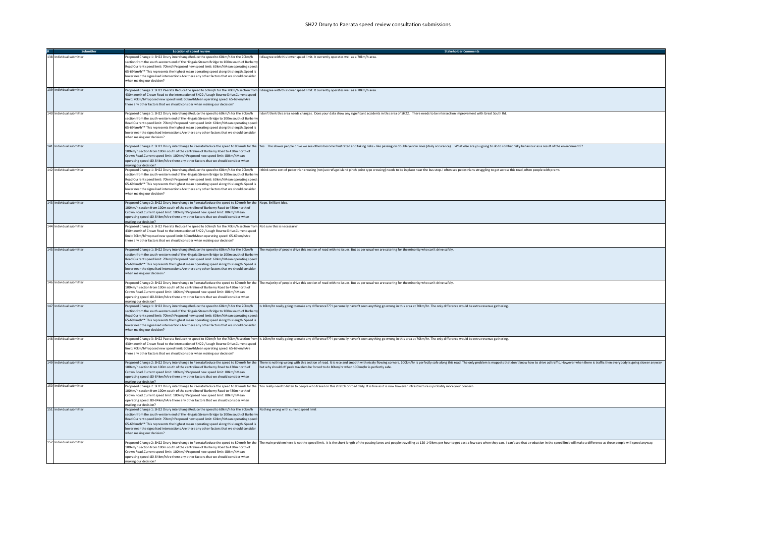# SH22 Drury to Paerata speed review consultation submissions

| # | Submitter | Location of speed review | Stakeholder Comments |
|---|---|---|---|
| 138 | Individual submitter | Proposed Change 1: SH22 Drury interchangeReduce the speed to 60km/h for the 70km/h section from the south-western end of the Hingaia Stream Bridge to 100m south of Burberry Road.Current speed limit: 70km/hProposed new speed limit: 60km/hMean operating speed: 65-69 km/h** This represents the highest mean operating speed along this length. Speed is lower near the signalised intersections.Are there any other factors that we should consider when making our decision? | I disagree with this lower speed limit. It currently operates well as a 70km/h area. |
| 139 | Individual submitter | Proposed Change 3: SH22 Paerata Reduce the speed to 60km/h for the 70km/h section from 430m north of Crown Road to the intersection of SH22 / Lough Bourne Drive.Current speed limit: 70km/hProposed new speed limit: 60km/hMean operating speed: 65-69km/hAre there any other factors that we should consider when making our decision? | I disagree with this lower speed limit. It currently operates well as a 70km/h area. |
| 140 | Individual submitter | Proposed Change 1: SH22 Drury interchangeReduce the speed to 60km/h for the 70km/h section from the south-western end of the Hingaia Stream Bridge to 100m south of Burberry Road.Current speed limit: 70km/hProposed new speed limit: 60km/hMean operating speed: 65-69 km/h** This represents the highest mean operating speed along this length. Speed is lower near the signalised intersections.Are there any other factors that we should consider when making our decision? | I don't think this area needs changes. Does your data show any significant accidents in this area of SH22. There needs to be intersection improvement with Great South Rd. |
| 141 | Individual submitter | Proposed Change 2: SH22 Drury interchange to PaerataReduce the speed to 80km/h for the 100km/h section from 100m south of the centreline of Burberry Road to 430m north of Crown Road.Current speed limit: 100km/hProposed new speed limit: 80km/hMean operating speed: 80-84km/hAre there any other factors that we should consider when making our decision? | Yes. The slower people drive we see others become frustrated and taking risks - like passing on double yellow lines (daily occurance). What else are you going to do to combat risky behaviour as a result of the environment?? |
| 142 | Individual submitter | Proposed Change 1: SH22 Drury interchangeReduce the speed to 60km/h for the 70km/h section from the south-western end of the Hingaia Stream Bridge to 100m south of Burberry Road.Current speed limit: 70km/hProposed new speed limit: 60km/hMean operating speed: 65-69 km/h** This represents the highest mean operating speed along this length. Speed is lower near the signalised intersections.Are there any other factors that we should consider when making our decision? | I think some sort of pedestrian crossing (not just refuge island pinch point type crossing) needs to be in place near the bus stop. I often see pedestrians struggling to get across this road, often people with prams. |
| 143 | Individual submitter | Proposed Change 2: SH22 Drury interchange to PaerataReduce the speed to 80km/h for the 100km/h section from 100m south of the centreline of Burberry Road to 430m north of Crown Road.Current speed limit: 100km/hProposed new speed limit: 80km/hMean operating speed: 80-84km/hAre there any other factors that we should consider when making our decision? | Nope. Brilliant idea. |
| 144 | Individual submitter | Proposed Change 3: SH22 Paerata Reduce the speed to 60km/h for the 70km/h section from 430m north of Crown Road to the intersection of SH22 / Lough Bourne Drive.Current speed limit: 70km/hProposed new speed limit: 60km/hMean operating speed: 65-69km/hAre there any other factors that we should consider when making our decision? | Not sure this is necessary? |
| 145 | Individual submitter | Proposed Change 1: SH22 Drury interchangeReduce the speed to 60km/h for the 70km/h section from the south-western end of the Hingaia Stream Bridge to 100m south of Burberry Road.Current speed limit: 70km/hProposed new speed limit: 60km/hMean operating speed: 65-69 km/h** This represents the highest mean operating speed along this length. Speed is lower near the signalised intersections.Are there any other factors that we should consider when making our decision? | The majority of people drive this section of road with no issues. But as per usual we are catering for the minority who can't drive safely. |
| 146 | Individual submitter | Proposed Change 2: SH22 Drury interchange to PaerataReduce the speed to 80km/h for the 100km/h section from 100m south of the centreline of Burberry Road to 430m north of Crown Road.Current speed limit: 100km/hProposed new speed limit: 80km/hMean operating speed: 80-84km/hAre there any other factors that we should consider when making our decision? | The majority of people drive this section of road with no issues. But as per usual we are catering for the minority who can't drive safely. |
| 147 | Individual submitter | Proposed Change 1: SH22 Drury interchangeReduce the speed to 60km/h for the 70km/h section from the south-western end of the Hingaia Stream Bridge to 100m south of Burberry Road.Current speed limit: 70km/hProposed new speed limit: 60km/hMean operating speed: 65-69 km/h** This represents the highest mean operating speed along this length. Speed is lower near the signalised intersections.Are there any other factors that we should consider when making our decision? | Is 10km/hr really going to make any difference??? I personally haven't seen anything go wrong in this area at 70km/hr. The only difference would be extra revenue gathering. |
| 148 | Individual submitter | Proposed Change 3: SH22 Paerata Reduce the speed to 60km/h for the 70km/h section from 430m north of Crown Road to the intersection of SH22 / Lough Bourne Drive.Current speed limit: 70km/hProposed new speed limit: 60km/hMean operating speed: 65-69km/hAre there any other factors that we should consider when making our decision? | Is 10km/hr really going to make any difference??? I personally haven't seen anything go wrong in this area at 70km/hr. The only difference would be extra revenue gathering. |
| 149 | Individual submitter | Proposed Change 2: SH22 Drury interchange to PaerataReduce the speed to 80km/h for the 100km/h section from 100m south of the centreline of Burberry Road to 430m north of Crown Road.Current speed limit: 100km/hProposed new speed limit: 80km/hMean operating speed: 80-84km/hAre there any other factors that we should consider when making our decision? | There is nothing wrong with this section of road. It is nice and smooth with nicely flowing corners. 100km/hr is perfectly safe along this road. The only problem is muppets that don't know how to drive ad traffic. However when there is traffic then everybody is going slower anyway but why should off peak travelers be forced to do 80km/hr when 100km/hr is perfectly safe. |
| 150 | Individual submitter | Proposed Change 2: SH22 Drury interchange to PaerataReduce the speed to 80km/h for the 100km/h section from 100m south of the centreline of Burberry Road to 430m north of Crown Road.Current speed limit: 100km/hProposed new speed limit: 80km/hMean operating speed: 80-84km/hAre there any other factors that we should consider when making our decision? | You really need to listen to people who travel on this stretch of road daily. It is fine as it is now however infrastructure is probably more your concern. |
| 151 | Individual submitter | Proposed Change 1: SH22 Drury interchangeReduce the speed to 60km/h for the 70km/h section from the south-western end of the Hingaia Stream Bridge to 100m south of Burberry Road.Current speed limit: 70km/hProposed new speed limit: 60km/hMean operating speed: 65-69 km/h** This represents the highest mean operating speed along this length. Speed is lower near the signalised intersections.Are there any other factors that we should consider when making our decision? | Nothing wrong with current speed limit |
| 152 | Individual submitter | Proposed Change 2: SH22 Drury interchange to PaerataReduce the speed to 80km/h for the 100km/h section from 100m south of the centreline of Burberry Road to 430m north of Crown Road.Current speed limit: 100km/hProposed new speed limit: 80km/hMean operating speed: 80-84km/hAre there any other factors that we should consider when making our decision? | The main problem here is not the speed limit. It is the short length of the passing lanes and people travelling at 120-140kms per hour to get past a few cars when they can. I can't see that a reduction in the speed limit will make a difference as these people will speed anyway. |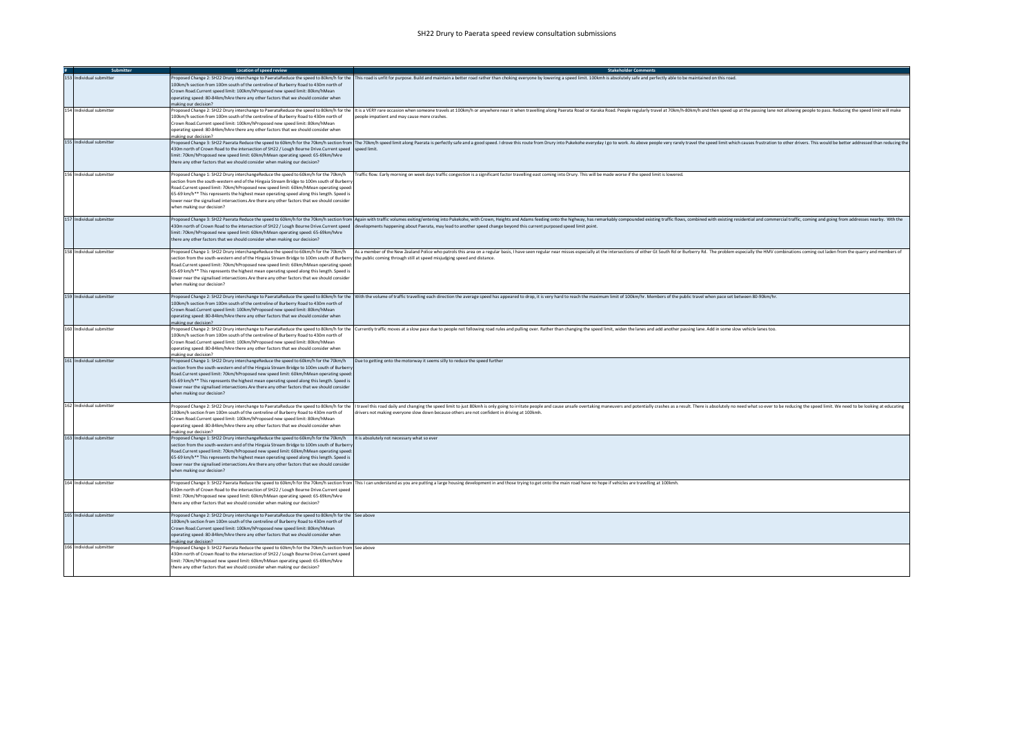# SH22 Drury to Paerata speed review consultation submissions

| # | Submitter | Location of speed review | Stakeholder Comments |
|---|---|---|---|
| 153 | Individual submitter | Proposed Change 2: SH22 Drury interchange to PaerataReduce the speed to 80km/h for the 100km/h section from 100m south of the centreline of Burberry Road to 430m north of Crown Road.Current speed limit: 100km/hProposed new speed limit: 80km/hMean operating speed: 80-84km/hAre there any other factors that we should consider when making our decision? | This road is unfit for purpose. Build and maintain a better road rather than choking everyone by lowering a speed limit. 100kmh is absolutely safe and perfectly able to be maintained on this road. |
| 154 | Individual submitter | Proposed Change 2: SH22 Drury interchange to PaerataReduce the speed to 80km/h for the 100km/h section from 100m south of the centreline of Burberry Road to 430m north of Crown Road.Current speed limit: 100km/hProposed new speed limit: 80km/hMean operating speed: 80-84km/hAre there any other factors that we should consider when making our decision? | It is a VERY rare occasion when someone travels at 100km/h or anywhere near it when travelling along Paerata Road or Karaka Road. People regularly travel at 70km/h-80km/h and then speed up at the passing lane not allowing people to pass. Reducing the speed limit will make people impatient and may cause more crashes. |
| 155 | Individual submitter | Proposed Change 3: SH22 Paerata Reduce the speed to 60km/h for the 70km/h section from 430m north of Crown Road to the intersection of SH22 / Lough Bourne Drive.Current speed limit: 70km/hProposed new speed limit: 60km/hMean operating speed: 65-69km/hAre there any other factors that we should consider when making our decision? | The 70km/h speed limit along Paerata is perfectly safe and a good speed. I drove this route from Drury into Pukekohe everyday I go to work. As above people very rarely travel the speed limit which causes frustration to other drivers. This would be better addressed than reducing the speed limit. |
| 156 | Individual submitter | Proposed Change 1: SH22 Drury interchangeReduce the speed to 60km/h for the 70km/h section from the south-western end of the Hingaia Stream Bridge to 100m south of Burberry Road.Current speed limit: 70km/hProposed new speed limit: 60km/hMean operating speed: 65-69 km/h** This represents the highest mean operating speed along this length. Speed is lower near the signalised intersections.Are there any other factors that we should consider when making our decision? | Traffic flow. Early morning on week days traffic congestion is a significant factor travelling east coming into Drury. This will be made worse if the speed limit is lowered. |
| 157 | Individual submitter | Proposed Change 3: SH22 Paerata Reduce the speed to 60km/h for the 70km/h section from 430m north of Crown Road to the intersection of SH22 / Lough Bourne Drive.Current speed limit: 70km/hProposed new speed limit: 60km/hMean operating speed: 65-69km/hAre there any other factors that we should consider when making our decision? | Again with traffic volumes exiting/entering into Pukekohe, with Crown, Heights and Adams feeding onto the highway, has remarkably compounded existing traffic flows, combined with existing residential and commercial traffic, coming and going from addresses nearby. With the developments happening about Paerata, may lead to another speed change beyond this current purposed speed limit point. |
| 158 | Individual submitter | Proposed Change 1: SH22 Drury interchangeReduce the speed to 60km/h for the 70km/h section from the south-western end of the Hingaia Stream Bridge to 100m south of Burberry Road.Current speed limit: 70km/hProposed new speed limit: 60km/hMean operating speed: 65-69 km/h** This represents the highest mean operating speed along this length. Speed is lower near the signalised intersections.Are there any other factors that we should consider when making our decision? | As a member of the New Zealand Police who patrols this area on a regular basis, I have seen regular near misses especially at the intersections of either Gt South Rd or Burberry Rd. The problem especially the HMV combinations coming out laden from the quarry and members of the public coming through still at speed misjudging speed and distance. |
| 159 | Individual submitter | Proposed Change 2: SH22 Drury interchange to PaerataReduce the speed to 80km/h for the 100km/h section from 100m south of the centreline of Burberry Road to 430m north of Crown Road.Current speed limit: 100km/hProposed new speed limit: 80km/hMean operating speed: 80-84km/hAre there any other factors that we should consider when making our decision? | With the volume of traffic travelling each direction the average speed has appeared to drop, it is very hard to reach the maximum limit of 100km/hr. Members of the public travel when pace set between 80-90km/hr. |
| 160 | Individual submitter | Proposed Change 2: SH22 Drury interchange to PaerataReduce the speed to 80km/h for the 100km/h section from 100m south of the centreline of Burberry Road to 430m north of Crown Road.Current speed limit: 100km/hProposed new speed limit: 80km/hMean operating speed: 80-84km/hAre there any other factors that we should consider when making our decision? | Currently traffic moves at a slow pace due to people not following road rules and pulling over. Rather than changing the speed limit, widen the lanes and add another passing lane. Add in some slow vehicle lanes too. |
| 161 | Individual submitter | Proposed Change 1: SH22 Drury interchangeReduce the speed to 60km/h for the 70km/h section from the south-western end of the Hingaia Stream Bridge to 100m south of Burberry Road.Current speed limit: 70km/hProposed new speed limit: 60km/hMean operating speed: 65-69 km/h** This represents the highest mean operating speed along this length. Speed is lower near the signalised intersections.Are there any other factors that we should consider when making our decision? | Due to getting onto the motorway it seems silly to reduce the speed further |
| 162 | Individual submitter | Proposed Change 2: SH22 Drury interchange to PaerataReduce the speed to 80km/h for the 100km/h section from 100m south of the centreline of Burberry Road to 430m north of Crown Road.Current speed limit: 100km/hProposed new speed limit: 80km/hMean operating speed: 80-84km/hAre there any other factors that we should consider when making our decision? | I travel this road daily and changing the speed limit to just 80kmh is only going to irritate people and cause unsafe overtaking maneuvers and potentially crashes as a result. There is absolutely no need what so ever to be reducing the speed limit. We need to be looking at educating drivers not making everyone slow down because others are not confident in driving at 100kmh. |
| 163 | Individual submitter | Proposed Change 1: SH22 Drury interchangeReduce the speed to 60km/h for the 70km/h section from the south-western end of the Hingaia Stream Bridge to 100m south of Burberry Road.Current speed limit: 70km/hProposed new speed limit: 60km/hMean operating speed: 65-69 km/h** This represents the highest mean operating speed along this length. Speed is lower near the signalised intersections.Are there any other factors that we should consider when making our decision? | It is absolutely not necessary what so ever |
| 164 | Individual submitter | Proposed Change 3: SH22 Paerata Reduce the speed to 60km/h for the 70km/h section from 430m north of Crown Road to the intersection of SH22 / Lough Bourne Drive.Current speed limit: 70km/hProposed new speed limit: 60km/hMean operating speed: 65-69km/hAre there any other factors that we should consider when making our decision? | This I can understand as you are putting a large housing development in and those trying to get onto the main road have no hope if vehicles are travelling at 100kmh. |
| 165 | Individual submitter | Proposed Change 2: SH22 Drury interchange to PaerataReduce the speed to 80km/h for the 100km/h section from 100m south of the centreline of Burberry Road to 430m north of Crown Road.Current speed limit: 100km/hProposed new speed limit: 80km/hMean operating speed: 80-84km/hAre there any other factors that we should consider when making our decision? | See above |
| 166 | Individual submitter | Proposed Change 3: SH22 Paerata Reduce the speed to 60km/h for the 70km/h section from 430m north of Crown Road to the intersection of SH22 / Lough Bourne Drive.Current speed limit: 70km/hProposed new speed limit: 60km/hMean operating speed: 65-69km/hAre there any other factors that we should consider when making our decision? | See above |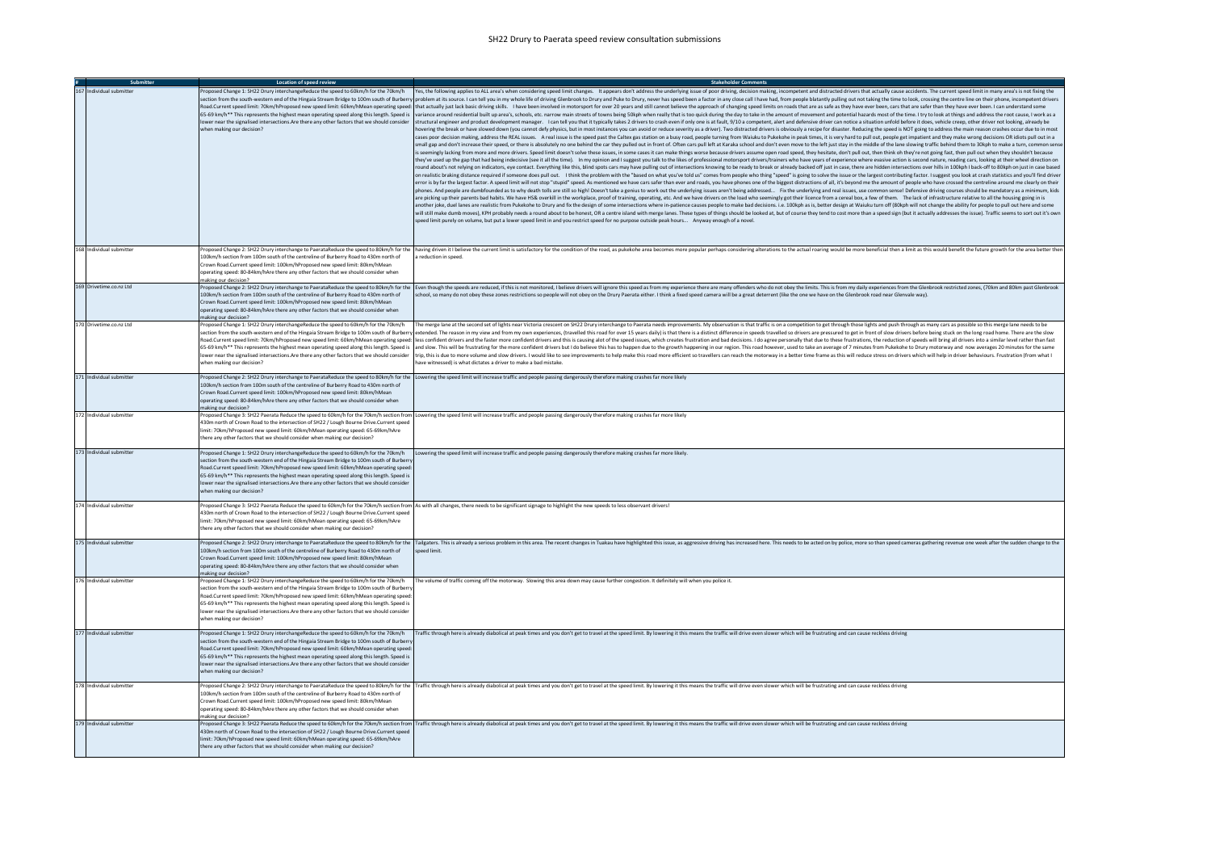# SH22 Drury to Paerata speed review consultation submissions

| # | Submitter | Location of speed review | Stakeholder Comments |
|---|---|---|---|
| 167 | Individual submitter | Proposed Change 1: SH22 Drury interchangeReduce the speed to 60km/h for the 70km/h section from the south-western end of the Hingaia Stream Bridge to 100m south of Burberry Road.Current speed limit: 70km/hProposed new speed limit: 60km/hMean operating speed: 65-69 km/h** This represents the highest mean operating speed along this length. Speed is lower near the signalised intersections.Are there any other factors that we should consider when making our decision? | Yes, the following applies to ALL area's when considering speed limit changes. It appears don't address the underlying issue of poor driving, decision making, incompetent and distracted drivers that actually cause accidents. The current speed limit in many area's is not fixing the problem at its source. I can tell you in my whole life of driving Glenbrook to Drury and Puke to Drury, never has speed been a factor in any close call I have had, from people blatantly pulling out not taking the time to look, crossing the centre line on their phone, incompetent drivers that actually just lack basic driving skills. I have been involved in motorsport for over 20 years and still cannot believe the approach of changing speed limits on roads that are as safe as they have ever been, cars that are safer than they have ever been. I can understand some variance around residential built up area's, schools, etc. narrow main streets of towns being 50kph when really that is too quick during the day to take in the amount of movement and potential hazards most of the time. I try to look at things and address the root cause, I work as a structural engineer and product development manager. I can tell you that it typically takes 2 drivers to crash even if only one is at fault, 9/10 a competent, alert and defensive driver can notice a situation unfold before it does, vehicle creep, other driver not looking, already be hovering the break or have slowed down (you cannot defy physics, but in most instances you can avoid or reduce severity as a driver). Two distracted drivers is obviously a recipe for disaster. Reducing the speed is NOT going to address the main reason crashes occur due to in most cases poor decision making, address the REAL issues. A real issue is the speed past the Caltex gas station on a busy road, people turning from Waiuku to Pukekohe in peak times, it is very hard to pull out, people get impatient and they make wrong decisions OR idiots pull out in a small gap and don't increase their speed, or there is absolutely no one behind the car they pulled out in front of. Often cars pull left at Karaka school and don't even move to the left just stay in the middle of the lane slowing traffic behind them to 30kph to make a turn, common sense is seemingly lacking from more and more drivers. Speed limit doesn't solve these issues, in some cases it can make things worse because drivers assume open road speed, they hesitate, don't pull out, then think oh they're not going fast, then pull out when they shouldn't because they've used up the gap that had being indecisive (see it all the time). In my opinion and I suggest you talk to the likes of professional motorsport drivers/trainers who have years of experience where evasive action is second nature, reading cars, looking at their wheel direction on round about's not relying on indicators, eye contact. Everything like this, blind spots cars may have pulling out of intersections knowing to be ready to break or already backed off just in case, there are hidden intersections over hills in 100kph I back-off to 80kph on just in case based on realistic braking distance required if someone does pull out. I think the problem with the "based on what you've told us" comes from people who thing "speed" is going to solve the issue or the largest contributing factor. I suggest you look at crash statistics and you'll find driver error is by far the largest factor. A speed limit will not stop "stupid" speed. As mentioned we have cars safer than ever and roads, you have phones one of the biggest distractions of all, it's beyond me the amount of people who have crossed the centreline around me clearly on their phones. And people are dumbfounded as to why death tolls are still so high! Doesn't take a genius to work out the underlying issues aren't being addressed... Fix the underlying and real issues, use common sense! Defensive driving courses should be mandatory as a minimum, kids are picking up their parents bad habits. We have HS& overkill in the workplace, proof of training, operating, etc. And we have drivers on the load who seemingly get their licence from a cereal box, a few of them. The lack of infrastructure relative to all the housing going in is another joke, duel lanes are realistic from Pukekohe to Drury and fix the design of some intersections where in-patience causes people to make bad decisions. i.e. 100kph as is, better design at Waiuku turn off (80kph will not change the ability for people to pull out here and some will still make dumb moves), KPH probably needs a round about to be honest, OR a centre island with merge lanes. These types of things should be looked at, but of course they tend to cost more than a speed sign (but it actually addresses the issue). Traffic seems to sort out it's own speed limit purely on volume, but put a lower speed limit in and you restrict speed for no purpose outside peak hours... Anyway enough of a novel. |
| 168 | Individual submitter | Proposed Change 2: SH22 Drury interchange to PaerataReduce the speed to 80km/h for the 100km/h section from 100m south of the centreline of Burberry Road to 430m north of Crown Road.Current speed limit: 100km/hProposed new speed limit: 80km/hMean operating speed: 80-84km/hAre there any other factors that we should consider when making our decision? | having driven it I believe the current limit is satisfactory for the condition of the road, as pukekohe area becomes more popular perhaps considering alterations to the actual roaring would be more beneficial then a limit as this would benefit the future growth for the area better then a reduction in speed. |
| 169 | Drivetime.co.nz Ltd | Proposed Change 2: SH22 Drury interchange to PaerataReduce the speed to 80km/h for the 100km/h section from 100m south of the centreline of Burberry Road to 430m north of Crown Road.Current speed limit: 100km/hProposed new speed limit: 80km/hMean operating speed: 80-84km/hAre there any other factors that we should consider when making our decision? | Even though the speeds are reduced, if this is not monitored, I believe drivers will ignore this speed as from my experience there are many offenders who do not obey the limits. This is from my daily experiences from the Glenbrook restricted zones, (70km and 80km past Glenbrook school, so many do not obey these zones restrictions so people will not obey on the Drury Paerata either. I think a fixed speed camera will be a great deterrent (like the one we have on the Glenbrook road near Glenvale way). |
| 170 | Drivetime.co.nz Ltd | Proposed Change 1: SH22 Drury interchangeReduce the speed to 60km/h for the 70km/h section from the south-western end of the Hingaia Stream Bridge to 100m south of Burberry Road.Current speed limit: 70km/hProposed new speed limit: 60km/hMean operating speed: 65-69 km/h** This represents the highest mean operating speed along this length. Speed is lower near the signalised intersections.Are there any other factors that we should consider when making our decision? | The merge lane at the second set of lights near Victoria crescent on SH22 Drury interchange to Paerata needs improvements. My observation is that traffic is on a competition to get through those lights and push through as many cars as possible so this merge lane needs to be extended. The reason in my view and from my own experiences, (travelled this road for over 15 years daily) is that there is a distinct difference in speeds travelled so drivers are pressured to get in front of slow drivers before being stuck on the long road home. There are the slow less confident drivers and the faster more confident drivers and this is causing alot of the speed issues, which creates frustration and bad decisions. I do agree personally that due to these frustrations, the reduction of speeds will bring all drivers into a similar level rather than fast and slow. This will be frustrating for the more confident drivers but I do believe this has to happen due to the growth happening in our region. This road however, used to take an average of 7 minutes from Pukekohe to Drury motorway and now averages 20 minutes for the same trip, this is due to more volume and slow drivers. I would like to see improvements to help make this road more efficient so travellers can reach the motorway in a better time frame as this will reduce stress on drivers which will help in driver behaviours. Frustration (from what I have witnessed) is what dictates a driver to make a bad mistake. |
| 171 | Individual submitter | Proposed Change 2: SH22 Drury interchange to PaerataReduce the speed to 80km/h for the 100km/h section from 100m south of the centreline of Burberry Road to 430m north of Crown Road.Current speed limit: 100km/hProposed new speed limit: 80km/hMean operating speed: 80-84km/hAre there any other factors that we should consider when making our decision? | Lowering the speed limit will increase traffic and people passing dangerously therefore making crashes far more likely |
| 172 | Individual submitter | Proposed Change 3: SH22 Paerata Reduce the speed to 60km/h for the 70km/h section from 430m north of Crown Road to the intersection of SH22 / Lough Bourne Drive.Current speed limit: 70km/hProposed new speed limit: 60km/hMean operating speed: 65-69km/hAre there any other factors that we should consider when making our decision? | Lowering the speed limit will increase traffic and people passing dangerously therefore making crashes far more likely |
| 173 | Individual submitter | Proposed Change 1: SH22 Drury interchangeReduce the speed to 60km/h for the 70km/h section from the south-western end of the Hingaia Stream Bridge to 100m south of Burberry Road.Current speed limit: 70km/hProposed new speed limit: 60km/hMean operating speed: 65-69 km/h** This represents the highest mean operating speed along this length. Speed is lower near the signalised intersections.Are there any other factors that we should consider when making our decision? | Lowering the speed limit will increase traffic and people passing dangerously therefore making crashes far more likely. |
| 174 | Individual submitter | Proposed Change 3: SH22 Paerata Reduce the speed to 60km/h for the 70km/h section from 430m north of Crown Road to the intersection of SH22 / Lough Bourne Drive.Current speed limit: 70km/hProposed new speed limit: 60km/hMean operating speed: 65-69km/hAre there any other factors that we should consider when making our decision? | As with all changes, there needs to be significant signage to highlight the new speeds to less observant drivers! |
| 175 | Individual submitter | Proposed Change 2: SH22 Drury interchange to PaerataReduce the speed to 80km/h for the 100km/h section from 100m south of the centreline of Burberry Road to 430m north of Crown Road.Current speed limit: 100km/hProposed new speed limit: 80km/hMean operating speed: 80-84km/hAre there any other factors that we should consider when making our decision? | Tailgaters. This is already a serious problem in this area. The recent changes in Tuakau have highlighted this issue, as aggressive driving has increased here. This needs to be acted on by police, more so than speed cameras gathering revenue one week after the sudden change to the speed limit. |
| 176 | Individual submitter | Proposed Change 1: SH22 Drury interchangeReduce the speed to 60km/h for the 70km/h section from the south-western end of the Hingaia Stream Bridge to 100m south of Burberry Road.Current speed limit: 70km/hProposed new speed limit: 60km/hMean operating speed: 65-69 km/h** This represents the highest mean operating speed along this length. Speed is lower near the signalised intersections.Are there any other factors that we should consider when making our decision? | The volume of traffic coming off the motorway. Slowing this area down may cause further congestion. It definitely will when you police it. |
| 177 | Individual submitter | Proposed Change 1: SH22 Drury interchangeReduce the speed to 60km/h for the 70km/h section from the south-western end of the Hingaia Stream Bridge to 100m south of Burberry Road.Current speed limit: 70km/hProposed new speed limit: 60km/hMean operating speed: 65-69 km/h** This represents the highest mean operating speed along this length. Speed is lower near the signalised intersections.Are there any other factors that we should consider when making our decision? | Traffic through here is already diabolical at peak times and you don't get to travel at the speed limit. By lowering it this means the traffic will drive even slower which will be frustrating and can cause reckless driving |
| 178 | Individual submitter | Proposed Change 2: SH22 Drury interchange to PaerataReduce the speed to 80km/h for the 100km/h section from 100m south of the centreline of Burberry Road to 430m north of Crown Road.Current speed limit: 100km/hProposed new speed limit: 80km/hMean operating speed: 80-84km/hAre there any other factors that we should consider when making our decision? | Traffic through here is already diabolical at peak times and you don't get to travel at the speed limit. By lowering it this means the traffic will drive even slower which will be frustrating and can cause reckless driving |
| 179 | Individual submitter | Proposed Change 3: SH22 Paerata Reduce the speed to 60km/h for the 70km/h section from 430m north of Crown Road to the intersection of SH22 / Lough Bourne Drive.Current speed limit: 70km/hProposed new speed limit: 60km/hMean operating speed: 65-69km/hAre there any other factors that we should consider when making our decision? | Traffic through here is already diabolical at peak times and you don't get to travel at the speed limit. By lowering it this means the traffic will drive even slower which will be frustrating and can cause reckless driving |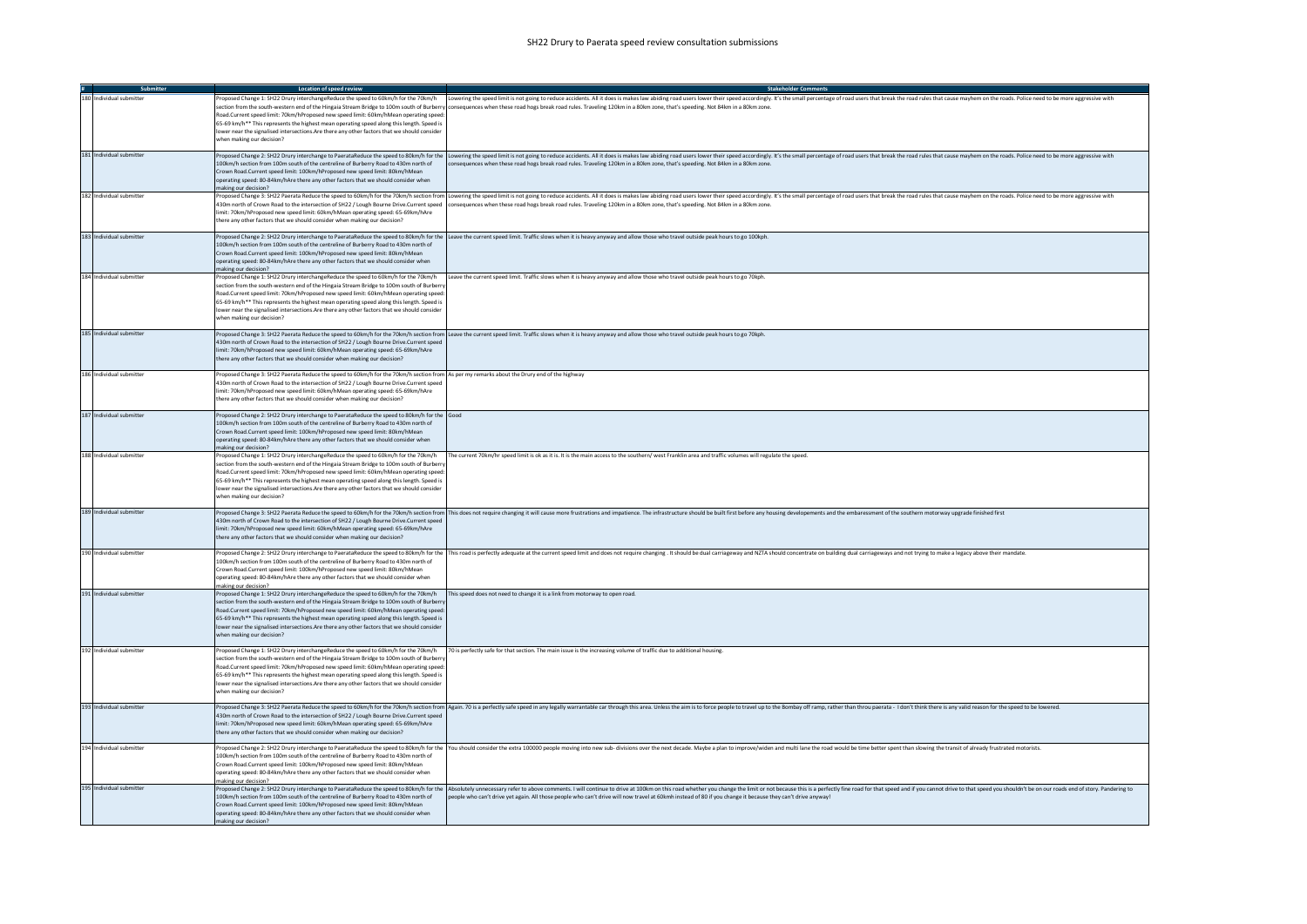# SH22 Drury to Paerata speed review consultation submissions

| # | Submitter | Location of speed review | Stakeholder Comments |
|---|---|---|---|
| 180 | Individual submitter | Proposed Change 1: SH22 Drury interchangeReduce the speed to 60km/h for the 70km/h section from the south-western end of the Hingaia Stream Bridge to 100m south of Burberry Road.Current speed limit: 70km/hProposed new speed limit: 60km/hMean operating speed: 65-69 km/h** This represents the highest mean operating speed along this length. Speed is lower near the signalised intersections.Are there any other factors that we should consider when making our decision? | Lowering the speed limit is not going to reduce accidents. All it does is makes law abiding road users lower their speed accordingly. It's the small percentage of road users that break the road rules that cause mayhem on the roads. Police need to be more aggressive with consequences when these road hogs break road rules. Traveling 120km in a 80km zone, that's speeding. Not 84km in a 80km zone. |
| 181 | Individual submitter | Proposed Change 2: SH22 Drury interchange to PaerataReduce the speed to 80km/h for the 100km/h section from 100m south of the centreline of Burberry Road to 430m north of Crown Road.Current speed limit: 100km/hProposed new speed limit: 80km/hMean operating speed: 80-84km/hAre there any other factors that we should consider when making our decision? | Lowering the speed limit is not going to reduce accidents. All it does is makes law abiding road users lower their speed accordingly. It's the small percentage of road users that break the road rules that cause mayhem on the roads. Police need to be more aggressive with consequences when these road hogs break road rules. Traveling 120km in a 80km zone, that's speeding. Not 84km in a 80km zone. |
| 182 | Individual submitter | Proposed Change 3: SH22 Paerata Reduce the speed to 60km/h for the 70km/h section from 430m north of Crown Road to the intersection of SH22 / Lough Bourne Drive.Current speed limit: 70km/hProposed new speed limit: 60km/hMean operating speed: 65-69km/hAre there any other factors that we should consider when making our decision? | Lowering the speed limit is not going to reduce accidents. All it does is makes law abiding road users lower their speed accordingly. It's the small percentage of road users that break the road rules that cause mayhem on the roads. Police need to be more aggressive with consequences when these road hogs break road rules. Traveling 120km in a 80km zone, that's speeding. Not 84km in a 80km zone. |
| 183 | Individual submitter | Proposed Change 2: SH22 Drury interchange to PaerataReduce the speed to 80km/h for the 100km/h section from 100m south of the centreline of Burberry Road to 430m north of Crown Road.Current speed limit: 100km/hProposed new speed limit: 80km/hMean operating speed: 80-84km/hAre there any other factors that we should consider when making our decision? | Leave the current speed limit. Traffic slows when it is heavy anyway and allow those who travel outside peak hours to go 100kph. |
| 184 | Individual submitter | Proposed Change 1: SH22 Drury interchangeReduce the speed to 60km/h for the 70km/h section from the south-western end of the Hingaia Stream Bridge to 100m south of Burberry Road.Current speed limit: 70km/hProposed new speed limit: 60km/hMean operating speed: 65-69 km/h** This represents the highest mean operating speed along this length. Speed is lower near the signalised intersections.Are there any other factors that we should consider when making our decision? | Leave the current speed limit. Traffic slows when it is heavy anyway and allow those who travel outside peak hours to go 70kph. |
| 185 | Individual submitter | Proposed Change 3: SH22 Paerata Reduce the speed to 60km/h for the 70km/h section from 430m north of Crown Road to the intersection of SH22 / Lough Bourne Drive.Current speed limit: 70km/hProposed new speed limit: 60km/hMean operating speed: 65-69km/hAre there any other factors that we should consider when making our decision? | Leave the current speed limit. Traffic slows when it is heavy anyway and allow those who travel outside peak hours to go 70kph. |
| 186 | Individual submitter | Proposed Change 3: SH22 Paerata Reduce the speed to 60km/h for the 70km/h section from 430m north of Crown Road to the intersection of SH22 / Lough Bourne Drive.Current speed limit: 70km/hProposed new speed limit: 60km/hMean operating speed: 65-69km/hAre there any other factors that we should consider when making our decision? | As per my remarks about the Drury end of the highway |
| 187 | Individual submitter | Proposed Change 2: SH22 Drury interchange to PaerataReduce the speed to 80km/h for the 100km/h section from 100m south of the centreline of Burberry Road to 430m north of Crown Road.Current speed limit: 100km/hProposed new speed limit: 80km/hMean operating speed: 80-84km/hAre there any other factors that we should consider when making our decision? | Good |
| 188 | Individual submitter | Proposed Change 1: SH22 Drury interchangeReduce the speed to 60km/h for the 70km/h section from the south-western end of the Hingaia Stream Bridge to 100m south of Burberry Road.Current speed limit: 70km/hProposed new speed limit: 60km/hMean operating speed: 65-69 km/h** This represents the highest mean operating speed along this length. Speed is lower near the signalised intersections.Are there any other factors that we should consider when making our decision? | The current 70km/hr speed limit is ok as it is. It is the main access to the southern/ west Franklin area and traffic volumes will regulate the speed. |
| 189 | Individual submitter | Proposed Change 3: SH22 Paerata Reduce the speed to 60km/h for the 70km/h section from 430m north of Crown Road to the intersection of SH22 / Lough Bourne Drive.Current speed limit: 70km/hProposed new speed limit: 60km/hMean operating speed: 65-69km/hAre there any other factors that we should consider when making our decision? | This does not require changing it will cause more frustrations and impatience. The infrastructure should be built first before any housing developements and the embaressment of the southern motorway upgrade finished first |
| 190 | Individual submitter | Proposed Change 2: SH22 Drury interchange to PaerataReduce the speed to 80km/h for the 100km/h section from 100m south of the centreline of Burberry Road to 430m north of Crown Road.Current speed limit: 100km/hProposed new speed limit: 80km/hMean operating speed: 80-84km/hAre there any other factors that we should consider when making our decision? | This road is perfectly adequate at the current speed limit and does not require changing . It should be dual carriageway and NZTA should concentrate on building dual carriageways and not trying to make a legacy above their mandate. |
| 191 | Individual submitter | Proposed Change 1: SH22 Drury interchangeReduce the speed to 60km/h for the 70km/h section from the south-western end of the Hingaia Stream Bridge to 100m south of Burberry Road.Current speed limit: 70km/hProposed new speed limit: 60km/hMean operating speed: 65-69 km/h** This represents the highest mean operating speed along this length. Speed is lower near the signalised intersections.Are there any other factors that we should consider when making our decision? | This speed does not need to change it is a link from motorway to open road. |
| 192 | Individual submitter | Proposed Change 1: SH22 Drury interchangeReduce the speed to 60km/h for the 70km/h section from the south-western end of the Hingaia Stream Bridge to 100m south of Burberry Road.Current speed limit: 70km/hProposed new speed limit: 60km/hMean operating speed: 65-69 km/h** This represents the highest mean operating speed along this length. Speed is lower near the signalised intersections.Are there any other factors that we should consider when making our decision? | 70 is perfectly safe for that section. The main issue is the increasing volume of traffic due to additional housing. |
| 193 | Individual submitter | Proposed Change 3: SH22 Paerata Reduce the speed to 60km/h for the 70km/h section from 430m north of Crown Road to the intersection of SH22 / Lough Bourne Drive.Current speed limit: 70km/hProposed new speed limit: 60km/hMean operating speed: 65-69km/hAre there any other factors that we should consider when making our decision? | Again. 70 is a perfectly safe speed in any legally warrantable car through this area. Unless the aim is to force people to travel up to the Bombay off ramp, rather than throu paerata - I don't think there is any valid reason for the speed to be lowered. |
| 194 | Individual submitter | Proposed Change 2: SH22 Drury interchange to PaerataReduce the speed to 80km/h for the 100km/h section from 100m south of the centreline of Burberry Road to 430m north of Crown Road.Current speed limit: 100km/hProposed new speed limit: 80km/hMean operating speed: 80-84km/hAre there any other factors that we should consider when making our decision? | You should consider the extra 100000 people moving into new sub- divisions over the next decade. Maybe a plan to improve/widen and multi lane the road would be time better spent than slowing the transit of already frustrated motorists. |
| 195 | Individual submitter | Proposed Change 2: SH22 Drury interchange to PaerataReduce the speed to 80km/h for the 100km/h section from 100m south of the centreline of Burberry Road to 430m north of Crown Road.Current speed limit: 100km/hProposed new speed limit: 80km/hMean operating speed: 80-84km/hAre there any other factors that we should consider when making our decision? | Absolutely unnecessary refer to above comments. I will continue to drive at 100km on this road whether you change the limit or not because this is a perfectly fine road for that speed and if you cannot drive to that speed you shouldn't be on our roads end of story. Pandering to people who can't drive yet again. All those people who can't drive will now travel at 60kmh instead of 80 if you change it because they can't drive anyway! |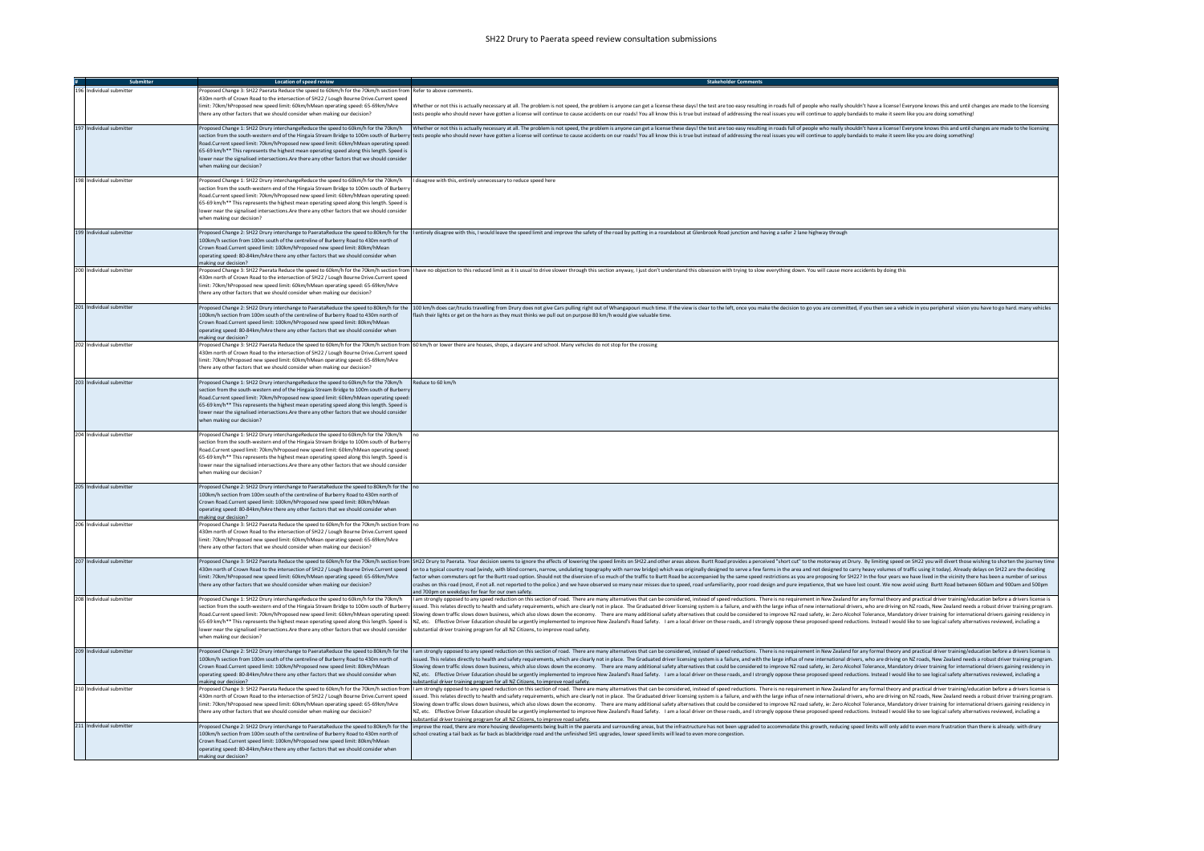# SH22 Drury to Paerata speed review consultation submissions

| # | Submitter | Location of speed review | Stakeholder Comments |
|---|---|---|---|
| 196 | Individual submitter | Proposed Change 3: SH22 Paerata Reduce the speed to 60km/h for the 70km/h section from 430m north of Crown Road to the intersection of SH22 / Lough Bourne Drive.Current speed limit: 70km/hProposed new speed limit: 60km/hMean operating speed: 65-69km/hAre there any other factors that we should consider when making our decision? | Refer to above comments.<br><br>Whether or not this is actually necessary at all. The problem is not speed, the problem is anyone can get a license these days! the test are too easy resulting in roads full of people who really shouldn't have a license! Everyone knows this and until changes are made to the licensing tests people who should never have gotten a license will continue to cause accidents on our roads! You all know this is true but instead of addressing the real issues you will continue to apply bandaids to make it seem like you are doing something! |
| 197 | Individual submitter | Proposed Change 1: SH22 Drury interchangeReduce the speed to 60km/h for the 70km/h section from the south-western end of the Hingaia Stream Bridge to 100m south of Burberry Road.Current speed limit: 70km/hProposed new speed limit: 60km/hMean operating speed: 65-69 km/h** This represents the highest mean operating speed along this length. Speed is lower near the signalised intersections.Are there any other factors that we should consider when making our decision? | Whether or not this is actually necessary at all. The problem is not speed, the problem is anyone can get a license these days! the test are too easy resulting in roads full of people who really shouldn't have a license! Everyone knows this and until changes are made to the licensing tests people who should never have gotten a license will continue to cause accidents on our roads! You all know this is true but instead of addressing the real issues you will continue to apply bandaids to make it seem like you are doing something! |
| 198 | Individual submitter | Proposed Change 1: SH22 Drury interchangeReduce the speed to 60km/h for the 70km/h section from the south-western end of the Hingaia Stream Bridge to 100m south of Burberry Road.Current speed limit: 70km/hProposed new speed limit: 60km/hMean operating speed: 65-69 km/h** This represents the highest mean operating speed along this length. Speed is lower near the signalised intersections.Are there any other factors that we should consider when making our decision? | I disagree with this, entirely unnecessary to reduce speed here |
| 199 | Individual submitter | Proposed Change 2: SH22 Drury interchange to PaerataReduce the speed to 80km/h for the 100km/h section from 100m south of the centreline of Burberry Road to 430m north of Crown Road.Current speed limit: 100km/hProposed new speed limit: 80km/hMean operating speed: 80-84km/hAre there any other factors that we should consider when making our decision? | I entirely disagree with this, I would leave the speed limit and improve the safety of the road by putting in a roundabout at Glenbrook Road junction and having a safer 2 lane highway through |
| 200 | Individual submitter | Proposed Change 3: SH22 Paerata Reduce the speed to 60km/h for the 70km/h section from 430m north of Crown Road to the intersection of SH22 / Lough Bourne Drive.Current speed limit: 70km/hProposed new speed limit: 60km/hMean operating speed: 65-69km/hAre there any other factors that we should consider when making our decision? | I have no objection to this reduced limit as it is usual to drive slower through this section anyway, I just don't understand this obsession with trying to slow everything down. You will cause more accidents by doing this |
| 201 | Individual submitter | Proposed Change 2: SH22 Drury interchange to PaerataReduce the speed to 80km/h for the 100km/h section from 100m south of the centreline of Burberry Road to 430m north of Crown Road.Current speed limit: 100km/hProposed new speed limit: 80km/hMean operating speed: 80-84km/hAre there any other factors that we should consider when making our decision? | 100 km/h does car/trucks travelling from Drury does not give Cars pulling right out of Whangapouri much time. If the view is clear to the left, once you make the decision to go you are committed, if you then see a vehicle in you peripheral vision you have to go hard. many vehicles flash their lights or get on the horn as they must thinks we pull out on purpose 80 km/h would give valuable time. |
| 202 | Individual submitter | Proposed Change 3: SH22 Paerata Reduce the speed to 60km/h for the 70km/h section from 430m north of Crown Road to the intersection of SH22 / Lough Bourne Drive.Current speed limit: 70km/hProposed new speed limit: 60km/hMean operating speed: 65-69km/hAre there any other factors that we should consider when making our decision? | 60 km/h or lower there are houses, shops, a daycare and school. Many vehicles do not stop for the crossing |
| 203 | Individual submitter | Proposed Change 1: SH22 Drury interchangeReduce the speed to 60km/h for the 70km/h section from the south-western end of the Hingaia Stream Bridge to 100m south of Burberry Road.Current speed limit: 70km/hProposed new speed limit: 60km/hMean operating speed: 65-69 km/h** This represents the highest mean operating speed along this length. Speed is lower near the signalised intersections.Are there any other factors that we should consider when making our decision? | Reduce to 60 km/h |
| 204 | Individual submitter | Proposed Change 1: SH22 Drury interchangeReduce the speed to 60km/h for the 70km/h section from the south-western end of the Hingaia Stream Bridge to 100m south of Burberry Road.Current speed limit: 70km/hProposed new speed limit: 60km/hMean operating speed: 65-69 km/h** This represents the highest mean operating speed along this length. Speed is lower near the signalised intersections.Are there any other factors that we should consider when making our decision? | no |
| 205 | Individual submitter | Proposed Change 2: SH22 Drury interchange to PaerataReduce the speed to 80km/h for the 100km/h section from 100m south of the centreline of Burberry Road to 430m north of Crown Road.Current speed limit: 100km/hProposed new speed limit: 80km/hMean operating speed: 80-84km/hAre there any other factors that we should consider when making our decision? | no |
| 206 | Individual submitter | Proposed Change 3: SH22 Paerata Reduce the speed to 60km/h for the 70km/h section from 430m north of Crown Road to the intersection of SH22 / Lough Bourne Drive.Current speed limit: 70km/hProposed new speed limit: 60km/hMean operating speed: 65-69km/hAre there any other factors that we should consider when making our decision? | no |
| 207 | Individual submitter | Proposed Change 3: SH22 Paerata Reduce the speed to 60km/h for the 70km/h section from 430m north of Crown Road to the intersection of SH22 / Lough Bourne Drive.Current speed limit: 70km/hProposed new speed limit: 60km/hMean operating speed: 65-69km/hAre there any other factors that we should consider when making our decision? | SH22 Drury to Paerata. Your decision seems to ignore the effects of lowering the speed limits on SH22 and other areas above. Burtt Road provides a perceived "short cut" to the motorway at Drury. By limiting speed on SH22 you will divert those wishing to shorten the journey time on to a typical country road (windy, with blind corners, narrow, undulating topography with narrow bridge) which was originally designed to serve a few farms in the area and not designed to carry heavy volumes of traffic using it today). Already delays on SH22 are the deciding factor when commuters opt for the Burtt road option. Should not the diversion of so much of the traffic to Burtt Road be accompanied by the same speed restrictions as you are proposing for SH22? In the four years we have lived in the vicinity there has been a number of serious crashes on this road (most, if not all. not reported to the police.) and we have observed so many near misses due to speed, road unfamiliarity, poor road design and pure impatience, that we have lost count. We now avoid using Burtt Road between 600am and 900am and 500pm and 700pm on weekdays for fear for our own safety. |
| 208 | Individual submitter | Proposed Change 1: SH22 Drury interchangeReduce the speed to 60km/h for the 70km/h section from the south-western end of the Hingaia Stream Bridge to 100m south of Burberry Road.Current speed limit: 70km/hProposed new speed limit: 60km/hMean operating speed: 65-69 km/h** This represents the highest mean operating speed along this length. Speed is lower near the signalised intersections.Are there any other factors that we should consider when making our decision? | I am strongly opposed to any speed reduction on this section of road. There are many alternatives that can be considered, instead of speed reductions. There is no requirement in New Zealand for any formal theory and practical driver training/education before a drivers license is issued. This relates directly to health and safety requirements, which are clearly not in place. The Graduated driver licensing system is a failure, and with the large influx of new international drivers, who are driving on NZ roads, New Zealand needs a robust driver training program. Slowing down traffic slows down business, which also slows down the economy. There are many additional safety alternatives that could be considered to improve NZ road safety, ie: Zero Alcohol Tolerance, Mandatory driver training for international drivers gaining residency in NZ, etc. Effective Driver Education should be urgently implemented to improve New Zealand's Road Safety. I am a local driver on these roads, and I strongly oppose these proposed speed reductions. Instead I would like to see logical safety alternatives reviewed, including a substantial driver training program for all NZ Citizens, to improve road safety. |
| 209 | Individual submitter | Proposed Change 2: SH22 Drury interchange to PaerataReduce the speed to 80km/h for the 100km/h section from 100m south of the centreline of Burberry Road to 430m north of Crown Road.Current speed limit: 100km/hProposed new speed limit: 80km/hMean operating speed: 80-84km/hAre there any other factors that we should consider when making our decision? | I am strongly opposed to any speed reduction on this section of road. There are many alternatives that can be considered, instead of speed reductions. There is no requirement in New Zealand for any formal theory and practical driver training/education before a drivers license is issued. This relates directly to health and safety requirements, which are clearly not in place. The Graduated driver licensing system is a failure, and with the large influx of new international drivers, who are driving on NZ roads, New Zealand needs a robust driver training program. Slowing down traffic slows down business, which also slows down the economy. There are many additional safety alternatives that could be considered to improve NZ road safety, ie: Zero Alcohol Tolerance, Mandatory driver training for international drivers gaining residency in NZ, etc. Effective Driver Education should be urgently implemented to improve New Zealand's Road Safety. I am a local driver on these roads, and I strongly oppose these proposed speed reductions. Instead I would like to see logical safety alternatives reviewed, including a substantial driver training program for all NZ Citizens, to improve road safety. |
| 210 | Individual submitter | Proposed Change 3: SH22 Paerata Reduce the speed to 60km/h for the 70km/h section from 430m north of Crown Road to the intersection of SH22 / Lough Bourne Drive.Current speed limit: 70km/hProposed new speed limit: 60km/hMean operating speed: 65-69km/hAre there any other factors that we should consider when making our decision? | I am strongly opposed to any speed reduction on this section of road. There are many alternatives that can be considered, instead of speed reductions. There is no requirement in New Zealand for any formal theory and practical driver training/education before a drivers license is issued. This relates directly to health and safety requirements, which are clearly not in place. The Graduated driver licensing system is a failure, and with the large influx of new international drivers, who are driving on NZ roads, New Zealand needs a robust driver training program. Slowing down traffic slows down business, which also slows down the economy. There are many additional safety alternatives that could be considered to improve NZ road safety, ie: Zero Alcohol Tolerance, Mandatory driver training for international drivers gaining residency in NZ, etc. Effective Driver Education should be urgently implemented to improve New Zealand's Road Safety. I am a local driver on these roads, and I strongly oppose these proposed speed reductions. Instead I would like to see logical safety alternatives reviewed, including a substantial driver training program for all NZ Citizens, to improve road safety. |
| 211 | Individual submitter | Proposed Change 2: SH22 Drury interchange to PaerataReduce the speed to 80km/h for the 100km/h section from 100m south of the centreline of Burberry Road to 430m north of Crown Road.Current speed limit: 100km/hProposed new speed limit: 80km/hMean operating speed: 80-84km/hAre there any other factors that we should consider when making our decision? | improve the road, there are more housing developments being built in the paerata and surrounding areas, but the infrastructure has not been upgraded to accommodate this growth, reducing speed limits will only add to even more frustration than there is already. with drury school creating a tail back as far back as blackbridge road and the unfinished SH1 upgrades, lower speed limits will lead to even more congestion. |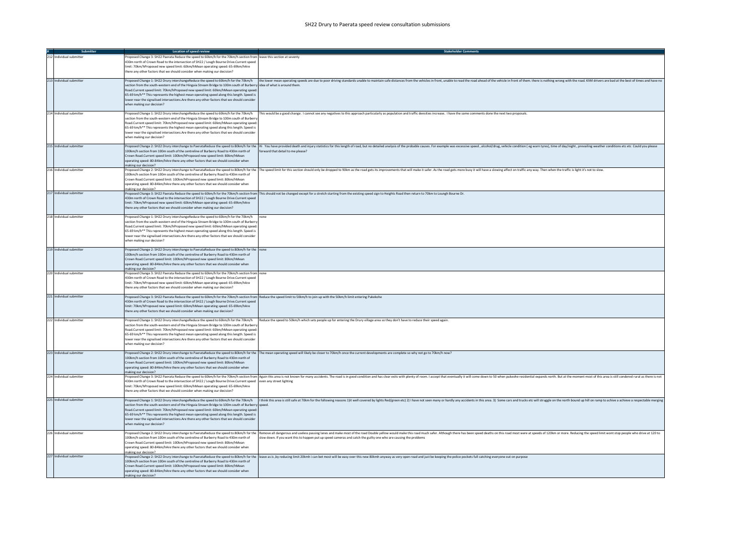# SH22 Drury to Paerata speed review consultation submissions

| # | Submitter | Location of speed review | Stakeholder Comments |
|---|---|---|---|
| 212 | Individual submitter | Proposed Change 3: SH22 Paerata Reduce the speed to 60km/h for the 70km/h section from 430m north of Crown Road to the intersection of SH22 / Lough Bourne Drive.Current speed limit: 70km/hProposed new speed limit: 60km/hMean operating speed: 65-69km/hAre there any other factors that we should consider when making our decision? | leave this section at seventy |
| 213 | Individual submitter | Proposed Change 1: SH22 Drury interchangeReduce the speed to 60km/h for the 70km/h section from the south-western end of the Hingaia Stream Bridge to 100m south of Burberry Road.Current speed limit: 70km/hProposed new speed limit: 60km/hMean operating speed: 65-69 km/h** This represents the highest mean operating speed along this length. Speed is lower near the signalised intersections.Are there any other factors that we should consider when making our decision? | the lower mean operating speeds are due to poor driving standards unable to maintain safe distances from the vehicles in front, unable to read the road ahead of the vehicle in front of them. there is nothing wrong with the road. KIWI drivers are bad at the best of times and have no idea of what is around them. |
| 214 | Individual submitter | Proposed Change 1: SH22 Drury interchangeReduce the speed to 60km/h for the 70km/h section from the south-western end of the Hingaia Stream Bridge to 100m south of Burberry Road.Current speed limit: 70km/hProposed new speed limit: 60km/hMean operating speed: 65-69 km/h** This represents the highest mean operating speed along this length. Speed is lower near the signalised intersections.Are there any other factors that we should consider when making our decision? | This would be a good change. I cannot see any negatives to this approach particularly as population and traffic densities increase. I have the same comments done the next two proposals. |
| 215 | Individual submitter | Proposed Change 2: SH22 Drury interchange to PaerataReduce the speed to 80km/h for the 100km/h section from 100m south of the centreline of Burberry Road to 430m north of Crown Road.Current speed limit: 100km/hProposed new speed limit: 80km/hMean operating speed: 80-84km/hAre there any other factors that we should consider when making our decision? | Hi You have provided death and injury statistics for this length of road, but no detailed analysis of the probable causes. For example was excessive speed , alcohol/drug, vehicle condition ( eg warn tyres), time of day/night , prevailing weather conditions etc etc Could you please forward that detail to me please? |
| 216 | Individual submitter | Proposed Change 2: SH22 Drury interchange to PaerataReduce the speed to 80km/h for the 100km/h section from 100m south of the centreline of Burberry Road to 430m north of Crown Road.Current speed limit: 100km/hProposed new speed limit: 80km/hMean operating speed: 80-84km/hAre there any other factors that we should consider when making our decision? | The speed limit for this section should only be dropped to 90km as the road gets its improvements that will make it safer. As the road gets more busy it will have a slowing affect on traffic any way. Then when the traffic is light it's not to slow. |
| 217 | Individual submitter | Proposed Change 3: SH22 Paerata Reduce the speed to 60km/h for the 70km/h section from 430m north of Crown Road to the intersection of SH22 / Lough Bourne Drive.Current speed limit: 70km/hProposed new speed limit: 60km/hMean operating speed: 65-69km/hAre there any other factors that we should consider when making our decision? | This should not be changed except for a stretch starting from the existing speed sign to Heights Road then return to 70km to Loungh Bourne Dr. |
| 218 | Individual submitter | Proposed Change 1: SH22 Drury interchangeReduce the speed to 60km/h for the 70km/h section from the south-western end of the Hingaia Stream Bridge to 100m south of Burberry Road.Current speed limit: 70km/hProposed new speed limit: 60km/hMean operating speed: 65-69 km/h** This represents the highest mean operating speed along this length. Speed is lower near the signalised intersections.Are there any other factors that we should consider when making our decision? | none |
| 219 | Individual submitter | Proposed Change 2: SH22 Drury interchange to PaerataReduce the speed to 80km/h for the 100km/h section from 100m south of the centreline of Burberry Road to 430m north of Crown Road.Current speed limit: 100km/hProposed new speed limit: 80km/hMean operating speed: 80-84km/hAre there any other factors that we should consider when making our decision? | none |
| 220 | Individual submitter | Proposed Change 3: SH22 Paerata Reduce the speed to 60km/h for the 70km/h section from 430m north of Crown Road to the intersection of SH22 / Lough Bourne Drive.Current speed limit: 70km/hProposed new speed limit: 60km/hMean operating speed: 65-69km/hAre there any other factors that we should consider when making our decision? | none |
| 221 | Individual submitter | Proposed Change 3: SH22 Paerata Reduce the speed to 60km/h for the 70km/h section from 430m north of Crown Road to the intersection of SH22 / Lough Bourne Drive.Current speed limit: 70km/hProposed new speed limit: 60km/hMean operating speed: 65-69km/hAre there any other factors that we should consider when making our decision? | Reduce the speed limit to 50km/h to join up with the 50km/h limit entering Pukekohe |
| 222 | Individual submitter | Proposed Change 1: SH22 Drury interchangeReduce the speed to 60km/h for the 70km/h section from the south-western end of the Hingaia Stream Bridge to 100m south of Burberry Road.Current speed limit: 70km/hProposed new speed limit: 60km/hMean operating speed: 65-69 km/h** This represents the highest mean operating speed along this length. Speed is lower near the signalised intersections.Are there any other factors that we should consider when making our decision? | Reduce the speed to 50km/h which sets people up for entering the Drury village area so they don't have to reduce their speed again. |
| 223 | Individual submitter | Proposed Change 2: SH22 Drury interchange to PaerataReduce the speed to 80km/h for the 100km/h section from 100m south of the centreline of Burberry Road to 430m north of Crown Road.Current speed limit: 100km/hProposed new speed limit: 80km/hMean operating speed: 80-84km/hAre there any other factors that we should consider when making our decision? | The mean operating speed will likely be closer to 70km/h once the current developments are complete so why not go to 70km/h now? |
| 224 | Individual submitter | Proposed Change 3: SH22 Paerata Reduce the speed to 60km/h for the 70km/h section from 430m north of Crown Road to the intersection of SH22 / Lough Bourne Drive.Current speed limit: 70km/hProposed new speed limit: 60km/hMean operating speed: 65-69km/hAre there any other factors that we should consider when making our decision? | Again this area is not known for many accidents. The road is in good condition and has clear exits with plenty of room. I accept that eventually it will come down to 50 when pukeohe residential expands north. But at the moment most of this area is still condered rural as there is not even any street lighting |
| 225 | Individual submitter | Proposed Change 1: SH22 Drury interchangeReduce the speed to 60km/h for the 70km/h section from the south-western end of the Hingaia Stream Bridge to 100m south of Burberry Road.Current speed limit: 70km/hProposed new speed limit: 60km/hMean operating speed: 65-69 km/h** This represents the highest mean operating speed along this length. Speed is lower near the signalised intersections.Are there any other factors that we should consider when making our decision? | I think this area is still safe at 70km for the following reasons 1)it well covered by lights Red/green etc) 2) I have not seen many or hardly any accidents in this area. 3) Some cars and trucks etc will struggle on the north bound up hill on ramp to achive a achieve a respectable merging speed. |
| 226 | Individual submitter | Proposed Change 2: SH22 Drury interchange to PaerataReduce the speed to 80km/h for the 100km/h section from 100m south of the centreline of Burberry Road to 430m north of Crown Road.Current speed limit: 100km/hProposed new speed limit: 80km/hMean operating speed: 80-84km/hAre there any other factors that we should consider when making our decision? | Remove all dangerous and useless passing lanes and make most of the road Double yellow would make this road much safer. Although there has been speed deaths on this road most were at speeds of 120km or more. Reducing the speed limit wont stop people who drive at 120 to slow down. If you want this to happen put up speed cameras and catch the guilty one who are causing the problems |
| 227 | Individual submitter | Proposed Change 2: SH22 Drury interchange to PaerataReduce the speed to 80km/h for the 100km/h section from 100m south of the centreline of Burberry Road to 430m north of Crown Road.Current speed limit: 100km/hProposed new speed limit: 80km/hMean operating speed: 80-84km/hAre there any other factors that we should consider when making our decision? | leave as is ,by reducing limit 20kmh i can bet most will be easy over this new 80kmh anyway as very open road and just be keeping the police pockets full catching everyone out on purpose |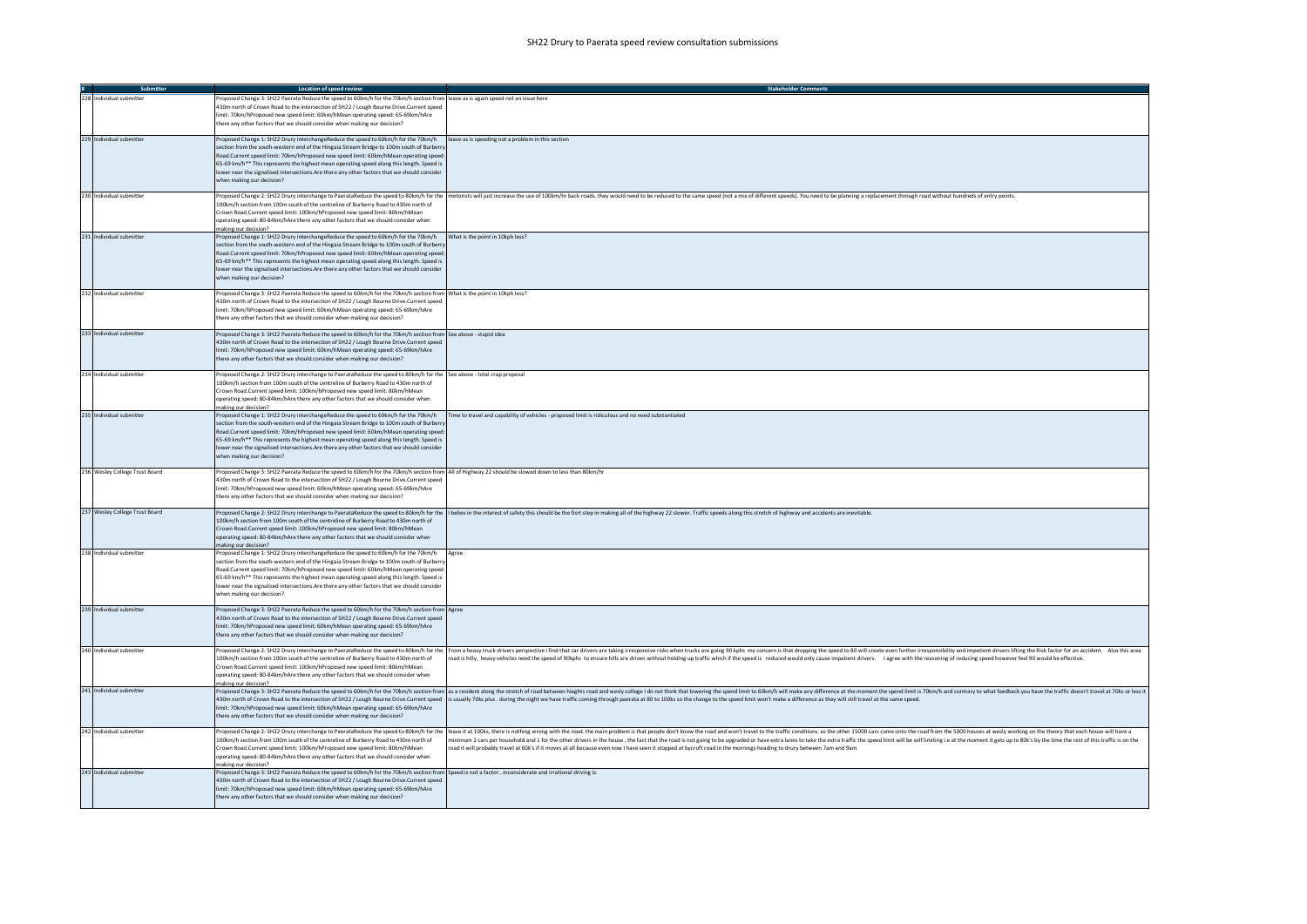# SH22 Drury to Paerata speed review consultation submissions

| # | Submitter | Location of speed review | Stakeholder Comments |
|---|---|---|---|
| 228 | Individual submitter | Proposed Change 3: SH22 Paerata Reduce the speed to 60km/h for the 70km/h section from 430m north of Crown Road to the intersection of SH22 / Lough Bourne Drive.Current speed limit: 70km/hProposed new speed limit: 60km/hMean operating speed: 65-69km/hAre there any other factors that we should consider when making our decision? | leave as is again speed not an issue here |
| 229 | Individual submitter | Proposed Change 1: SH22 Drury interchangeReduce the speed to 60km/h for the 70km/h section from the south-western end of the Hingaia Stream Bridge to 100m south of Burberry Road.Current speed limit: 70km/hProposed new speed limit: 60km/hMean operating speed: 65-69 km/h** This represents the highest mean operating speed along this length. Speed is lower near the signalised intersections.Are there any other factors that we should consider when making our decision? | leave as is speeding not a problem in this section |
| 230 | Individual submitter | Proposed Change 2: SH22 Drury interchange to PaerataReduce the speed to 80km/h for the 100km/h section from 100m south of the centreline of Burberry Road to 430m north of Crown Road.Current speed limit: 100km/hProposed new speed limit: 80km/hMean operating speed: 80-84km/hAre there any other factors that we should consider when making our decision? | motorists will just increase the use of 100km/hr back roads. they would need to be reduced to the same speed (not a mix of different speeds). You need to be planning a replacement through road without hundreds of entry points. |
| 231 | Individual submitter | Proposed Change 1: SH22 Drury interchangeReduce the speed to 60km/h for the 70km/h section from the south-western end of the Hingaia Stream Bridge to 100m south of Burberry Road.Current speed limit: 70km/hProposed new speed limit: 60km/hMean operating speed: 65-69 km/h** This represents the highest mean operating speed along this length. Speed is lower near the signalised intersections.Are there any other factors that we should consider when making our decision? | What is the point in 10kph less? |
| 232 | Individual submitter | Proposed Change 3: SH22 Paerata Reduce the speed to 60km/h for the 70km/h section from 430m north of Crown Road to the intersection of SH22 / Lough Bourne Drive.Current speed limit: 70km/hProposed new speed limit: 60km/hMean operating speed: 65-69km/hAre there any other factors that we should consider when making our decision? | What is the point in 10kph less? |
| 233 | Individual submitter | Proposed Change 3: SH22 Paerata Reduce the speed to 60km/h for the 70km/h section from 430m north of Crown Road to the intersection of SH22 / Lough Bourne Drive.Current speed limit: 70km/hProposed new speed limit: 60km/hMean operating speed: 65-69km/hAre there any other factors that we should consider when making our decision? | See above - stupid idea |
| 234 | Individual submitter | Proposed Change 2: SH22 Drury interchange to PaerataReduce the speed to 80km/h for the 100km/h section from 100m south of the centreline of Burberry Road to 430m north of Crown Road.Current speed limit: 100km/hProposed new speed limit: 80km/hMean operating speed: 80-84km/hAre there any other factors that we should consider when making our decision? | See above - total crap proposal |
| 235 | Individual submitter | Proposed Change 1: SH22 Drury interchangeReduce the speed to 60km/h for the 70km/h section from the south-western end of the Hingaia Stream Bridge to 100m south of Burberry Road.Current speed limit: 70km/hProposed new speed limit: 60km/hMean operating speed: 65-69 km/h** This represents the highest mean operating speed along this length. Speed is lower near the signalised intersections.Are there any other factors that we should consider when making our decision? | Time to travel and capability of vehicles - proposed limit is ridiculous and no need substantiated |
| 236 | Wesley College Trust Board | Proposed Change 3: SH22 Paerata Reduce the speed to 60km/h for the 70km/h section from 430m north of Crown Road to the intersection of SH22 / Lough Bourne Drive.Current speed limit: 70km/hProposed new speed limit: 60km/hMean operating speed: 65-69km/hAre there any other factors that we should consider when making our decision? | All of Highway 22 should be slowed down to less than 80km/hr |
| 237 | Wesley College Trust Board | Proposed Change 2: SH22 Drury interchange to PaerataReduce the speed to 80km/h for the 100km/h section from 100m south of the centreline of Burberry Road to 430m north of Crown Road.Current speed limit: 100km/hProposed new speed limit: 80km/hMean operating speed: 80-84km/hAre there any other factors that we should consider when making our decision? | I believ in the interest of safety this should be the fisrt step in making all of the highway 22 slower. Traffic speeds along this stretch of highway and accidents are inevitable. |
| 238 | Individual submitter | Proposed Change 1: SH22 Drury interchangeReduce the speed to 60km/h for the 70km/h section from the south-western end of the Hingaia Stream Bridge to 100m south of Burberry Road.Current speed limit: 70km/hProposed new speed limit: 60km/hMean operating speed: 65-69 km/h** This represents the highest mean operating speed along this length. Speed is lower near the signalised intersections.Are there any other factors that we should consider when making our decision? | Agree |
| 239 | Individual submitter | Proposed Change 3: SH22 Paerata Reduce the speed to 60km/h for the 70km/h section from 430m north of Crown Road to the intersection of SH22 / Lough Bourne Drive.Current speed limit: 70km/hProposed new speed limit: 60km/hMean operating speed: 65-69km/hAre there any other factors that we should consider when making our decision? | Agree |
| 240 | Individual submitter | Proposed Change 2: SH22 Drury interchange to PaerataReduce the speed to 80km/h for the 100km/h section from 100m south of the centreline of Burberry Road to 430m north of Crown Road.Current speed limit: 100km/hProposed new speed limit: 80km/hMean operating speed: 80-84km/hAre there any other factors that we should consider when making our decision? | From a heavy truck drivers perspective I find that car drivers are taking irresponsive risks when trucks are going 90 kphs my concern is that dropping the speed to 80 will create even further irresponsibility and impatient drivers lifting the Risk factor for an accident. Also this area road is hilly, heavy vehicles need the speed of 90kphs to ensure hills are driven without holding up traffic which if the speed is reduced would only cause impatient drivers. I agree with the reasoning of reducing speed however feel 90 would be effective. |
| 241 | Individual submitter | Proposed Change 3: SH22 Paerata Reduce the speed to 60km/h for the 70km/h section from 430m north of Crown Road to the intersection of SH22 / Lough Bourne Drive.Current speed limit: 70km/hProposed new speed limit: 60km/hMean operating speed: 65-69km/hAre there any other factors that we should consider when making our decision? | as a resident along the stretch of road between hieghts road and wesly college I do not think that lowering the spend limit to 60km/h will make any difference at the moment the spend limit is 70km/h and contrary to what feedback you have the traffic doesn't travel at 70ks or less it is usually 70ks plus . during the night we have traffic coming through paerata at 80 to 100ks so the change to the speed limit won't make a difference as they will still travel at the same speed. |
| 242 | Individual submitter | Proposed Change 2: SH22 Drury interchange to PaerataReduce the speed to 80km/h for the 100km/h section from 100m south of the centreline of Burberry Road to 430m north of Crown Road.Current speed limit: 100km/hProposed new speed limit: 80km/hMean operating speed: 80-84km/hAre there any other factors that we should consider when making our decision? | leave it at 100ks, there is nothing wrong with the road. the main problem is that people don't know the road and won't travel to the traffic conditions. as the other 15000 cars come onto the road from the 5000 houses at wesly working on the theory that each house will have a minimum 2 cars per household and 1 for the other drivers in the house , the fact that the road is not going to be upgraded or have extra lanes to take the extra traffic the speed limit will be self limiting i.e at the moment it gets up to 80k's by the time the rest of this traffic is on the road it will probably travel at 60k's if it moves at all because even now I have seen it stopped at bycroft road in the mornings heading to drury between 7am and 9am |
| 243 | Individual submitter | Proposed Change 3: SH22 Paerata Reduce the speed to 60km/h for the 70km/h section from 430m north of Crown Road to the intersection of SH22 / Lough Bourne Drive.Current speed limit: 70km/hProposed new speed limit: 60km/hMean operating speed: 65-69km/hAre there any other factors that we should consider when making our decision? | Speed is not a factor...inconsiderate and irrational driving is. |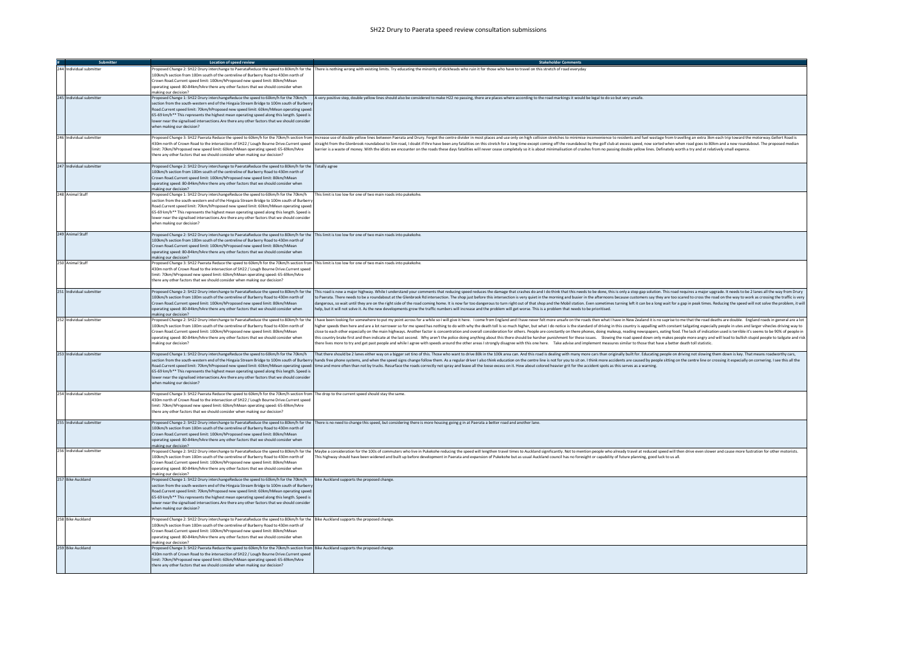| # | Submitter | Location of speed review | Stakeholder Comments |
|---|---|---|---|
| 244 | Individual submitter | Proposed Change 2: SH22 Drury interchange to PaerataReduce the speed to 80km/h for the 100km/h section from 100m south of the centreline of Burberry Road to 430m north of Crown Road.Current speed limit: 100km/hProposed new speed limit: 80km/hMean operating speed: 80-84km/hAre there any other factors that we should consider when making our decision? | There is nothing wrong with existing limits. Try educating the minority of dickheads who ruin it for those who have to travel on this stretch of road everyday |
| 245 | Individual submitter | Proposed Change 1: SH22 Drury interchangeReduce the speed to 60km/h for the 70km/h section from the south-western end of the Hingaia Stream Bridge to 100m south of Burberry Road.Current speed limit: 70km/hProposed new speed limit: 60km/hMean operating speed: 65-69 km/h** This represents the highest mean operating speed along this length. Speed is lower near the signalised intersections.Are there any other factors that we should consider when making our decision? | A very positive step, double yellow lines should also be considered to make H22 no passing, there are places where according to the road markings it would be legal to do so but very unsafe. |
| 246 | Individual submitter | Proposed Change 3: SH22 Paerata Reduce the speed to 60km/h for the 70km/h section from 430m north of Crown Road to the intersection of SH22 / Lough Bourne Drive.Current speed limit: 70km/hProposed new speed limit: 60km/hMean operating speed: 65-69km/hAre there any other factors that we should consider when making our decision? | Increase use of double yellow lines between Paerata and Drury. Forget the centre divider in most places and use only on high collision stretches to minimise inconvenience to residents and fuel wastage from travelling an extra 3km each trip toward the motorway.Gellert Road is straight from the Glenbrook roundabout to Sim road, I doubt if thre have been any fatalities on this stretch for a long time except coming off the roundabout by the golf club at excess speed, now sorted when when road goes to 80km and a new roundabout. The proposed median barrier is a waste of money. With the idiots we encounter on the roads these days fatalities will never cease completely so it is about minimalisation of crashes from no passing double yellow lines. Definately worth a try and at relatively small expence. |
| 247 | Individual submitter | Proposed Change 2: SH22 Drury interchange to PaerataReduce the speed to 80km/h for the 100km/h section from 100m south of the centreline of Burberry Road to 430m north of Crown Road.Current speed limit: 100km/hProposed new speed limit: 80km/hMean operating speed: 80-84km/hAre there any other factors that we should consider when making our decision? | Totally agree |
| 248 | Animal Stuff | Proposed Change 1: SH22 Drury interchangeReduce the speed to 60km/h for the 70km/h section from the south-western end of the Hingaia Stream Bridge to 100m south of Burberry Road.Current speed limit: 70km/hProposed new speed limit: 60km/hMean operating speed: 65-69 km/h** This represents the highest mean operating speed along this length. Speed is lower near the signalised intersections.Are there any other factors that we should consider when making our decision? | This limit is too low for one of two main roads into pukekohe. |
| 249 | Animal Stuff | Proposed Change 2: SH22 Drury interchange to PaerataReduce the speed to 80km/h for the 100km/h section from 100m south of the centreline of Burberry Road to 430m north of Crown Road.Current speed limit: 100km/hProposed new speed limit: 80km/hMean operating speed: 80-84km/hAre there any other factors that we should consider when making our decision? | This limit is too low for one of two main roads into pukekohe. |
| 250 | Animal Stuff | Proposed Change 3: SH22 Paerata Reduce the speed to 60km/h for the 70km/h section from 430m north of Crown Road to the intersection of SH22 / Lough Bourne Drive.Current speed limit: 70km/hProposed new speed limit: 60km/hMean operating speed: 65-69km/hAre there any other factors that we should consider when making our decision? | This limit is too low for one of two main roads into pukekohe. |
| 251 | Individual submitter | Proposed Change 2: SH22 Drury interchange to PaerataReduce the speed to 80km/h for the 100km/h section from 100m south of the centreline of Burberry Road to 430m north of Crown Road.Current speed limit: 100km/hProposed new speed limit: 80km/hMean operating speed: 80-84km/hAre there any other factors that we should consider when making our decision? | This road is now a major highway. While I understand your comments that reducing speed reduces the damage that crashes do and I do think that this needs to be done, this is only a stop gap solution. This road requires a major upgrade. It needs to be 2 lanes all the way from Drury to Paerata. There needs to be a roundabout at the Glenbrook Rd intersection. The shop just before this intersection is very quiet in the morning and busier in the afternoons because customers say they are too scared to cross the road on the way to work as crossing the traffic is very dangerous, so wait until they are on the right side of the road coming home. It is now far too dangerous to turn right out of that shop and the Mobil station. Even sometimes turning left it can be a long wait for a gap in peak times. Reducing the speed will not solve the problem, it will help, but it will not solve it. As the new developments grow the traffic numbers will increase and the problem will get worse. This is a problem that needs to be prioritised. |
| 252 | Individual submitter | Proposed Change 2: SH22 Drury interchange to PaerataReduce the speed to 80km/h for the 100km/h section from 100m south of the centreline of Burberry Road to 430m north of Crown Road.Current speed limit: 100km/hProposed new speed limit: 80km/hMean operating speed: 80-84km/hAre there any other factors that we should consider when making our decision? | I have been looking for somewhere to put my point across for a while so I will give it here. I come from England and I have never felt more unsafe on the roads then what I have in New Zealand it is no suprise to me that the road deaths are double. England roads in general are a lot higher speeds then here and are a lot narrower so for me speed has nothing to do with why the death toll is so much higher, but what I do notice is the standard of driving in this country is appalling with constant tailgating especially people in utes and larger vihecles driving way to close to each other especially on the main highways. Another factor is concentration and overall consideration for others. People are constantly on there phones, doing makeup, reading newspapers, eating food. The lack of indication used is terrible it's seems to be 90% of people in this country brake first and then indicate at the last second. Why aren't the police doing anything about this there should be harsher punishment for these issues. Slowing the road speed down only makes people more angry and will lead to bullish stupid people to tailgate and risk there lives more to try and get past people and while I agree with speeds around the other areas I strongly disagree with this one here. Take advise and implement measures similar to those that have a better death toll statistic. |
| 253 | Individual submitter | Proposed Change 1: SH22 Drury interchangeReduce the speed to 60km/h for the 70km/h section from the south-western end of the Hingaia Stream Bridge to 100m south of Burberry Road.Current speed limit: 70km/hProposed new speed limit: 60km/hMean operating speed: 65-69 km/h** This represents the highest mean operating speed along this length. Speed is lower near the signalised intersections.Are there any other factors that we should consider when making our decision? | That there should be 2 lanes either way on a bigger set tino of this. Those who want to drive 80k in the 100k area can. And this road is dealing with many more cars than originally built for. Educating people on driving not slowing them down is key. That means roadworthy cars, hands free phone systems, and when the speed signs change follow them. As a regular driver I also think education on the centre line is not for you to sit on. I think more accidents are caused by people sitting on the centre line or crossing it especially on cornering. I see this all the time and more often than not by trucks. Resurface the roads correctly not spray and leave all the loose excess on it. How about colored heavier grit for the accident spots as this serves as a warning. |
| 254 | Individual submitter | Proposed Change 3: SH22 Paerata Reduce the speed to 60km/h for the 70km/h section from 430m north of Crown Road to the intersection of SH22 / Lough Bourne Drive.Current speed limit: 70km/hProposed new speed limit: 60km/hMean operating speed: 65-69km/hAre there any other factors that we should consider when making our decision? | The drop to the current speed should stay the same. |
| 255 | Individual submitter | Proposed Change 2: SH22 Drury interchange to PaerataReduce the speed to 80km/h for the 100km/h section from 100m south of the centreline of Burberry Road to 430m north of Crown Road.Current speed limit: 100km/hProposed new speed limit: 80km/hMean operating speed: 80-84km/hAre there any other factors that we should consider when making our decision? | There is no need to change this speed, but considering there is more housing going g in at Paerata a better road and another lane. |
| 256 | Individual submitter | Proposed Change 2: SH22 Drury interchange to PaerataReduce the speed to 80km/h for the 100km/h section from 100m south of the centreline of Burberry Road to 430m north of Crown Road.Current speed limit: 100km/hProposed new speed limit: 80km/hMean operating speed: 80-84km/hAre there any other factors that we should consider when making our decision? | Maybe a consideration for the 100s of commuters who live in Pukekohe reducing the speed will lengthen travel times to Auckland significantly. Not to mention people who already travel at reduced speed will then drive even slower and cause more frustration for other motorists. This highway should have been widened and built up before development in Paerata and expansion of Pukekohe but as usual Auckland council has no foresight or capability of future planning, good luck to us all. |
| 257 | Bike Auckland | Proposed Change 1: SH22 Drury interchangeReduce the speed to 60km/h for the 70km/h section from the south-western end of the Hingaia Stream Bridge to 100m south of Burberry Road.Current speed limit: 70km/hProposed new speed limit: 60km/hMean operating speed: 65-69 km/h** This represents the highest mean operating speed along this length. Speed is lower near the signalised intersections.Are there any other factors that we should consider when making our decision? | Bike Auckland supports the proposed change. |
| 258 | Bike Auckland | Proposed Change 2: SH22 Drury interchange to PaerataReduce the speed to 80km/h for the 100km/h section from 100m south of the centreline of Burberry Road to 430m north of Crown Road.Current speed limit: 100km/hProposed new speed limit: 80km/hMean operating speed: 80-84km/hAre there any other factors that we should consider when making our decision? | Bike Auckland supports the proposed change. |
| 259 | Bike Auckland | Proposed Change 3: SH22 Paerata Reduce the speed to 60km/h for the 70km/h section from 430m north of Crown Road to the intersection of SH22 / Lough Bourne Drive.Current speed limit: 70km/hProposed new speed limit: 60km/hMean operating speed: 65-69km/hAre there any other factors that we should consider when making our decision? | Bike Auckland supports the proposed change. |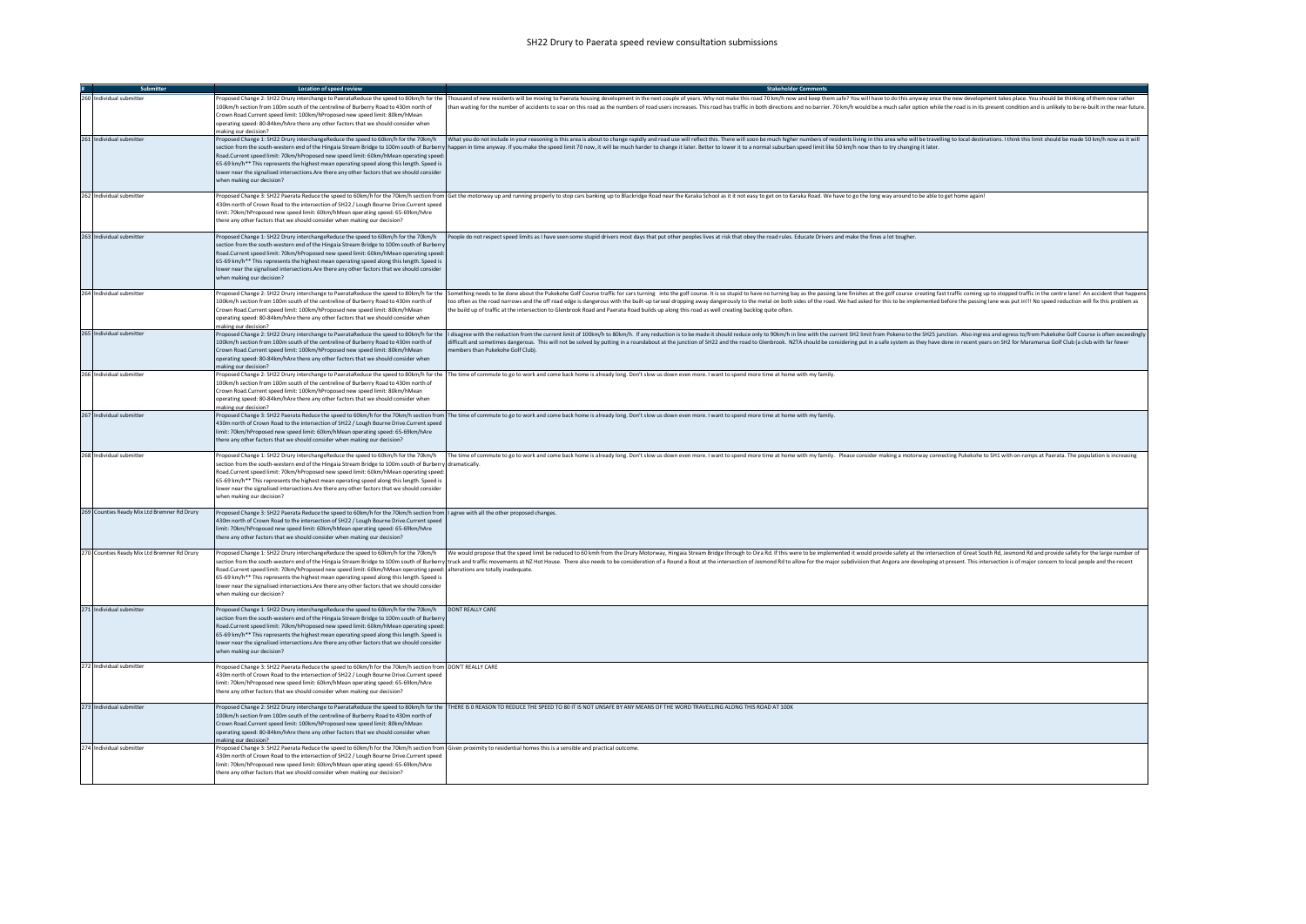| # | Submitter | Location of speed review | Stakeholder Comments |
|---|---|---|---|
| 260 | Individual submitter | Proposed Change 2: SH22 Drury interchange to PaerataReduce the speed to 80km/h for the 100km/h section from 100m south of the centreline of Burberry Road to 430m north of Crown Road.Current speed limit: 100km/hProposed new speed limit: 80km/hMean operating speed: 80-84km/hAre there any other factors that we should consider when making our decision? | Thousand of new residents will be moving to Paerata housing development in the next couple of years. Why not make this road 70 km/h now and keep them safe? You will have to do this anyway once the new development takes place. You should be thinking of them now rather than waiting for the number of accidents to soar on this road as the numbers of road users increases. This road has traffic in both directions and no barrier. 70 km/h would be a much safer option while the road is in its present condition and is unlikely to be re-built in the near future. |
| 261 | Individual submitter | Proposed Change 1: SH22 Drury interchangeReduce the speed to 60km/h for the 70km/h section from the south-western end of the Hingaia Stream Bridge to 100m south of Burberry Road.Current speed limit: 70km/hProposed new speed limit: 60km/hMean operating speed: 65-69km/h** This represents the highest mean operating speed along this length. Speed is lower near the signalised intersections.Are there any other factors that we should consider when making our decision? | What you do not include in your reasoning is this area is about to change rapidly and road use will reflect this. There will soon be much higher numbers of residents living in this area who will be travelling to local destinations. I think this limit should be made 50 km/h now as it will happen in time anyway. If you make the speed limit 70 now, it will be much harder to change it later. Better to lower it to a normal suburban speed limit like 50 km/h now than to try changing it later. |
| 262 | Individual submitter | Proposed Change 3: SH22 Paerata Reduce the speed to 60km/h for the 70km/h section from 430m north of Crown Road to the intersection of SH22 / Lough Bourne Drive.Current speed limit: 70km/hProposed new speed limit: 60km/hMean operating speed: 65-69km/hAre there any other factors that we should consider when making our decision? | Get the motorway up and running properly to stop cars banking up to Blackridge Road near the Karaka School as it it not easy to get on to Karaka Road. We have to go the long way around to be able to get home again! |
| 263 | Individual submitter | Proposed Change 1: SH22 Drury interchangeReduce the speed to 60km/h for the 70km/h section from the south-western end of the Hingaia Stream Bridge to 100m south of Burberry Road.Current speed limit: 70km/hProposed new speed limit: 60km/hMean operating speed: 65-69km/h** This represents the highest mean operating speed along this length. Speed is lower near the signalised intersections.Are there any other factors that we should consider when making our decision? | People do not respect speed limits as I have seen some stupid drivers most days that put other peoples lives at risk that obey the road rules. Educate Drivers and make the fines a lot tougher. |
| 264 | Individual submitter | Proposed Change 2: SH22 Drury interchange to PaerataReduce the speed to 80km/h for the 100km/h section from 100m south of the centreline of Burberry Road to 430m north of Crown Road.Current speed limit: 100km/hProposed new speed limit: 80km/hMean operating speed: 80-84km/hAre there any other factors that we should consider when making our decision? | Something needs to be done about the Pukekohe Golf Course traffic for cars turning into the golf course. It is so stupid to have no turning bay as the passing lane finishes at the golf course creating fast traffic coming up to stopped traffic in the centre lane! An accident that happens too often as the road narrows and the off road edge is dangerous with the built-up tarseal dropping away dangerously to the metal on both sides of the road. We had asked for this to be implemented before the passing lane was put in!!! No speed reduction will fix this problem as the build up of traffic at the intersection to Glenbrook Road and Paerata Road builds up along this road as well creating backlog quite often. |
| 265 | Individual submitter | Proposed Change 2: SH22 Drury interchange to PaerataReduce the speed to 80km/h for the 100km/h section from 100m south of the centreline of Burberry Road to 430m north of Crown Road.Current speed limit: 100km/hProposed new speed limit: 80km/hMean operating speed: 80-84km/hAre there any other factors that we should consider when making our decision? | I disagree with the reduction from the current limit of 100km/h to 80km/h. If any reduction is to be made it should reduce only to 90km/h in line with the current SH2 limit from Pokeno to the SH25 junction. Also ingress and egress to/from Pukekohe Golf Course is often exceedingly difficult and sometimes dangerous. This will not be solved by putting in a roundabout at the junction of SH22 and the road to Glenbrook. NZTA should be considering put in a safe system as they have done in recent years on SH2 for Maramarua Golf Club (a club with far fewer members than Pukekohe Golf Club). |
| 266 | Individual submitter | Proposed Change 2: SH22 Drury interchange to PaerataReduce the speed to 80km/h for the 100km/h section from 100m south of the centreline of Burberry Road to 430m north of Crown Road.Current speed limit: 100km/hProposed new speed limit: 80km/hMean operating speed: 80-84km/hAre there any other factors that we should consider when making our decision? | The time of commute to go to work and come back home is already long. Don't slow us down even more. I want to spend more time at home with my family. |
| 267 | Individual submitter | Proposed Change 3: SH22 Paerata Reduce the speed to 60km/h for the 70km/h section from 430m north of Crown Road to the intersection of SH22 / Lough Bourne Drive.Current speed limit: 70km/hProposed new speed limit: 60km/hMean operating speed: 65-69km/hAre there any other factors that we should consider when making our decision? | The time of commute to go to work and come back home is already long. Don't slow us down even more. I want to spend more time at home with my family. |
| 268 | Individual submitter | Proposed Change 1: SH22 Drury interchangeReduce the speed to 60km/h for the 70km/h section from the south-western end of the Hingaia Stream Bridge to 100m south of Burberry Road.Current speed limit: 70km/hProposed new speed limit: 60km/hMean operating speed: 65-69km/h** This represents the highest mean operating speed along this length. Speed is lower near the signalised intersections.Are there any other factors that we should consider when making our decision? | The time of commute to go to work and come back home is already long. Don't slow us down even more. I want to spend more time at home with my family. Please consider making a motorway connecting Pukekohe to SH1 with on-ramps at Paerata. The population is increasing dramatically. |
| 269 | Counties Ready Mix Ltd Bremner Rd Drury | Proposed Change 3: SH22 Paerata Reduce the speed to 60km/h for the 70km/h section from 430m north of Crown Road to the intersection of SH22 / Lough Bourne Drive.Current speed limit: 70km/hProposed new speed limit: 60km/hMean operating speed: 65-69km/hAre there any other factors that we should consider when making our decision? | I agree with all the other proposed changes. |
| 270 | Counties Ready Mix Ltd Bremner Rd Drury | Proposed Change 1: SH22 Drury interchangeReduce the speed to 60km/h for the 70km/h section from the south-western end of the Hingaia Stream Bridge to 100m south of Burberry Road.Current speed limit: 70km/hProposed new speed limit: 60km/hMean operating speed: 65-69km/h** This represents the highest mean operating speed along this length. Speed is lower near the signalised intersections.Are there any other factors that we should consider when making our decision? | We would propose that the speed limit be reduced to 60 kmh from the Drury Motorway, Hingaia Stream Bridge through to Oira Rd. If this were to be implemented it would provide safety at the intersection of Great South Rd, Jesmond Rd and provide safety for the large number of truck and traffic movements at NZ Hot House. There also needs to be consideration of a Round a Bout at the intersection of Jesmond Rd to allow for the major subdivision that Angora are developing at present. This intersection is of major concern to local people and the recent alterations are totally inadequate. |
| 271 | Individual submitter | Proposed Change 1: SH22 Drury interchangeReduce the speed to 60km/h for the 70km/h section from the south-western end of the Hingaia Stream Bridge to 100m south of Burberry Road.Current speed limit: 70km/hProposed new speed limit: 60km/hMean operating speed: 65-69km/h** This represents the highest mean operating speed along this length. Speed is lower near the signalised intersections.Are there any other factors that we should consider when making our decision? | DONT REALLY CARE |
| 272 | Individual submitter | Proposed Change 3: SH22 Paerata Reduce the speed to 60km/h for the 70km/h section from 430m north of Crown Road to the intersection of SH22 / Lough Bourne Drive.Current speed limit: 70km/hProposed new speed limit: 60km/hMean operating speed: 65-69km/hAre there any other factors that we should consider when making our decision? | DON'T REALLY CARE |
| 273 | Individual submitter | Proposed Change 2: SH22 Drury interchange to PaerataReduce the speed to 80km/h for the 100km/h section from 100m south of the centreline of Burberry Road to 430m north of Crown Road.Current speed limit: 100km/hProposed new speed limit: 80km/hMean operating speed: 80-84km/hAre there any other factors that we should consider when making our decision? | THERE IS 0 REASON TO REDUCE THE SPEED TO 80 IT IS NOT UNSAFE BY ANY MEANS OF THE WORD TRAVELLING ALONG THIS ROAD AT 100K |
| 274 | Individual submitter | Proposed Change 3: SH22 Paerata Reduce the speed to 60km/h for the 70km/h section from 430m north of Crown Road to the intersection of SH22 / Lough Bourne Drive.Current speed limit: 70km/hProposed new speed limit: 60km/hMean operating speed: 65-69km/hAre there any other factors that we should consider when making our decision? | Given proximity to residential homes this is a sensible and practical outcome. |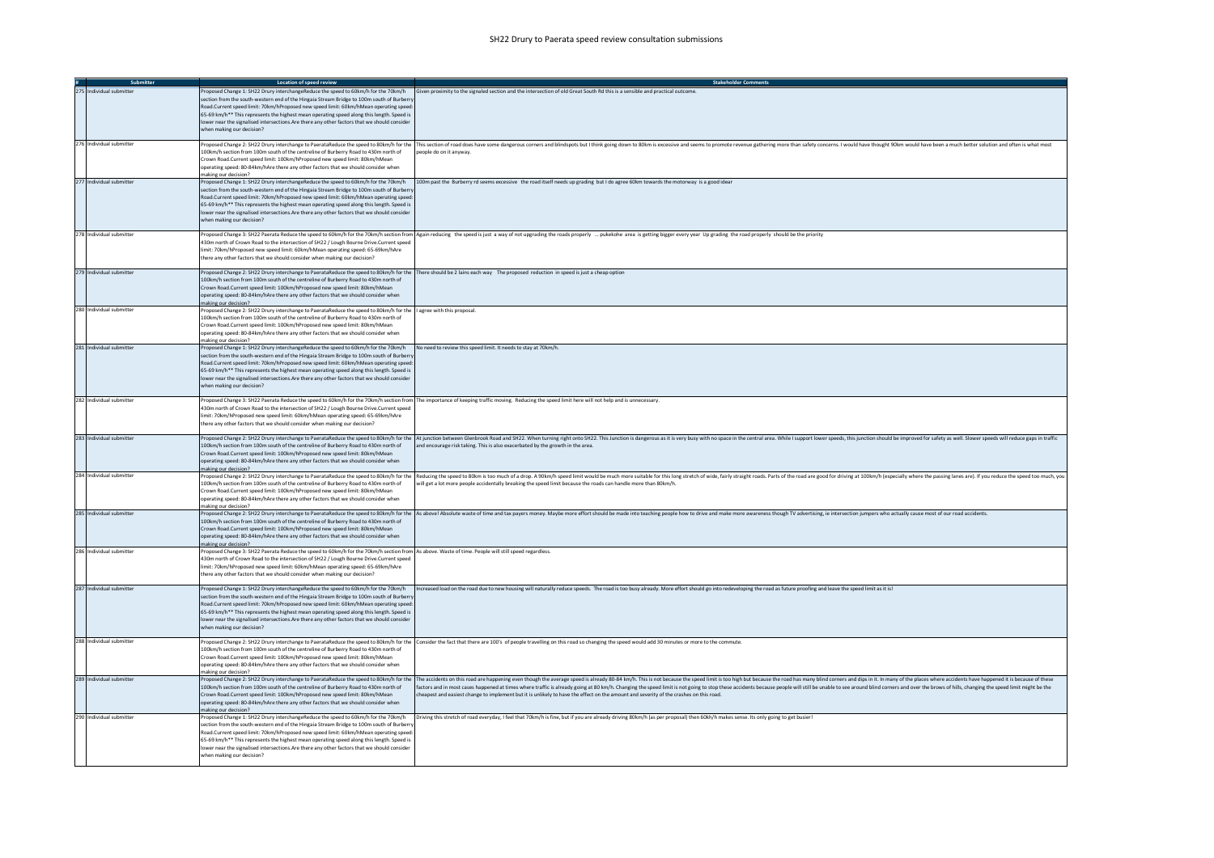# SH22 Drury to Paerata speed review consultation submissions

| # | Submitter | Location of speed review | Stakeholder Comments |
| --- | --- | --- | --- |
| 275 | Individual submitter | Proposed Change 1: SH22 Drury interchangeReduce the speed to 60km/h for the 70km/h section from the south-western end of the Hingaia Stream Bridge to 100m south of Burberry Road.Current speed limit: 70km/hProposed new speed limit: 60km/hMean operating speed: 65-69 km/h** This represents the highest mean operating speed along this length. Speed is lower near the signalised intersections.Are there any other factors that we should consider when making our decision? | Given proximity to the signaled section and the intersection of old Great South Rd this is a sensible and practical outcome. |
| 276 | Individual submitter | Proposed Change 2: SH22 Drury interchange to PaerataReduce the speed to 80km/h for the 100km/h section from 100m south of the centreline of Burberry Road to 430m north of Crown Road.Current speed limit: 100km/hProposed new speed limit: 80km/hMean operating speed: 80-84km/hAre there any other factors that we should consider when making our decision? | This section of road does have some dangerous corners and blindspots but I think going down to 80km is excessive and seems to promote revenue gathering more than safety concerns. I would have thought 90km would have been a much better solution and often is what most people do on it anyway. |
| 277 | Individual submitter | Proposed Change 1: SH22 Drury interchangeReduce the speed to 60km/h for the 70km/h section from the south-western end of the Hingaia Stream Bridge to 100m south of Burberry Road.Current speed limit: 70km/hProposed new speed limit: 60km/hMean operating speed: 65-69 km/h** This represents the highest mean operating speed along this length. Speed is lower near the signalised intersections.Are there any other factors that we should consider when making our decision? | 100m past the Burberry rd seems excessive the road itself needs up grading but I do agree 60km towards the motorway is a good idear |
| 278 | Individual submitter | Proposed Change 3: SH22 Paerata Reduce the speed to 60km/h for the 70km/h section from 430m north of Crown Road to the intersection of SH22 / Lough Bourne Drive.Current speed limit: 70km/hProposed new speed limit: 60km/hMean operating speed: 65-69km/hAre there any other factors that we should consider when making our decision? | Again reducing the speed is just a way of not upgrading the roads properly ... pukekohe area is getting bigger every year Up grading the road properly should be the priority |
| 279 | Individual submitter | Proposed Change 2: SH22 Drury interchange to PaerataReduce the speed to 80km/h for the 100km/h section from 100m south of the centreline of Burberry Road to 430m north of Crown Road.Current speed limit: 100km/hProposed new speed limit: 80km/hMean operating speed: 80-84km/hAre there any other factors that we should consider when making our decision? | There should be 2 lains each way The proposed reduction in speed is just a cheap option |
| 280 | Individual submitter | Proposed Change 2: SH22 Drury interchange to PaerataReduce the speed to 80km/h for the 100km/h section from 100m south of the centreline of Burberry Road to 430m north of Crown Road.Current speed limit: 100km/hProposed new speed limit: 80km/hMean operating speed: 80-84km/hAre there any other factors that we should consider when making our decision? | I agree with this proposal. |
| 281 | Individual submitter | Proposed Change 1: SH22 Drury interchangeReduce the speed to 60km/h for the 70km/h section from the south-western end of the Hingaia Stream Bridge to 100m south of Burberry Road.Current speed limit: 70km/hProposed new speed limit: 60km/hMean operating speed: 65-69 km/h** This represents the highest mean operating speed along this length. Speed is lower near the signalised intersections.Are there any other factors that we should consider when making our decision? | No need to review this speed limit. It needs to stay at 70km/h. |
| 282 | Individual submitter | Proposed Change 3: SH22 Paerata Reduce the speed to 60km/h for the 70km/h section from 430m north of Crown Road to the intersection of SH22 / Lough Bourne Drive.Current speed limit: 70km/hProposed new speed limit: 60km/hMean operating speed: 65-69km/hAre there any other factors that we should consider when making our decision? | The importance of keeping traffic moving. Reducing the speed limit here will not help and is unnecessary. |
| 283 | Individual submitter | Proposed Change 2: SH22 Drury interchange to PaerataReduce the speed to 80km/h for the 100km/h section from 100m south of the centreline of Burberry Road to 430m north of Crown Road.Current speed limit: 100km/hProposed new speed limit: 80km/hMean operating speed: 80-84km/hAre there any other factors that we should consider when making our decision? | At junction between Glenbrook Road and SH22. When turning right onto SH22. This Junction is dangerous as it is very busy with no space in the central area. While I support lower speeds, this junction should be improved for safety as well. Slower speeds will reduce gaps in traffic and encourage risk taking. This is also exacerbated by the growth in the area. |
| 284 | Individual submitter | Proposed Change 2: SH22 Drury interchange to PaerataReduce the speed to 80km/h for the 100km/h section from 100m south of the centreline of Burberry Road to 430m north of Crown Road.Current speed limit: 100km/hProposed new speed limit: 80km/hMean operating speed: 80-84km/hAre there any other factors that we should consider when making our decision? | Reducing the speed to 80km is too much of a drop. A 90km/h speed limit would be much more suitable for this long stretch of wide, fairly straight roads. Parts of the road are good for driving at 100km/h (especially where the passing lanes are). If you reduce the speed too much, you will get a lot more people accidentally breaking the speed limit because the roads can handle more than 80km/h. |
| 285 | Individual submitter | Proposed Change 2: SH22 Drury interchange to PaerataReduce the speed to 80km/h for the 100km/h section from 100m south of the centreline of Burberry Road to 430m north of Crown Road.Current speed limit: 100km/hProposed new speed limit: 80km/hMean operating speed: 80-84km/hAre there any other factors that we should consider when making our decision? | As above! Absolute waste of time and tax payers money. Maybe more effort should be made into teaching people how to drive and make more awareness though TV advertising, ie intersection jumpers who actually cause most of our road accidents. |
| 286 | Individual submitter | Proposed Change 3: SH22 Paerata Reduce the speed to 60km/h for the 70km/h section from 430m north of Crown Road to the intersection of SH22 / Lough Bourne Drive.Current speed limit: 70km/hProposed new speed limit: 60km/hMean operating speed: 65-69km/hAre there any other factors that we should consider when making our decision? | As above. Waste of time. People will still speed regardless. |
| 287 | Individual submitter | Proposed Change 1: SH22 Drury interchangeReduce the speed to 60km/h for the 70km/h section from the south-western end of the Hingaia Stream Bridge to 100m south of Burberry Road.Current speed limit: 70km/hProposed new speed limit: 60km/hMean operating speed: 65-69 km/h** This represents the highest mean operating speed along this length. Speed is lower near the signalised intersections.Are there any other factors that we should consider when making our decision? | Increased load on the road due to new housing will naturally reduce speeds. The road is too busy already. More effort should go into redeveloping the road as future proofing and leave the speed limit as it is! |
| 288 | Individual submitter | Proposed Change 2: SH22 Drury interchange to PaerataReduce the speed to 80km/h for the 100km/h section from 100m south of the centreline of Burberry Road to 430m north of Crown Road.Current speed limit: 100km/hProposed new speed limit: 80km/hMean operating speed: 80-84km/hAre there any other factors that we should consider when making our decision? | Consider the fact that there are 100's of people travelling on this road so changing the speed would add 30 minutes or more to the commute. |
| 289 | Individual submitter | Proposed Change 2: SH22 Drury interchange to PaerataReduce the speed to 80km/h for the 100km/h section from 100m south of the centreline of Burberry Road to 430m north of Crown Road.Current speed limit: 100km/hProposed new speed limit: 80km/hMean operating speed: 80-84km/hAre there any other factors that we should consider when making our decision? | The accidents on this road are happening even though the average speed is already 80-84 km/h. This is not because the speed limit is too high but because the road has many blind corners and dips in it. In many of the places where accidents have happened it is because of these factors and in most cases happened at times where traffic is already going at 80 km/h. Changing the speed limit is not going to stop these accidents because people will still be unable to see around blind corners and over the brows of hills, changing the speed limit might be the cheapest and easiest change to implement but it is unlikely to have the effect on the amount and severity of the crashes on this road. |
| 290 | Individual submitter | Proposed Change 1: SH22 Drury interchangeReduce the speed to 60km/h for the 70km/h section from the south-western end of the Hingaia Stream Bridge to 100m south of Burberry Road.Current speed limit: 70km/hProposed new speed limit: 60km/hMean operating speed: 65-69 km/h** This represents the highest mean operating speed along this length. Speed is lower near the signalised intersections.Are there any other factors that we should consider when making our decision? | Driving this stretch of road everyday, I feel that 70km/h is fine, but if you are already driving 80km/h (as per proposal) then 60kh/h makes sense. Its only going to get busier! |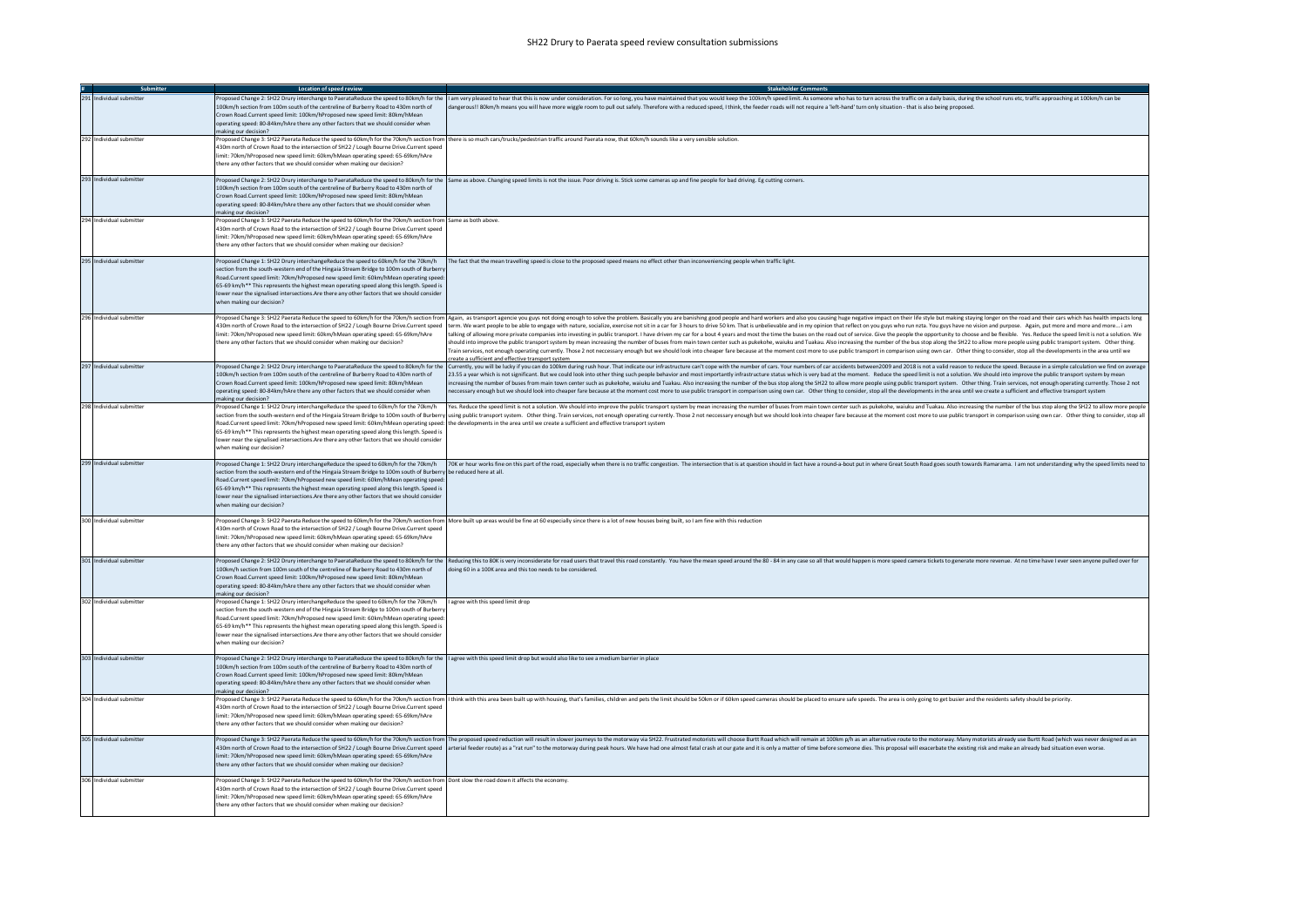| # | Submitter | Location of speed review | Stakeholder Comments |
|---|---|---|---|
| 291 | Individual submitter | Proposed Change 2: SH22 Drury interchange to PaerataReduce the speed to 80km/h for the 100km/h section from 100m south of the centreline of Burberry Road to 430m north of Crown Road.Current speed limit: 100km/hProposed new speed limit: 80km/hMean operating speed: 80-84km/hAre there any other factors that we should consider when making our decision? | I am very pleased to hear that this is now under consideration. For so long, you have maintained that you would keep the 100km/h speed limit. As someone who has to turn across the traffic on a daily basis, during the school runs etc, traffic approaching at 100km/h can be dangerous!! 80km/h means you will have more wiggle room to pull out safely. Therefore with a reduced speed, I think, the feeder roads will not require a 'left-hand' turn only situation - that is also being proposed. |
| 292 | Individual submitter | Proposed Change 3: SH22 Paerata Reduce the speed to 60km/h for the 70km/h section from 430m north of Crown Road to the intersection of SH22 / Lough Bourne Drive.Current speed limit: 70km/hProposed new speed limit: 60km/hMean operating speed: 65-69km/hAre there any other factors that we should consider when making our decision? | there is so much cars/trucks/pedestrian traffic around Paerata now, that 60km/h sounds like a very sensible solution. |
| 293 | Individual submitter | Proposed Change 2: SH22 Drury interchange to PaerataReduce the speed to 80km/h for the 100km/h section from 100m south of the centreline of Burberry Road to 430m north of Crown Road.Current speed limit: 100km/hProposed new speed limit: 80km/hMean operating speed: 80-84km/hAre there any other factors that we should consider when making our decision? | Same as above. Changing speed limits is not the issue. Poor driving is. Stick some cameras up and fine people for bad driving. Eg cutting corners. |
| 294 | Individual submitter | Proposed Change 3: SH22 Paerata Reduce the speed to 60km/h for the 70km/h section from 430m north of Crown Road to the intersection of SH22 / Lough Bourne Drive.Current speed limit: 70km/hProposed new speed limit: 60km/hMean operating speed: 65-69km/hAre there any other factors that we should consider when making our decision? | Same as both above. |
| 295 | Individual submitter | Proposed Change 1: SH22 Drury interchangeReduce the speed to 60km/h for the 70km/h section from the south-western end of the Hingaia Stream Bridge to 100m south of Burberry Road.Current speed limit: 70km/hProposed new speed limit: 60km/hMean operating speed: 65-69 km/h** This represents the highest mean operating speed along this length. Speed is lower near the signalised intersections.Are there any other factors that we should consider when making our decision? | The fact that the mean travelling speed is close to the proposed speed means no effect other than inconveniencing people when traffic light. |
| 296 | Individual submitter | Proposed Change 3: SH22 Paerata Reduce the speed to 60km/h for the 70km/h section from 430m north of Crown Road to the intersection of SH22 / Lough Bourne Drive.Current speed limit: 70km/hProposed new speed limit: 60km/hMean operating speed: 65-69km/hAre there any other factors that we should consider when making our decision? | Again, as transport agencie you guys not doing enough to solve the problem. Basically you are banishing good people and hard workers and also you causing huge negative impact on their life style but making staying longer on the road and their cars which has health impacts long term. We want people to be able to engage with nature, socialize, exercise not sit in a car for 3 hours to drive 50 km. That is unbelievable and in my opinion that reflect on you guys who run nzta. You guys have no vision and purpose. Again, put more and more and more... i am talking of allowing more private companies into investing in public transport. I have driven my car for a bout 4 years and most the time the buses on the road out of service. Give the people the opportunity to choose and be flexible. Yes. Reduce the speed limit is not a solution. We should into improve the public transport system by mean increasing the number of buses from main town center such as pukekohe, waiuku and Tuakau. Also increasing the number of the bus stop along the SH22 to allow more people using public transport system. Other thing. Train services, not enough operating currently. Those 2 not neccessary enough but we should look into cheaper fare because at the moment cost more to use public transport in comparison using own car. Other thing to consider, stop all the developments in the area until we create a sufficient and effective transport system |
| 297 | Individual submitter | Proposed Change 2: SH22 Drury interchange to PaerataReduce the speed to 80km/h for the 100km/h section from 100m south of the centreline of Burberry Road to 430m north of Crown Road.Current speed limit: 100km/hProposed new speed limit: 80km/hMean operating speed: 80-84km/hAre there any other factors that we should consider when making our decision? | Currently, you will be lucky if you can do 100km during rush hour. That indicate our infrastructure can't cope with the number of cars. Your numbers of car accidents between2009 and 2018 is not a valid reason to reduce the speed. Because in a simple calculation we find on average 23.55 a year which is not significant. But we could look into other thing such people behavior and most importantly infrastructure status which is very bad at the moment. Reduce the speed limit is not a solution. We should into improve the public transport system by mean increasing the number of buses from main town center such as pukekohe, waiuku and Tuakau. Also increasing the number of the bus stop along the SH22 to allow more people using public transport system. Other thing. Train services, not enough operating currently. Those 2 not neccessary enough but we should look into cheaper fare because at the moment cost more to use public transport in comparison using own car. Other thing to consider, stop all the developments in the area until we create a sufficient and effective transport system |
| 298 | Individual submitter | Proposed Change 1: SH22 Drury interchangeReduce the speed to 60km/h for the 70km/h section from the south-western end of the Hingaia Stream Bridge to 100m south of Burberry Road.Current speed limit: 70km/hProposed new speed limit: 60km/hMean operating speed: 65-69 km/h** This represents the highest mean operating speed along this length. Speed is lower near the signalised intersections.Are there any other factors that we should consider when making our decision? | Yes. Reduce the speed limit is not a solution. We should into improve the public transport system by mean increasing the number of buses from main town center such as pukekohe, waiuku and Tuakau. Also increasing the number of the bus stop along the SH22 to allow more people using public transport system. Other thing. Train services, not enough operating currently. Those 2 not neccessary enough but we should look into cheaper fare because at the moment cost more to use public transport in comparison using own car. Other thing to consider, stop all the developments in the area until we create a sufficient and effective transport system |
| 299 | Individual submitter | Proposed Change 1: SH22 Drury interchangeReduce the speed to 60km/h for the 70km/h section from the south-western end of the Hingaia Stream Bridge to 100m south of Burberry Road.Current speed limit: 70km/hProposed new speed limit: 60km/hMean operating speed: 65-69 km/h** This represents the highest mean operating speed along this length. Speed is lower near the signalised intersections.Are there any other factors that we should consider when making our decision? | 70K er hour works fine on this part of the road, especially when there is no traffic congestion. The intersection that is at question should in fact have a round-a-bout put in where Great South Road goes south towards Ramarama. I am not understanding why the speed limits need to be reduced here at all. |
| 300 | Individual submitter | Proposed Change 3: SH22 Paerata Reduce the speed to 60km/h for the 70km/h section from 430m north of Crown Road to the intersection of SH22 / Lough Bourne Drive.Current speed limit: 70km/hProposed new speed limit: 60km/hMean operating speed: 65-69km/hAre there any other factors that we should consider when making our decision? | More built up areas would be fine at 60 especially since there is a lot of new houses being built, so I am fine with this reduction |
| 301 | Individual submitter | Proposed Change 2: SH22 Drury interchange to PaerataReduce the speed to 80km/h for the 100km/h section from 100m south of the centreline of Burberry Road to 430m north of Crown Road.Current speed limit: 100km/hProposed new speed limit: 80km/hMean operating speed: 80-84km/hAre there any other factors that we should consider when making our decision? | Reducing this to 80K is very inconsiderate for road users that travel this road constantly. You have the mean speed around the 80 - 84 in any case so all that would happen is more speed camera tickets to generate more revenue. At no time have I ever seen anyone pulled over for doing 60 in a 100K area and this too needs to be considered. |
| 302 | Individual submitter | Proposed Change 1: SH22 Drury interchangeReduce the speed to 60km/h for the 70km/h section from the south-western end of the Hingaia Stream Bridge to 100m south of Burberry Road.Current speed limit: 70km/hProposed new speed limit: 60km/hMean operating speed: 65-69 km/h** This represents the highest mean operating speed along this length. Speed is lower near the signalised intersections.Are there any other factors that we should consider when making our decision? | I agree with this speed limit drop |
| 303 | Individual submitter | Proposed Change 2: SH22 Drury interchange to PaerataReduce the speed to 80km/h for the 100km/h section from 100m south of the centreline of Burberry Road to 430m north of Crown Road.Current speed limit: 100km/hProposed new speed limit: 80km/hMean operating speed: 80-84km/hAre there any other factors that we should consider when making our decision? | I agree with this speed limit drop but would also like to see a medium barrier in place |
| 304 | Individual submitter | Proposed Change 3: SH22 Paerata Reduce the speed to 60km/h for the 70km/h section from 430m north of Crown Road to the intersection of SH22 / Lough Bourne Drive.Current speed limit: 70km/hProposed new speed limit: 60km/hMean operating speed: 65-69km/hAre there any other factors that we should consider when making our decision? | I think with this area been built up with housing, that's families, children and pets the limit should be 50km or if 60km speed cameras should be placed to ensure safe speeds. The area is only going to get busier and the residents safety should be priority. |
| 305 | Individual submitter | Proposed Change 3: SH22 Paerata Reduce the speed to 60km/h for the 70km/h section from 430m north of Crown Road to the intersection of SH22 / Lough Bourne Drive.Current speed limit: 70km/hProposed new speed limit: 60km/hMean operating speed: 65-69km/hAre there any other factors that we should consider when making our decision? | The proposed speed reduction will result in slower journeys to the motorway via SH22. Frustrated motorists will choose Burtt Road which will remain at 100km p/h as an alternative route to the motorway. Many motorists already use Burtt Road (which was never designed as an arterial feeder route) as a "rat run" to the motorway during peak hours. We have had one almost fatal crash at our gate and it is only a matter of time before someone dies. This proposal will exacerbate the existing risk and make an already bad situation even worse. |
| 306 | Individual submitter | Proposed Change 3: SH22 Paerata Reduce the speed to 60km/h for the 70km/h section from 430m north of Crown Road to the intersection of SH22 / Lough Bourne Drive.Current speed limit: 70km/hProposed new speed limit: 60km/hMean operating speed: 65-69km/hAre there any other factors that we should consider when making our decision? | Dont slow the road down it affects the economy. |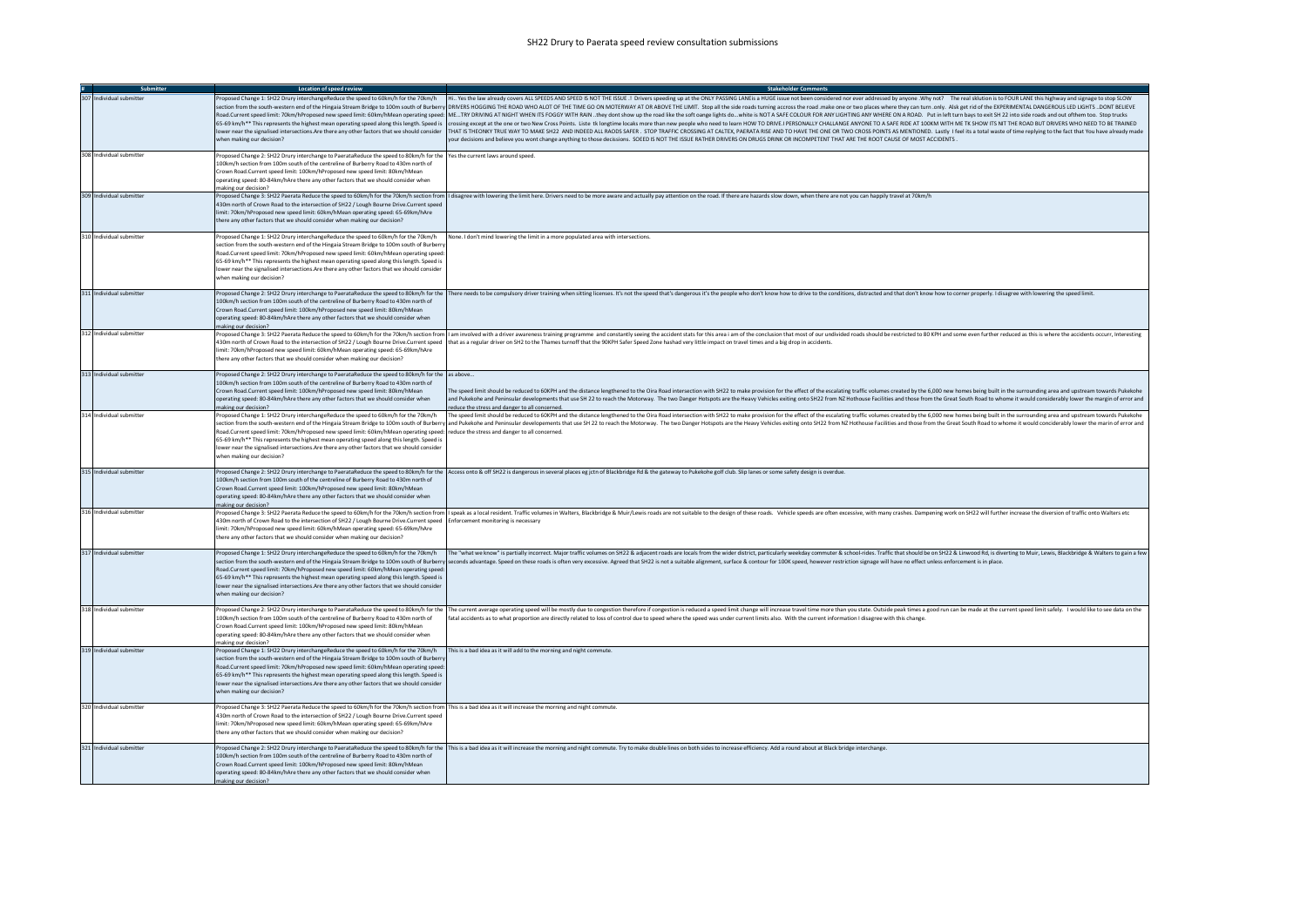# SH22 Drury to Paerata speed review consultation submissions

| # | Submitter | Location of speed review | Stakeholder Comments |
|---|---|---|---|
| 307 | Individual submitter | Proposed Change 1: SH22 Drury interchangeReduce the speed to 60km/h for the 70km/h section from the south-western end of the Hingaia Stream Bridge to 100m south of Burberry Road.Current speed limit: 70km/hProposed new speed limit: 60km/hMean operating speed: 65-69 km/h** This represents the highest mean operating speed along this length. Speed is lower near the signalised intersections.Are there any other factors that we should consider when making our decision? | Hi.. Yes the law already covers ALL SPEEDS AND SPEED IS NOT THE ISSUE .! Drivers speeding up at the ONLY PASSING LANEis a HUGE issue not been considered nor ever addressed by anyone .Why not? The real sklution is to FOUR LANE this highway and signage to stop SLOW DRIVERS HOGGING THE ROAD WHO ALOT OF THE TIME GO ON MOTERWAY AT OR ABOVE THE LIMIT. Stop all the side roads turning accross the road .make one or two places where they can turn .only. Alsk get rid of the EXPERIMENTAL DANGEROUS LED LIGHTS ..DONT BELIEVE ME...TRY DRIVING AT NIGHT WHEN ITS FOGGY WITH RAIN ..they dont show up the road like the soft oange lights do...white is NOT A SAFE COLOUR FOR ANY LIGHTING ANY WHERE ON A ROAD. Put in left turn bays to exit SH 22 into side roads and out ofthem too. Stop trucks crossing except at the one or two New Cross Points. Liste tk longtime locaks more than new people who need to learn HOW TO DRIVE.I PERSONALLY CHALLANGE ANYONE TO A SAFE RIDE AT 100KM WITH ME TK SHOW ITS NIT THE ROAD BUT DRIVERS WHO NEED TO BE TRAINED THAT IS THEONKY TRUE WAY TO MAKE SH22 AND INDEED ALL RAODS SAFER . STOP TRAFFIC CROSSING AT CALTEX, PAERATA RISE AND TO HAVE THE ONE OR TWO CROSS POINTS AS MENTIONED. Lastly I feel its a total waste of time replying to the fact that You have already made your decisions and believe you wont change anything to those decissions. SOEED IS NOT THE ISSUE RATHER DRIVERS ON DRUGS DRINK OR INCOMPETENT THAT ARE THE ROOT CAUSE OF MOST ACCIDENTS . |
| 308 | Individual submitter | Proposed Change 2: SH22 Drury interchange to PaerataReduce the speed to 80km/h for the 100km/h section from 100m south of the centreline of Burberry Road to 430m north of Crown Road.Current speed limit: 100km/hProposed new speed limit: 80km/hMean operating speed: 80-84km/hAre there any other factors that we should consider when making our decision? | Yes the current laws around speed. |
| 309 | Individual submitter | Proposed Change 3: SH22 Paerata Reduce the speed to 60km/h for the 70km/h section from 430m north of Crown Road to the intersection of SH22 / Lough Bourne Drive.Current speed limit: 70km/hProposed new speed limit: 60km/hMean operating speed: 65-69km/hAre there any other factors that we should consider when making our decision? | I disagree with lowering the limit here. Drivers need to be more aware and actually pay attention on the road. If there are hazards slow down, when there are not you can happily travel at 70km/h |
| 310 | Individual submitter | Proposed Change 1: SH22 Drury interchangeReduce the speed to 60km/h for the 70km/h section from the south-western end of the Hingaia Stream Bridge to 100m south of Burberry Road.Current speed limit: 70km/hProposed new speed limit: 60km/hMean operating speed: 65-69 km/h** This represents the highest mean operating speed along this length. Speed is lower near the signalised intersections.Are there any other factors that we should consider when making our decision? | None. I don't mind lowering the limit in a more populated area with intersections. |
| 311 | Individual submitter | Proposed Change 2: SH22 Drury interchange to PaerataReduce the speed to 80km/h for the 100km/h section from 100m south of the centreline of Burberry Road to 430m north of Crown Road.Current speed limit: 100km/hProposed new speed limit: 80km/hMean operating speed: 80-84km/hAre there any other factors that we should consider when making our decision? | There needs to be compulsory driver training when sitting licenses. It's not the speed that's dangerous it's the people who don't know how to drive to the conditions, distracted and that don't know how to corner properly. I disagree with lowering the speed limit. |
| 312 | Individual submitter | Proposed Change 3: SH22 Paerata Reduce the speed to 60km/h for the 70km/h section from 430m north of Crown Road to the intersection of SH22 / Lough Bourne Drive.Current speed limit: 70km/hProposed new speed limit: 60km/hMean operating speed: 65-69km/hAre there any other factors that we should consider when making our decision? | I am involved with a driver awareness training programme and constantly seeing the accident stats for this area i am of the conclusion that most of our undivided roads should be restricted to 80 KPH and some even further reduced as this is where the accidents occurr, Interesting that as a regular driver on SH2 to the Thames turnoff that the 90KPH Safer Speed Zone hashad very little impact on travel times and a big drop in accidents. |
| 313 | Individual submitter | Proposed Change 2: SH22 Drury interchange to PaerataReduce the speed to 80km/h for the 100km/h section from 100m south of the centreline of Burberry Road to 430m north of Crown Road.Current speed limit: 100km/hProposed new speed limit: 80km/hMean operating speed: 80-84km/hAre there any other factors that we should consider when making our decision? | as above...<br><br>The speed limit should be reduced to 60KPH and the distance lengthened to the Oira Road intersection with SH22 to make provision for the effect of the escalating traffic volumes created by the 6,000 new homes being built in the surrounding area and upstream towards Pukekohe and Pukekohe and Peninsular developments that use SH 22 to reach the Motorway. The two Danger Hotspots are the Heavy Vehicles exiting onto SH22 from NZ Hothouse Facilities and those from the Great South Road to whome it would considerably lower the margin of error and reduce the stress and danger to all concerned. |
| 314 | Individual submitter | Proposed Change 1: SH22 Drury interchangeReduce the speed to 60km/h for the 70km/h section from the south-western end of the Hingaia Stream Bridge to 100m south of Burberry Road.Current speed limit: 70km/hProposed new speed limit: 60km/hMean operating speed: 65-69 km/h** This represents the highest mean operating speed along this length. Speed is lower near the signalised intersections.Are there any other factors that we should consider when making our decision? | The speed limit should be reduced to 60KPH and the distance lengthened to the Oira Road intersection with SH22 to make provision for the effect of the escalating traffic volumes created by the 6,000 new homes being built in the surrounding area and upstream towards Pukekohe and Pukekohe and Peninsular developements that use SH 22 to reach the Motorway. The two Danger Hotspots are the Heavy Vehicles exiting onto SH22 from NZ Hothouse Facilities and those from the Great South Road to whome it would conciderably lower the marin of error and reduce the stress and danger to all concerned. |
| 315 | Individual submitter | Proposed Change 2: SH22 Drury interchange to PaerataReduce the speed to 80km/h for the 100km/h section from 100m south of the centreline of Burberry Road to 430m north of Crown Road.Current speed limit: 100km/hProposed new speed limit: 80km/hMean operating speed: 80-84km/hAre there any other factors that we should consider when making our decision? | Access onto & off SH22 is dangerous in several places eg jctn of Blackbridge Rd & the gateway to Pukekohe golf club. Slip lanes or some safety design is overdue. |
| 316 | Individual submitter | Proposed Change 3: SH22 Paerata Reduce the speed to 60km/h for the 70km/h section from 430m north of Crown Road to the intersection of SH22 / Lough Bourne Drive.Current speed limit: 70km/hProposed new speed limit: 60km/hMean operating speed: 65-69km/hAre there any other factors that we should consider when making our decision? | I speak as a local resident. Traffic volumes in Walters, Blackbridge & Muir/Lewis roads are not suitable to the design of these roads. Vehicle speeds are often excessive, with many crashes. Dampening work on SH22 will further increase the diversion of traffic onto Walters etc Enforcement monitoring is necessary |
| 317 | Individual submitter | Proposed Change 1: SH22 Drury interchangeReduce the speed to 60km/h for the 70km/h section from the south-western end of the Hingaia Stream Bridge to 100m south of Burberry Road.Current speed limit: 70km/hProposed new speed limit: 60km/hMean operating speed: 65-69 km/h** This represents the highest mean operating speed along this length. Speed is lower near the signalised intersections.Are there any other factors that we should consider when making our decision? | The "what we know" is partially incorrect. Major traffic volumes on SH22 & adjacent roads are locals from the wider district, particularly weekday commuter & school-rides. Traffic that should be on SH22 & Linwood Rd, is diverting to Muir, Lewis, Blackbridge & Walters to gain a few seconds advantage. Speed on these roads is often very excessive. Agreed that SH22 is not a suitable alignment, surface & contour for 100K speed, however restriction signage will have no effect unless enforcement is in place. |
| 318 | Individual submitter | Proposed Change 2: SH22 Drury interchange to PaerataReduce the speed to 80km/h for the 100km/h section from 100m south of the centreline of Burberry Road to 430m north of Crown Road.Current speed limit: 100km/hProposed new speed limit: 80km/hMean operating speed: 80-84km/hAre there any other factors that we should consider when making our decision? | The current average operating speed will be mostly due to congestion therefore if congestion is reduced a speed limit change will increase travel time more than you state. Outside peak times a good run can be made at the current speed limit safely. I would like to see data on the fatal accidents as to what proportion are directly related to loss of control due to speed where the speed was under current limits also. With the current information I disagree with this change. |
| 319 | Individual submitter | Proposed Change 1: SH22 Drury interchangeReduce the speed to 60km/h for the 70km/h section from the south-western end of the Hingaia Stream Bridge to 100m south of Burberry Road.Current speed limit: 70km/hProposed new speed limit: 60km/hMean operating speed: 65-69 km/h** This represents the highest mean operating speed along this length. Speed is lower near the signalised intersections.Are there any other factors that we should consider when making our decision? | This is a bad idea as it will add to the morning and night commute. |
| 320 | Individual submitter | Proposed Change 3: SH22 Paerata Reduce the speed to 60km/h for the 70km/h section from 430m north of Crown Road to the intersection of SH22 / Lough Bourne Drive.Current speed limit: 70km/hProposed new speed limit: 60km/hMean operating speed: 65-69km/hAre there any other factors that we should consider when making our decision? | This is a bad idea as it will increase the morning and night commute. |
| 321 | Individual submitter | Proposed Change 2: SH22 Drury interchange to PaerataReduce the speed to 80km/h for the 100km/h section from 100m south of the centreline of Burberry Road to 430m north of Crown Road.Current speed limit: 100km/hProposed new speed limit: 80km/hMean operating speed: 80-84km/hAre there any other factors that we should consider when making our decision? | This is a bad idea as it will increase the morning and night commute. Try to make double lines on both sides to increase efficiency. Add a round about at Black bridge interchange. |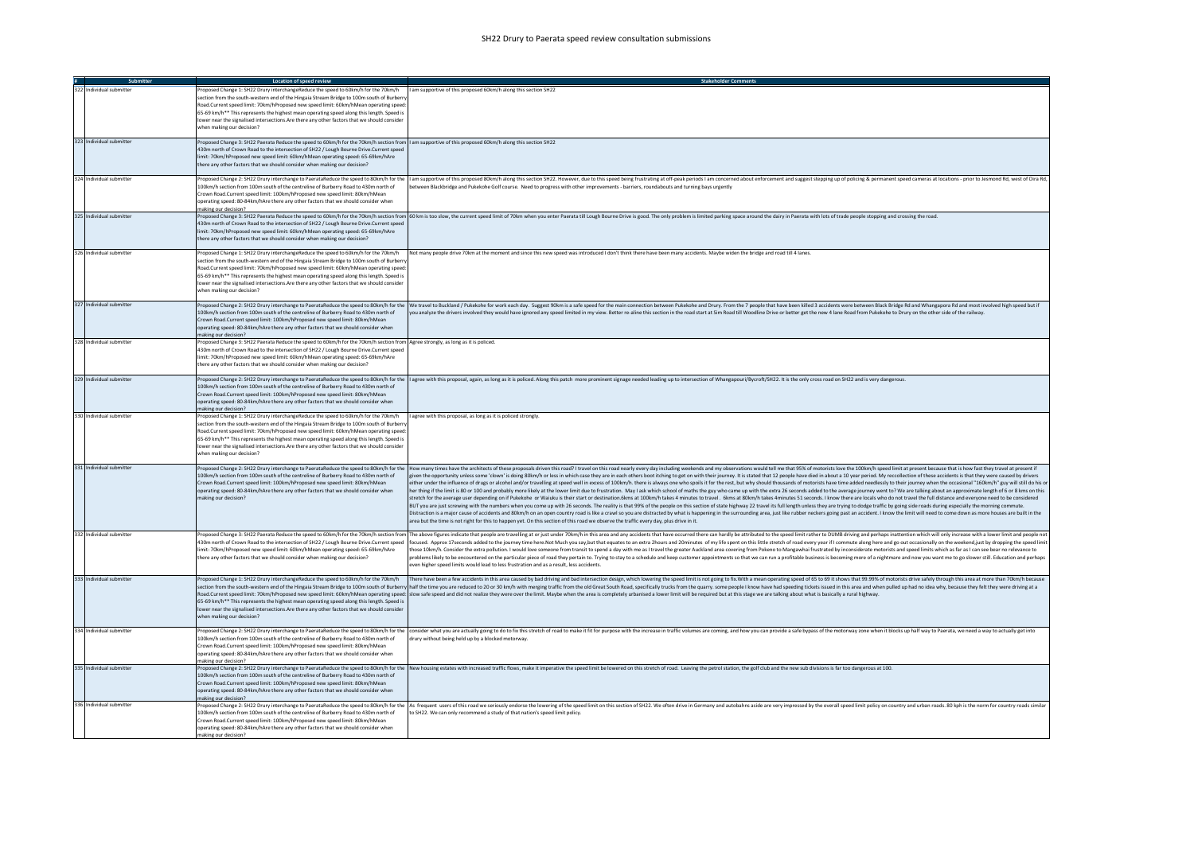# SH22 Drury to Paerata speed review consultation submissions

| # | Submitter | Location of speed review | Stakeholder Comments |
|---|---|---|---|
| 322 | Individual submitter | Proposed Change 1: SH22 Drury interchangeReduce the speed to 60km/h for the 70km/h section from the south-western end of the Hingaia Stream Bridge to 100m south of Burberry Road.Current speed limit: 70km/hProposed new speed limit: 60km/hMean operating speed: 65-69 km/h** This represents the highest mean operating speed along this length. Speed is lower near the signalised intersections.Are there any other factors that we should consider when making our decision? | I am supportive of this proposed 60km/h along this section SH22 |
| 323 | Individual submitter | Proposed Change 3: SH22 Paerata Reduce the speed to 60km/h for the 70km/h section from 430m north of Crown Road to the intersection of SH22 / Lough Bourne Drive.Current speed limit: 70km/hProposed new speed limit: 60km/hMean operating speed: 65-69km/hAre there any other factors that we should consider when making our decision? | I am supportive of this proposed 60km/h along this section SH22 |
| 324 | Individual submitter | Proposed Change 2: SH22 Drury interchange to PaerataReduce the speed to 80km/h for the 100km/h section from 100m south of the centreline of Burberry Road to 430m north of Crown Road.Current speed limit: 100km/hProposed new speed limit: 80km/hMean operating speed: 80-84km/hAre there any other factors that we should consider when making our decision? | I am supportive of this proposed 80km/h along this section SH22. However, due to this speed being frustrating at off-peak periods I am concerned about enforcement and suggest stepping up of policing & permanent speed cameras at locations - prior to Jesmond Rd, west of Oira Rd, between Blackbridge and Pukekohe Golf course. Need to progress with other improvements - barriers, roundabouts and turning bays urgently |
| 325 | Individual submitter | Proposed Change 3: SH22 Paerata Reduce the speed to 60km/h for the 70km/h section from 430m north of Crown Road to the intersection of SH22 / Lough Bourne Drive.Current speed limit: 70km/hProposed new speed limit: 60km/hMean operating speed: 65-69km/hAre there any other factors that we should consider when making our decision? | 60 km is too slow, the current speed limit of 70km when you enter Paerata till Lough Bourne Drive is good. The only problem is limited parking space around the dairy in Paerata with lots of trade people stopping and crossing the road. |
| 326 | Individual submitter | Proposed Change 1: SH22 Drury interchangeReduce the speed to 60km/h for the 70km/h section from the south-western end of the Hingaia Stream Bridge to 100m south of Burberry Road.Current speed limit: 70km/hProposed new speed limit: 60km/hMean operating speed: 65-69 km/h** This represents the highest mean operating speed along this length. Speed is lower near the signalised intersections.Are there any other factors that we should consider when making our decision? | Not many people drive 70km at the moment and since this new speed was introduced I don't think there have been many accidents. Maybe widen the bridge and road till 4 lanes. |
| 327 | Individual submitter | Proposed Change 2: SH22 Drury interchange to PaerataReduce the speed to 80km/h for the 100km/h section from 100m south of the centreline of Burberry Road to 430m north of Crown Road.Current speed limit: 100km/hProposed new speed limit: 80km/hMean operating speed: 80-84km/hAre there any other factors that we should consider when making our decision? | We travel to Buckland / Pukekohe for work each day. Suggest 90km is a safe speed for the main connection between Pukekohe and Drury. From the 7 people that have been killed 3 accidents were between Black Bridge Rd and Whangapora Rd and most involved high speed but if you analyze the drivers involved they would have ignored any speed limited in my view. Better re-aline this section in the road start at Sim Road till Woodline Drive or better get the new 4 lane Road from Pukekohe to Drury on the other side of the railway. |
| 328 | Individual submitter | Proposed Change 3: SH22 Paerata Reduce the speed to 60km/h for the 70km/h section from 430m north of Crown Road to the intersection of SH22 / Lough Bourne Drive.Current speed limit: 70km/hProposed new speed limit: 60km/hMean operating speed: 65-69km/hAre there any other factors that we should consider when making our decision? | Agree strongly, as long as it is policed. |
| 329 | Individual submitter | Proposed Change 2: SH22 Drury interchange to PaerataReduce the speed to 80km/h for the 100km/h section from 100m south of the centreline of Burberry Road to 430m north of Crown Road.Current speed limit: 100km/hProposed new speed limit: 80km/hMean operating speed: 80-84km/hAre there any other factors that we should consider when making our decision? | I agree with this proposal, again, as long as it is policed. Along this patch more prominent signage needed leading up to intersection of Whangapouri/Bycroft/SH22. It is the only cross road on SH22 and is very dangerous. |
| 330 | Individual submitter | Proposed Change 1: SH22 Drury interchangeReduce the speed to 60km/h for the 70km/h section from the south-western end of the Hingaia Stream Bridge to 100m south of Burberry Road.Current speed limit: 70km/hProposed new speed limit: 60km/hMean operating speed: 65-69 km/h** This represents the highest mean operating speed along this length. Speed is lower near the signalised intersections.Are there any other factors that we should consider when making our decision? | I agree with this proposal, as long as it is policed strongly. |
| 331 | Individual submitter | Proposed Change 2: SH22 Drury interchange to PaerataReduce the speed to 80km/h for the 100km/h section from 100m south of the centreline of Burberry Road to 430m north of Crown Road.Current speed limit: 100km/hProposed new speed limit: 80km/hMean operating speed: 80-84km/hAre there any other factors that we should consider when making our decision? | How many times have the architects of these proposals driven this road? I travel on this road nearly every day including weekends and my observations would tell me that 95% of motorists love the 100km/h speed limit at present because that is how fast they travel at present if given the opportunity unless some 'clown' is doing 80km/h or less in which case they are in each others boot itching to get on with their journey. It is stated that 12 people have died in about a 10 year period. My recollection of these accidents is that they were caused by drivers either under the influence of drugs or alcohol and/or travelling at speed well in excess of 100km/h. there is always one who spoils it for the rest, but why should thousands of motorists have time added needlessly to their journey when the occasional "160km/h" guy will still do his or her thing if the limit is 80 or 100 and probably more likely at the lower limit due to frustration. May I ask which school of maths the guy who came up with the extra 26 seconds added to the average journey went to? We are talking about an approximate length of 6 or 8 kms on this stretch for the average user depending on if Pukekohe or Waiuku is their start or destination.6kms at 100km/h takes 4 minutes to travel . 6kms at 80km/h takes 4minutes 51 seconds. I know there are locals who do not travel the full distance and everyone need to be considered BUT you are just screwing with the numbers when you come up with 26 seconds. The reality is that 99% of the people on this section of state highway 22 travel its full length unless they are trying to dodge traffic by going side roads during especially the morning commute. Distraction is a major cause of accidents and 80km/h on an open country road is like a crawl so you are distracted by what is happening in the surrounding area, just like rubber neckers going past an accident. I know the limit will need to come down as more houses are built in the area but the time is not right for this to happen yet. On this section of this road we observe the traffic every day, plus drive in it. |
| 332 | Individual submitter | Proposed Change 3: SH22 Paerata Reduce the speed to 60km/h for the 70km/h section from 430m north of Crown Road to the intersection of SH22 / Lough Bourne Drive.Current speed limit: 70km/hProposed new speed limit: 60km/hMean operating speed: 65-69km/hAre there any other factors that we should consider when making our decision? | The above figures indicate that people are travelling at or just under 70km/h in this area and any accidents that have occurred there can hardly be attributed to the speed limit rather to DUMB driving and perhaps inattention which will only increase with a lower limit and people not focused. Approx 17seconds added to the journey time here.Not Much you say,but that equates to an extra 2hours and 20minutes of my life spent on this little stretch of road every year if I commute along here and go out occasionally on the weekend,just by dropping the speed limit those 10km/h. Consider the extra pollution. I would love someone from transit to spend a day with me as I travel the greater Auckland area covering from Pokeno to Mangawhai frustrated by inconsiderate motorists and speed limits which as far as I can see bear no relevance to problems likely to be encountered on the particular piece of road they pertain to. Trying to stay to a schedule and keep customer appointments so that we can run a profitable business is becoming more of a nightmare and now you want me to go slower still. Education and perhaps even higher speed limits would lead to less frustration and as a result, less accidents. |
| 333 | Individual submitter | Proposed Change 1: SH22 Drury interchangeReduce the speed to 60km/h for the 70km/h section from the south-western end of the Hingaia Stream Bridge to 100m south of Burberry Road.Current speed limit: 70km/hProposed new speed limit: 60km/hMean operating speed: 65-69 km/h** This represents the highest mean operating speed along this length. Speed is lower near the signalised intersections.Are there any other factors that we should consider when making our decision? | There have been a few accidents in this area caused by bad driving and bad intersection design, which lowering the speed limit is not going to fix.With a mean operating speed of 65 to 69 it shows that 99.99% of motorists drive safely through this area at more than 70km/h because half the time you are reduced to 20 or 30 km/h with merging traffic from the old Great South Road, specifically trucks from the quarry. some people I know have had speeding tickets issued in this area and when pulled up had no idea why, because they felt they were driving at a slow safe speed and did not realize they were over the limit. Maybe when the area is completely urbanised a lower limit will be required but at this stage we are talking about what is basically a rural highway. |
| 334 | Individual submitter | Proposed Change 2: SH22 Drury interchange to PaerataReduce the speed to 80km/h for the 100km/h section from 100m south of the centreline of Burberry Road to 430m north of Crown Road.Current speed limit: 100km/hProposed new speed limit: 80km/hMean operating speed: 80-84km/hAre there any other factors that we should consider when making our decision? | consider what you are actually going to do to fix this stretch of road to make it fit for purpose with the increase in traffic volumes are coming, and how you can provide a safe bypass of the motorway zone when it blocks up half way to Paerata, we need a way to actually get into drury without being held up by a blocked motorway. |
| 335 | Individual submitter | Proposed Change 2: SH22 Drury interchange to PaerataReduce the speed to 80km/h for the 100km/h section from 100m south of the centreline of Burberry Road to 430m north of Crown Road.Current speed limit: 100km/hProposed new speed limit: 80km/hMean operating speed: 80-84km/hAre there any other factors that we should consider when making our decision? | New housing estates with increased traffic flows, make it imperative the speed limit be lowered on this stretch of road. Leaving the petrol station, the golf club and the new sub divisions is far too dangerous at 100. |
| 336 | Individual submitter | Proposed Change 2: SH22 Drury interchange to PaerataReduce the speed to 80km/h for the 100km/h section from 100m south of the centreline of Burberry Road to 430m north of Crown Road.Current speed limit: 100km/hProposed new speed limit: 80km/hMean operating speed: 80-84km/hAre there any other factors that we should consider when making our decision? | As frequent users of this road we seriously endorse the lowering of the speed limit on this section of SH22. We often drive in Germany and autobahns aside are very impressed by the overall speed limit policy on country and urban roads. 80 kph is the norm for country roads similar to SH22. We can only recommend a study of that nation's speed limit policy. |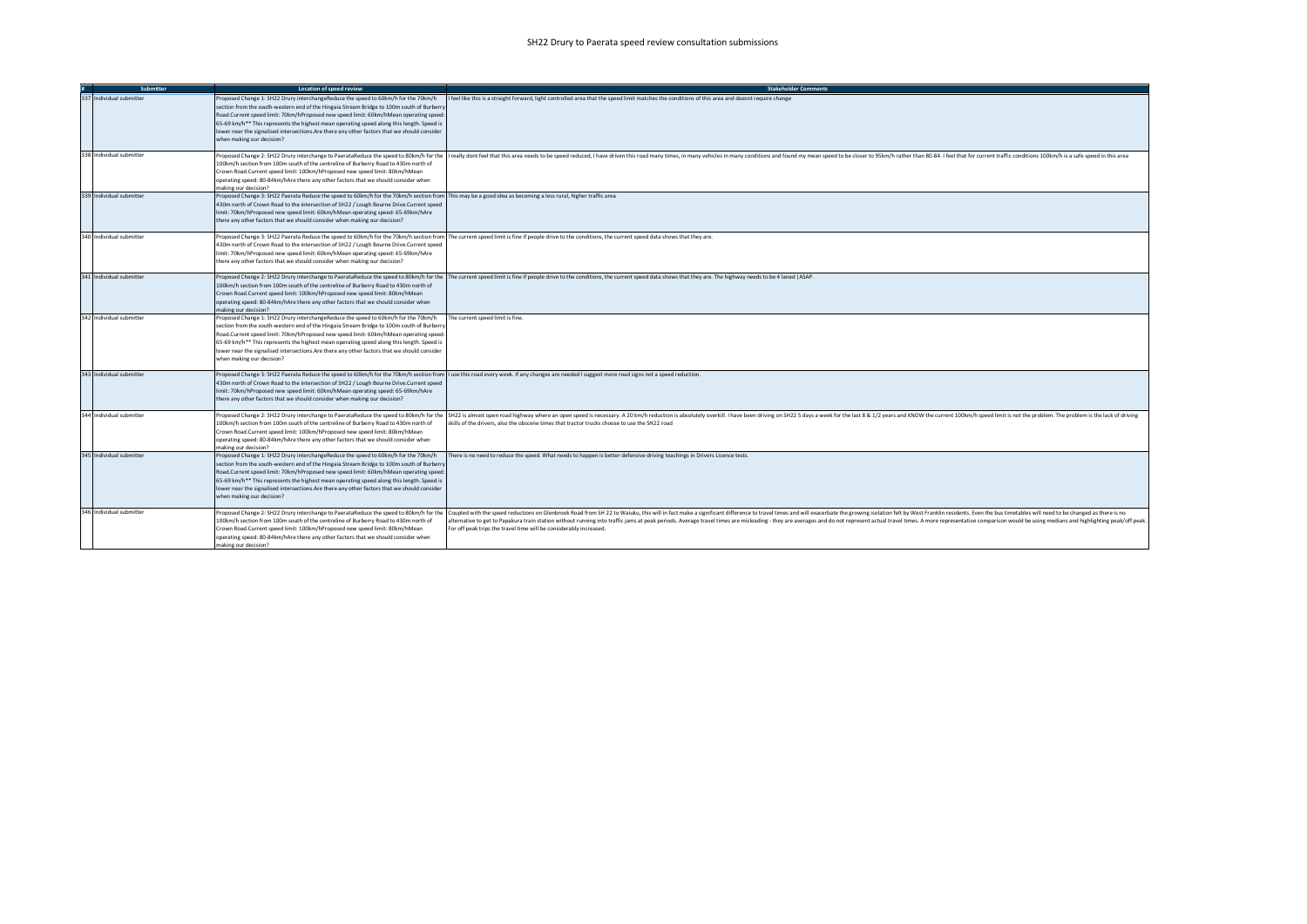# SH22 Drury to Paerata speed review consultation submissions

| # | Submitter | Location of speed review | Stakeholder Comments |
|---|---|---|---|
| 337 | Individual submitter | Proposed Change 1: SH22 Drury interchangeReduce the speed to 60km/h for the 70km/h section from the south-western end of the Hingaia Stream Bridge to 100m south of Burberry Road.Current speed limit: 70km/hProposed new speed limit: 60km/hMean operating speed: 65-69 km/h** This represents the highest mean operating speed along this length. Speed is lower near the signalised intersections.Are there any other factors that we should consider when making our decision? | I feel like this is a straight forward, light controlled area that the speed limit matches the conditions of this area and doesnt require change |
| 338 | Individual submitter | Proposed Change 2: SH22 Drury interchange to PaerataReduce the speed to 80km/h for the 100km/h section from 100m south of the centreline of Burberry Road to 430m north of Crown Road.Current speed limit: 100km/hProposed new speed limit: 80km/hMean operating speed: 80-84km/hAre there any other factors that we should consider when making our decision? | I really dont feel that this area needs to be speed reduced, I have driven this road many times, in many vehicles in many conditions and found my mean speed to be closer to 95km/h rather than 80-84. I feel that for current traffic conditions 100km/h is a safe speed in this area |
| 339 | Individual submitter | Proposed Change 3: SH22 Paerata Reduce the speed to 60km/h for the 70km/h section from 430m north of Crown Road to the intersection of SH22 / Lough Bourne Drive.Current speed limit: 70km/hProposed new speed limit: 60km/hMean operating speed: 65-69km/hAre there any other factors that we should consider when making our decision? | This may be a good idea as becoming a less rural, higher traffic area |
| 340 | Individual submitter | Proposed Change 3: SH22 Paerata Reduce the speed to 60km/h for the 70km/h section from 430m north of Crown Road to the intersection of SH22 / Lough Bourne Drive.Current speed limit: 70km/hProposed new speed limit: 60km/hMean operating speed: 65-69km/hAre there any other factors that we should consider when making our decision? | The current speed limit is fine if people drive to the conditions, the current speed data shows that they are. |
| 341 | Individual submitter | Proposed Change 2: SH22 Drury interchange to PaerataReduce the speed to 80km/h for the 100km/h section from 100m south of the centreline of Burberry Road to 430m north of Crown Road.Current speed limit: 100km/hProposed new speed limit: 80km/hMean operating speed: 80-84km/hAre there any other factors that we should consider when making our decision? | The current speed limit is fine if people drive to the conditions, the current speed data shows that they are. The highway needs to be 4 laned \|ASAP. |
| 342 | Individual submitter | Proposed Change 1: SH22 Drury interchangeReduce the speed to 60km/h for the 70km/h section from the south-western end of the Hingaia Stream Bridge to 100m south of Burberry Road.Current speed limit: 70km/hProposed new speed limit: 60km/hMean operating speed: 65-69 km/h** This represents the highest mean operating speed along this length. Speed is lower near the signalised intersections.Are there any other factors that we should consider when making our decision? | The current speed limit is fine. |
| 343 | Individual submitter | Proposed Change 3: SH22 Paerata Reduce the speed to 60km/h for the 70km/h section from 430m north of Crown Road to the intersection of SH22 / Lough Bourne Drive.Current speed limit: 70km/hProposed new speed limit: 60km/hMean operating speed: 65-69km/hAre there any other factors that we should consider when making our decision? | I use this road every week. If any changes are needed I suggest more road signs not a speed reduction. |
| 344 | Individual submitter | Proposed Change 2: SH22 Drury interchange to PaerataReduce the speed to 80km/h for the 100km/h section from 100m south of the centreline of Burberry Road to 430m north of Crown Road.Current speed limit: 100km/hProposed new speed limit: 80km/hMean operating speed: 80-84km/hAre there any other factors that we should consider when making our decision? | SH22 is almost open road highway where an open speed is necessary. A 20 km/h reduction is absolutely overkill. I have been driving on SH22 5 days a week for the last 8 & 1/2 years and KNOW the current 100km/h speed limit is not the problem. The problem is the lack of driving skills of the drivers, also the obscene times that tractor trucks choose to use the SH22 road |
| 345 | Individual submitter | Proposed Change 1: SH22 Drury interchangeReduce the speed to 60km/h for the 70km/h section from the south-western end of the Hingaia Stream Bridge to 100m south of Burberry Road.Current speed limit: 70km/hProposed new speed limit: 60km/hMean operating speed: 65-69 km/h** This represents the highest mean operating speed along this length. Speed is lower near the signalised intersections.Are there any other factors that we should consider when making our decision? | There is no need to reduce the speed. What needs to happen is better defensive driving teachings in Drivers Licence tests. |
| 346 | Individual submitter | Proposed Change 2: SH22 Drury interchange to PaerataReduce the speed to 80km/h for the 100km/h section from 100m south of the centreline of Burberry Road to 430m north of Crown Road.Current speed limit: 100km/hProposed new speed limit: 80km/hMean operating speed: 80-84km/hAre there any other factors that we should consider when making our decision? | Coupled with the speed reductions on Glenbrook Road from SH 22 to Waiuku, this will in fact make a significant difference to travel times and will exacerbate the growing isolation felt by West Franklin residents. Even the bus timetables will need to be changed as there is no alternative to get to Papakura train station without running into traffic jams at peak periods. Average travel times are misleading - they are averages and do not represent actual travel times. A more representative comparison would be using medians and highlighting peak/off peak. For off peak trips the travel time will be considerably increased. |